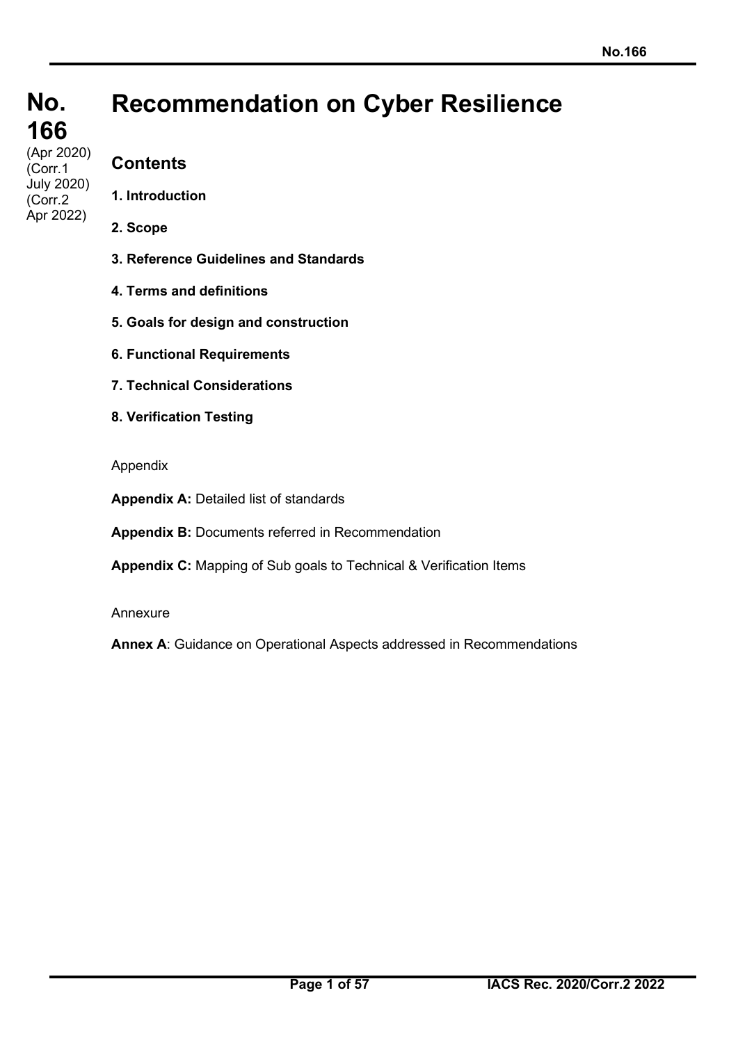# No. 166

(Apr 2020)
(Corr.1 July 2020)
(Corr.2 Apr 2022)

# Recommendation on Cyber Resilience

## Contents

**1. Introduction**

**2. Scope**

**3. Reference Guidelines and Standards**

**4. Terms and definitions**

**5. Goals for design and construction**

**6. Functional Requirements**

**7. Technical Considerations**

**8. Verification Testing**

Appendix

**Appendix A:** Detailed list of standards

**Appendix B:** Documents referred in Recommendation

**Appendix C:** Mapping of Sub goals to Technical & Verification Items

Annexure

**Annex A**: Guidance on Operational Aspects addressed in Recommendations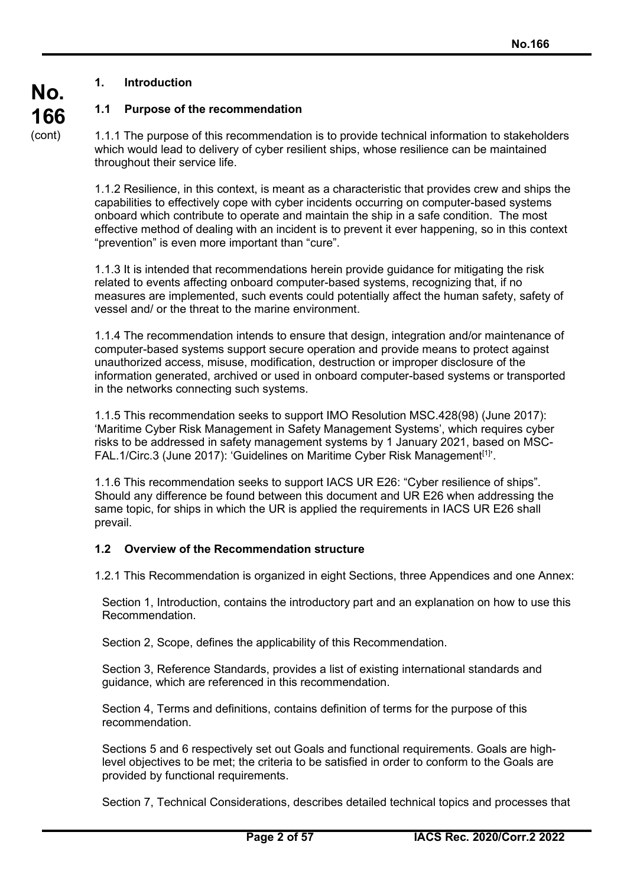## 1. Introduction

### 1.1 Purpose of the recommendation

1.1.1 The purpose of this recommendation is to provide technical information to stakeholders which would lead to delivery of cyber resilient ships, whose resilience can be maintained throughout their service life.

1.1.2 Resilience, in this context, is meant as a characteristic that provides crew and ships the capabilities to effectively cope with cyber incidents occurring on computer-based systems onboard which contribute to operate and maintain the ship in a safe condition. The most effective method of dealing with an incident is to prevent it ever happening, so in this context "prevention" is even more important than "cure".

1.1.3 It is intended that recommendations herein provide guidance for mitigating the risk related to events affecting onboard computer-based systems, recognizing that, if no measures are implemented, such events could potentially affect the human safety, safety of vessel and/ or the threat to the marine environment.

1.1.4 The recommendation intends to ensure that design, integration and/or maintenance of computer-based systems support secure operation and provide means to protect against unauthorized access, misuse, modification, destruction or improper disclosure of the information generated, archived or used in onboard computer-based systems or transported in the networks connecting such systems.

1.1.5 This recommendation seeks to support IMO Resolution MSC.428(98) (June 2017): 'Maritime Cyber Risk Management in Safety Management Systems', which requires cyber risks to be addressed in safety management systems by 1 January 2021, based on MSC-FAL.1/Circ.3 (June 2017): 'Guidelines on Maritime Cyber Risk Management[1]'.

1.1.6 This recommendation seeks to support IACS UR E26: "Cyber resilience of ships". Should any difference be found between this document and UR E26 when addressing the same topic, for ships in which the UR is applied the requirements in IACS UR E26 shall prevail.

### 1.2 Overview of the Recommendation structure

1.2.1 This Recommendation is organized in eight Sections, three Appendices and one Annex:

Section 1, Introduction, contains the introductory part and an explanation on how to use this Recommendation.

Section 2, Scope, defines the applicability of this Recommendation.

Section 3, Reference Standards, provides a list of existing international standards and guidance, which are referenced in this recommendation.

Section 4, Terms and definitions, contains definition of terms for the purpose of this recommendation.

Sections 5 and 6 respectively set out Goals and functional requirements. Goals are high-level objectives to be met; the criteria to be satisfied in order to conform to the Goals are provided by functional requirements.

Section 7, Technical Considerations, describes detailed technical topics and processes that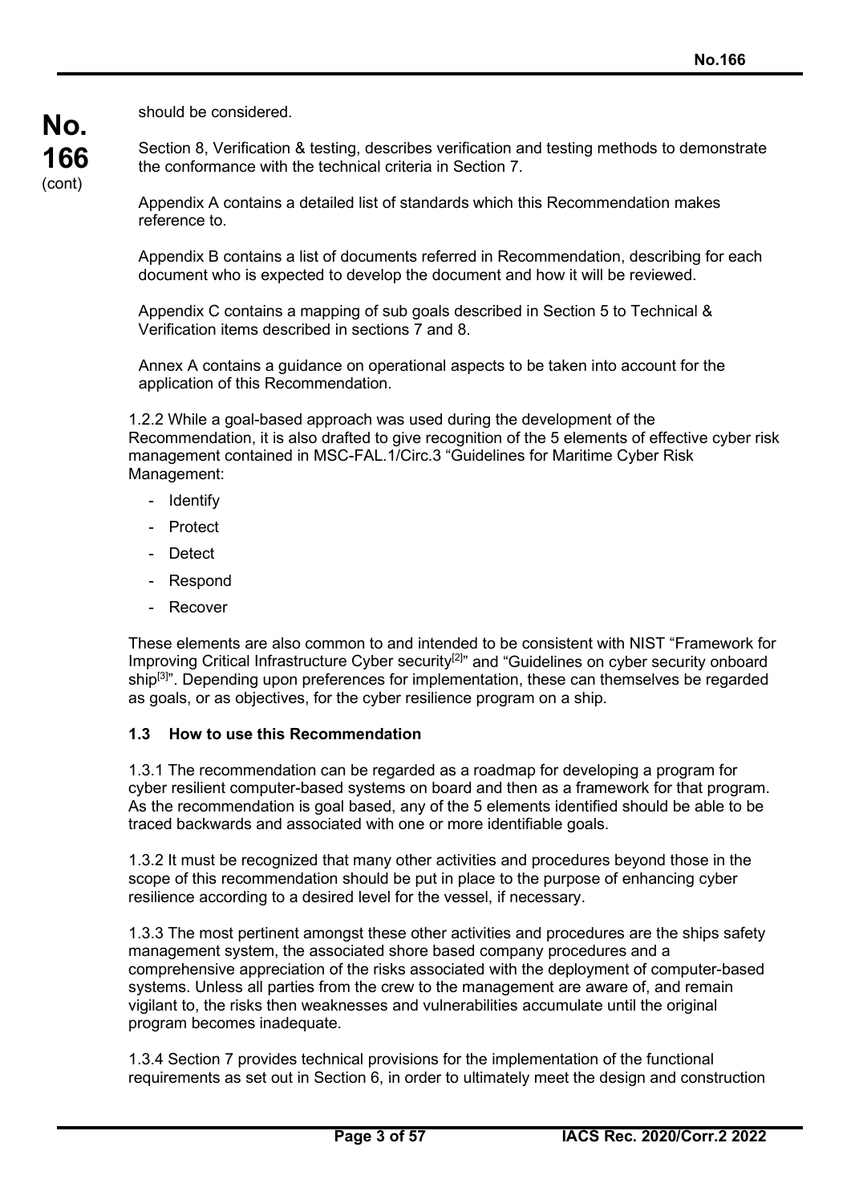should be considered.

Section 8, Verification & testing, describes verification and testing methods to demonstrate the conformance with the technical criteria in Section 7.

Appendix A contains a detailed list of standards which this Recommendation makes reference to.

Appendix B contains a list of documents referred in Recommendation, describing for each document who is expected to develop the document and how it will be reviewed.

Appendix C contains a mapping of sub goals described in Section 5 to Technical & Verification items described in sections 7 and 8.

Annex A contains a guidance on operational aspects to be taken into account for the application of this Recommendation.

1.2.2 While a goal-based approach was used during the development of the Recommendation, it is also drafted to give recognition of the 5 elements of effective cyber risk management contained in MSC-FAL.1/Circ.3 "Guidelines for Maritime Cyber Risk Management:

- Identify
- Protect
- Detect
- Respond
- Recover

These elements are also common to and intended to be consistent with NIST "Framework for Improving Critical Infrastructure Cyber security[2]" and "Guidelines on cyber security onboard ship[3]". Depending upon preferences for implementation, these can themselves be regarded as goals, or as objectives, for the cyber resilience program on a ship.

### 1.3 How to use this Recommendation

1.3.1 The recommendation can be regarded as a roadmap for developing a program for cyber resilient computer-based systems on board and then as a framework for that program. As the recommendation is goal based, any of the 5 elements identified should be able to be traced backwards and associated with one or more identifiable goals.

1.3.2 It must be recognized that many other activities and procedures beyond those in the scope of this recommendation should be put in place to the purpose of enhancing cyber resilience according to a desired level for the vessel, if necessary.

1.3.3 The most pertinent amongst these other activities and procedures are the ships safety management system, the associated shore based company procedures and a comprehensive appreciation of the risks associated with the deployment of computer-based systems. Unless all parties from the crew to the management are aware of, and remain vigilant to, the risks then weaknesses and vulnerabilities accumulate until the original program becomes inadequate.

1.3.4 Section 7 provides technical provisions for the implementation of the functional requirements as set out in Section 6, in order to ultimately meet the design and construction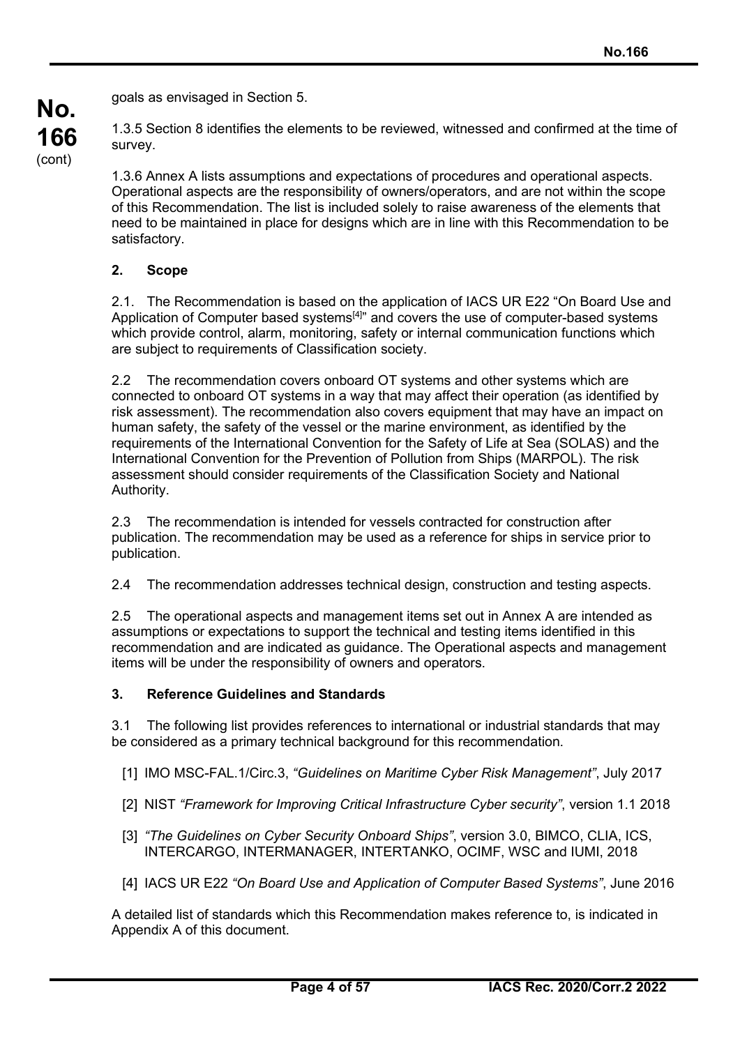goals as envisaged in Section 5.

1.3.5 Section 8 identifies the elements to be reviewed, witnessed and confirmed at the time of survey.

1.3.6 Annex A lists assumptions and expectations of procedures and operational aspects. Operational aspects are the responsibility of owners/operators, and are not within the scope of this Recommendation. The list is included solely to raise awareness of the elements that need to be maintained in place for designs which are in line with this Recommendation to be satisfactory.

## 2. Scope

2.1. The Recommendation is based on the application of IACS UR E22 "On Board Use and Application of Computer based systems[4]" and covers the use of computer-based systems which provide control, alarm, monitoring, safety or internal communication functions which are subject to requirements of Classification society.

2.2 The recommendation covers onboard OT systems and other systems which are connected to onboard OT systems in a way that may affect their operation (as identified by risk assessment). The recommendation also covers equipment that may have an impact on human safety, the safety of the vessel or the marine environment, as identified by the requirements of the International Convention for the Safety of Life at Sea (SOLAS) and the International Convention for the Prevention of Pollution from Ships (MARPOL). The risk assessment should consider requirements of the Classification Society and National Authority.

2.3 The recommendation is intended for vessels contracted for construction after publication. The recommendation may be used as a reference for ships in service prior to publication.

2.4 The recommendation addresses technical design, construction and testing aspects.

2.5 The operational aspects and management items set out in Annex A are intended as assumptions or expectations to support the technical and testing items identified in this recommendation and are indicated as guidance. The Operational aspects and management items will be under the responsibility of owners and operators.

## 3. Reference Guidelines and Standards

3.1 The following list provides references to international or industrial standards that may be considered as a primary technical background for this recommendation.

[1] IMO MSC-FAL.1/Circ.3, *"Guidelines on Maritime Cyber Risk Management"*, July 2017

[2] NIST *"Framework for Improving Critical Infrastructure Cyber security"*, version 1.1 2018

[3] *"The Guidelines on Cyber Security Onboard Ships"*, version 3.0, BIMCO, CLIA, ICS, INTERCARGO, INTERMANAGER, INTERTANKO, OCIMF, WSC and IUMI, 2018

[4] IACS UR E22 *"On Board Use and Application of Computer Based Systems"*, June 2016

A detailed list of standards which this Recommendation makes reference to, is indicated in Appendix A of this document.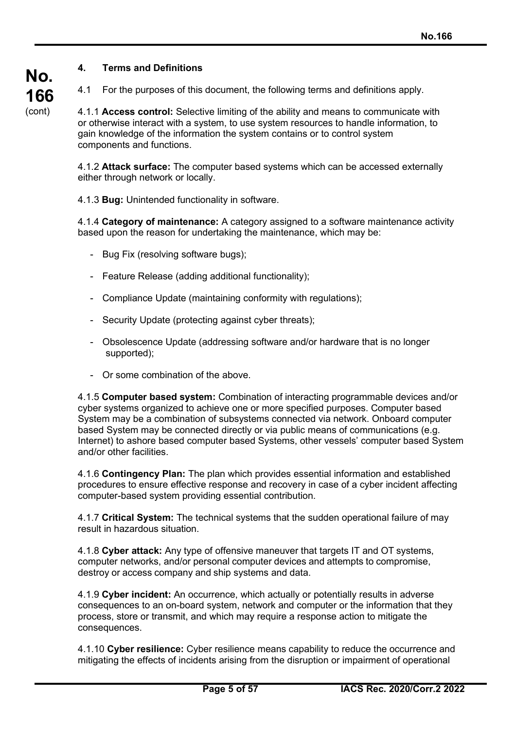## 4. Terms and Definitions

4.1 For the purposes of this document, the following terms and definitions apply.

4.1.1 **Access control:** Selective limiting of the ability and means to communicate with or otherwise interact with a system, to use system resources to handle information, to gain knowledge of the information the system contains or to control system components and functions.

4.1.2 **Attack surface:** The computer based systems which can be accessed externally either through network or locally.

4.1.3 **Bug:** Unintended functionality in software.

4.1.4 **Category of maintenance:** A category assigned to a software maintenance activity based upon the reason for undertaking the maintenance, which may be:

- Bug Fix (resolving software bugs);
- Feature Release (adding additional functionality);
- Compliance Update (maintaining conformity with regulations);
- Security Update (protecting against cyber threats);
- Obsolescence Update (addressing software and/or hardware that is no longer supported);
- Or some combination of the above.

4.1.5 **Computer based system:** Combination of interacting programmable devices and/or cyber systems organized to achieve one or more specified purposes. Computer based System may be a combination of subsystems connected via network. Onboard computer based System may be connected directly or via public means of communications (e.g. Internet) to ashore based computer based Systems, other vessels' computer based System and/or other facilities.

4.1.6 **Contingency Plan:** The plan which provides essential information and established procedures to ensure effective response and recovery in case of a cyber incident affecting computer-based system providing essential contribution.

4.1.7 **Critical System:** The technical systems that the sudden operational failure of may result in hazardous situation.

4.1.8 **Cyber attack:** Any type of offensive maneuver that targets IT and OT systems, computer networks, and/or personal computer devices and attempts to compromise, destroy or access company and ship systems and data.

4.1.9 **Cyber incident:** An occurrence, which actually or potentially results in adverse consequences to an on-board system, network and computer or the information that they process, store or transmit, and which may require a response action to mitigate the consequences.

4.1.10 **Cyber resilience:** Cyber resilience means capability to reduce the occurrence and mitigating the effects of incidents arising from the disruption or impairment of operational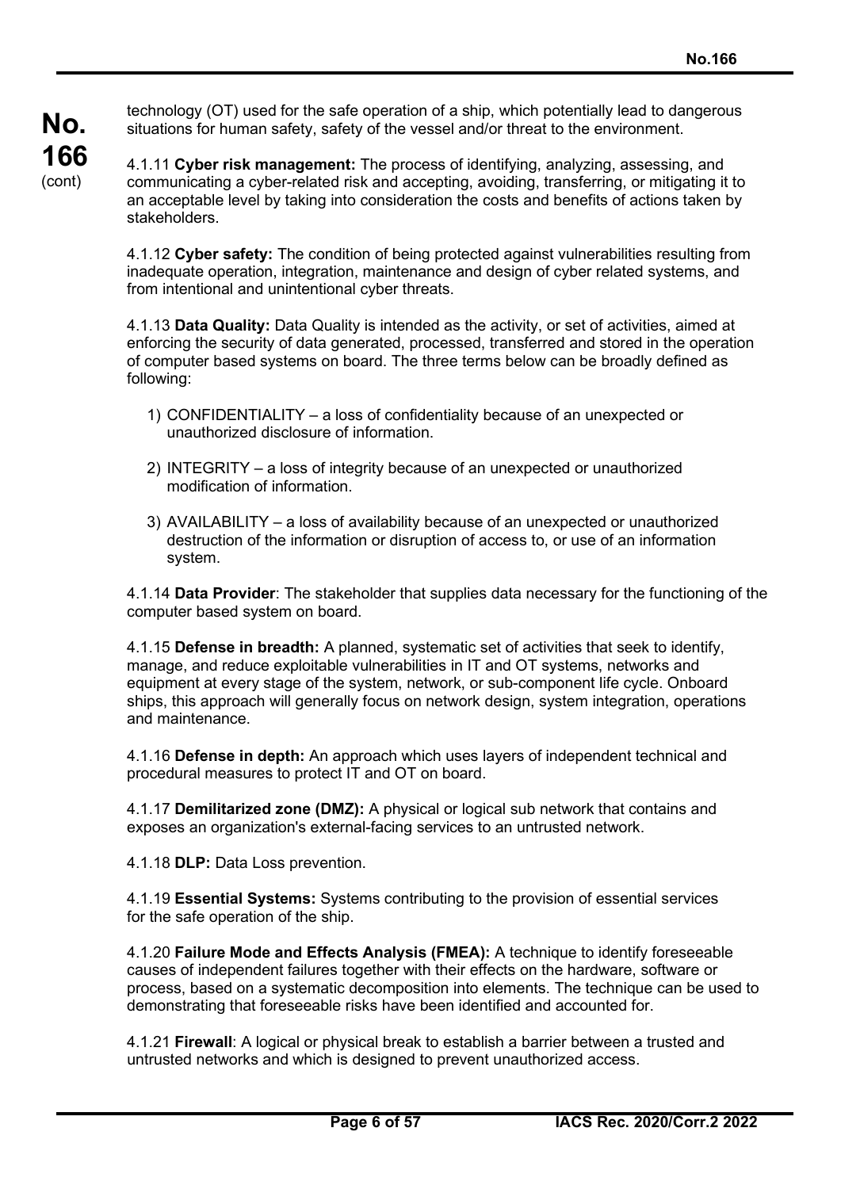technology (OT) used for the safe operation of a ship, which potentially lead to dangerous situations for human safety, safety of the vessel and/or threat to the environment.

4.1.11 **Cyber risk management:** The process of identifying, analyzing, assessing, and communicating a cyber-related risk and accepting, avoiding, transferring, or mitigating it to an acceptable level by taking into consideration the costs and benefits of actions taken by stakeholders.

4.1.12 **Cyber safety:** The condition of being protected against vulnerabilities resulting from inadequate operation, integration, maintenance and design of cyber related systems, and from intentional and unintentional cyber threats.

4.1.13 **Data Quality:** Data Quality is intended as the activity, or set of activities, aimed at enforcing the security of data generated, processed, transferred and stored in the operation of computer based systems on board. The three terms below can be broadly defined as following:

1) CONFIDENTIALITY – a loss of confidentiality because of an unexpected or unauthorized disclosure of information.

2) INTEGRITY – a loss of integrity because of an unexpected or unauthorized modification of information.

3) AVAILABILITY – a loss of availability because of an unexpected or unauthorized destruction of the information or disruption of access to, or use of an information system.

4.1.14 **Data Provider**: The stakeholder that supplies data necessary for the functioning of the computer based system on board.

4.1.15 **Defense in breadth:** A planned, systematic set of activities that seek to identify, manage, and reduce exploitable vulnerabilities in IT and OT systems, networks and equipment at every stage of the system, network, or sub-component life cycle. Onboard ships, this approach will generally focus on network design, system integration, operations and maintenance.

4.1.16 **Defense in depth:** An approach which uses layers of independent technical and procedural measures to protect IT and OT on board.

4.1.17 **Demilitarized zone (DMZ):** A physical or logical sub network that contains and exposes an organization's external-facing services to an untrusted network.

4.1.18 **DLP:** Data Loss prevention.

4.1.19 **Essential Systems:** Systems contributing to the provision of essential services for the safe operation of the ship.

4.1.20 **Failure Mode and Effects Analysis (FMEA):** A technique to identify foreseeable causes of independent failures together with their effects on the hardware, software or process, based on a systematic decomposition into elements. The technique can be used to demonstrating that foreseeable risks have been identified and accounted for.

4.1.21 **Firewall**: A logical or physical break to establish a barrier between a trusted and untrusted networks and which is designed to prevent unauthorized access.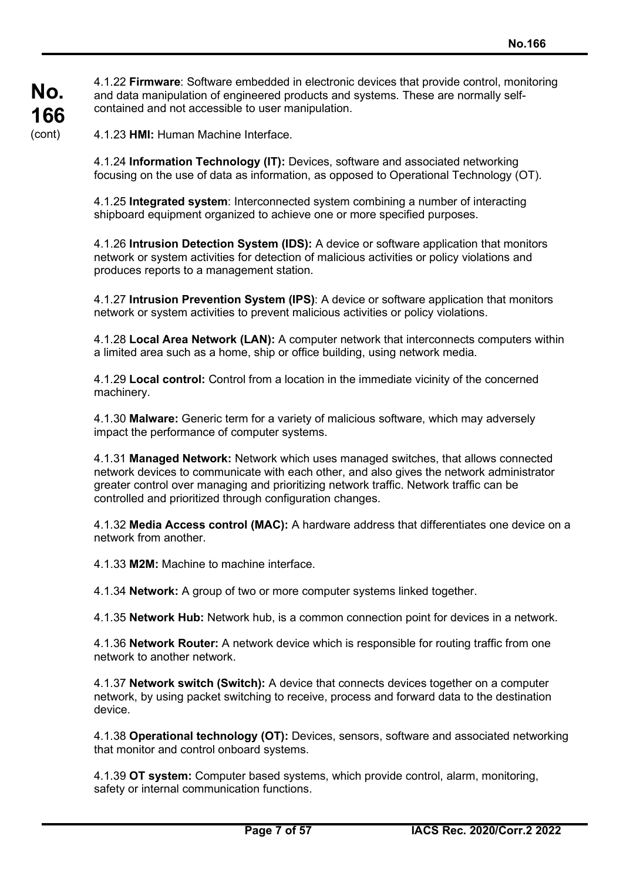4.1.22 **Firmware**: Software embedded in electronic devices that provide control, monitoring and data manipulation of engineered products and systems. These are normally self-contained and not accessible to user manipulation.

4.1.23 **HMI:** Human Machine Interface.

4.1.24 **Information Technology (IT):** Devices, software and associated networking focusing on the use of data as information, as opposed to Operational Technology (OT).

4.1.25 **Integrated system**: Interconnected system combining a number of interacting shipboard equipment organized to achieve one or more specified purposes.

4.1.26 **Intrusion Detection System (IDS):** A device or software application that monitors network or system activities for detection of malicious activities or policy violations and produces reports to a management station.

4.1.27 **Intrusion Prevention System (IPS)**: A device or software application that monitors network or system activities to prevent malicious activities or policy violations.

4.1.28 **Local Area Network (LAN):** A computer network that interconnects computers within a limited area such as a home, ship or office building, using network media.

4.1.29 **Local control:** Control from a location in the immediate vicinity of the concerned machinery.

4.1.30 **Malware:** Generic term for a variety of malicious software, which may adversely impact the performance of computer systems.

4.1.31 **Managed Network:** Network which uses managed switches, that allows connected network devices to communicate with each other, and also gives the network administrator greater control over managing and prioritizing network traffic. Network traffic can be controlled and prioritized through configuration changes.

4.1.32 **Media Access control (MAC):** A hardware address that differentiates one device on a network from another.

4.1.33 **M2M:** Machine to machine interface.

4.1.34 **Network:** A group of two or more computer systems linked together.

4.1.35 **Network Hub:** Network hub, is a common connection point for devices in a network.

4.1.36 **Network Router:** A network device which is responsible for routing traffic from one network to another network.

4.1.37 **Network switch (Switch):** A device that connects devices together on a computer network, by using packet switching to receive, process and forward data to the destination device.

4.1.38 **Operational technology (OT):** Devices, sensors, software and associated networking that monitor and control onboard systems.

4.1.39 **OT system:** Computer based systems, which provide control, alarm, monitoring, safety or internal communication functions.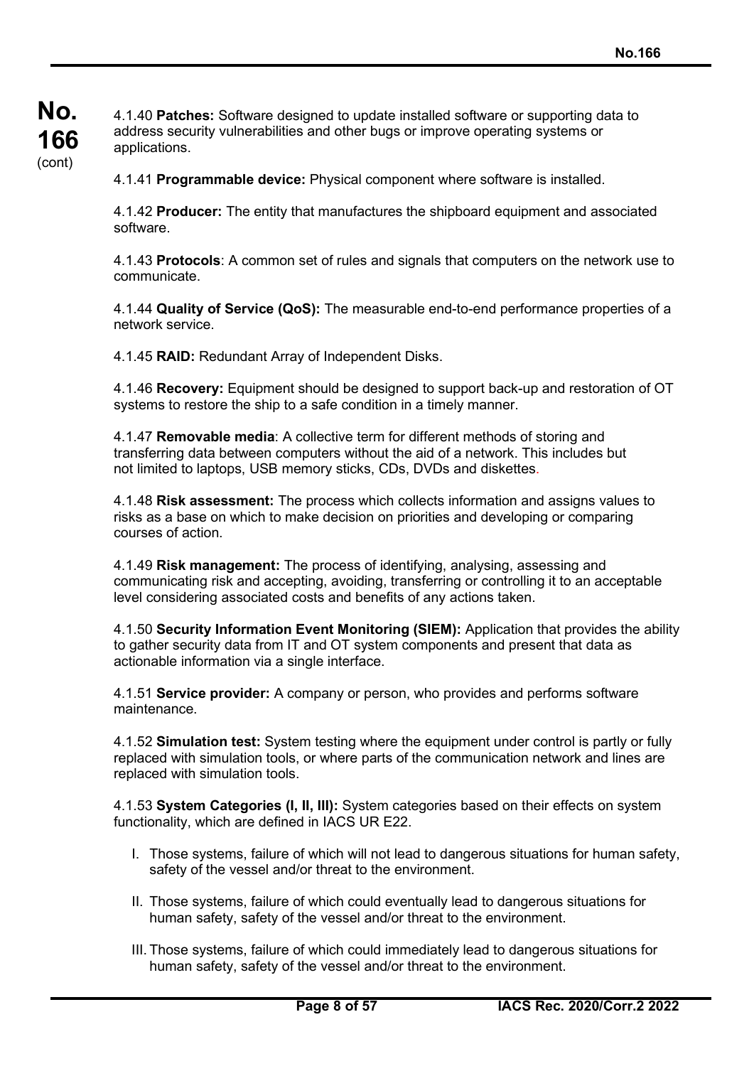4.1.40 **Patches:** Software designed to update installed software or supporting data to address security vulnerabilities and other bugs or improve operating systems or applications.

4.1.41 **Programmable device:** Physical component where software is installed.

4.1.42 **Producer:** The entity that manufactures the shipboard equipment and associated software.

4.1.43 **Protocols**: A common set of rules and signals that computers on the network use to communicate.

4.1.44 **Quality of Service (QoS):** The measurable end-to-end performance properties of a network service.

4.1.45 **RAID:** Redundant Array of Independent Disks.

4.1.46 **Recovery:** Equipment should be designed to support back-up and restoration of OT systems to restore the ship to a safe condition in a timely manner.

4.1.47 **Removable media**: A collective term for different methods of storing and transferring data between computers without the aid of a network. This includes but not limited to laptops, USB memory sticks, CDs, DVDs and diskettes.

4.1.48 **Risk assessment:** The process which collects information and assigns values to risks as a base on which to make decision on priorities and developing or comparing courses of action.

4.1.49 **Risk management:** The process of identifying, analysing, assessing and communicating risk and accepting, avoiding, transferring or controlling it to an acceptable level considering associated costs and benefits of any actions taken.

4.1.50 **Security Information Event Monitoring (SIEM):** Application that provides the ability to gather security data from IT and OT system components and present that data as actionable information via a single interface.

4.1.51 **Service provider:** A company or person, who provides and performs software maintenance.

4.1.52 **Simulation test:** System testing where the equipment under control is partly or fully replaced with simulation tools, or where parts of the communication network and lines are replaced with simulation tools.

4.1.53 **System Categories (I, II, III):** System categories based on their effects on system functionality, which are defined in IACS UR E22.

I. Those systems, failure of which will not lead to dangerous situations for human safety, safety of the vessel and/or threat to the environment.

II. Those systems, failure of which could eventually lead to dangerous situations for human safety, safety of the vessel and/or threat to the environment.

III. Those systems, failure of which could immediately lead to dangerous situations for human safety, safety of the vessel and/or threat to the environment.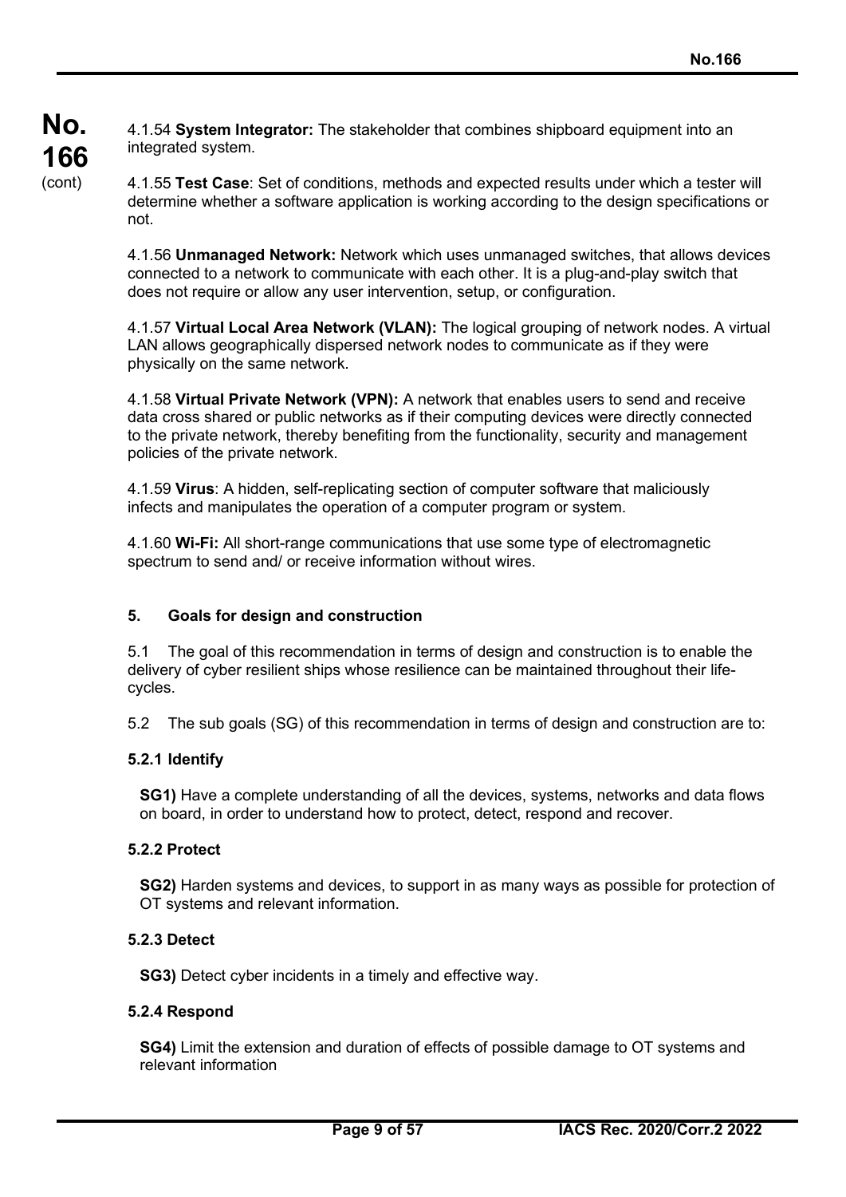4.1.54 **System Integrator:** The stakeholder that combines shipboard equipment into an integrated system.

4.1.55 **Test Case**: Set of conditions, methods and expected results under which a tester will determine whether a software application is working according to the design specifications or not.

4.1.56 **Unmanaged Network:** Network which uses unmanaged switches, that allows devices connected to a network to communicate with each other. It is a plug-and-play switch that does not require or allow any user intervention, setup, or configuration.

4.1.57 **Virtual Local Area Network (VLAN):** The logical grouping of network nodes. A virtual LAN allows geographically dispersed network nodes to communicate as if they were physically on the same network.

4.1.58 **Virtual Private Network (VPN):** A network that enables users to send and receive data cross shared or public networks as if their computing devices were directly connected to the private network, thereby benefiting from the functionality, security and management policies of the private network.

4.1.59 **Virus**: A hidden, self-replicating section of computer software that maliciously infects and manipulates the operation of a computer program or system.

4.1.60 **Wi-Fi:** All short-range communications that use some type of electromagnetic spectrum to send and/ or receive information without wires.

## 5. Goals for design and construction

5.1 The goal of this recommendation in terms of design and construction is to enable the delivery of cyber resilient ships whose resilience can be maintained throughout their life-cycles.

5.2 The sub goals (SG) of this recommendation in terms of design and construction are to:

### 5.2.1 Identify

**SG1)** Have a complete understanding of all the devices, systems, networks and data flows on board, in order to understand how to protect, detect, respond and recover.

### 5.2.2 Protect

**SG2)** Harden systems and devices, to support in as many ways as possible for protection of OT systems and relevant information.

### 5.2.3 Detect

**SG3)** Detect cyber incidents in a timely and effective way.

### 5.2.4 Respond

**SG4)** Limit the extension and duration of effects of possible damage to OT systems and relevant information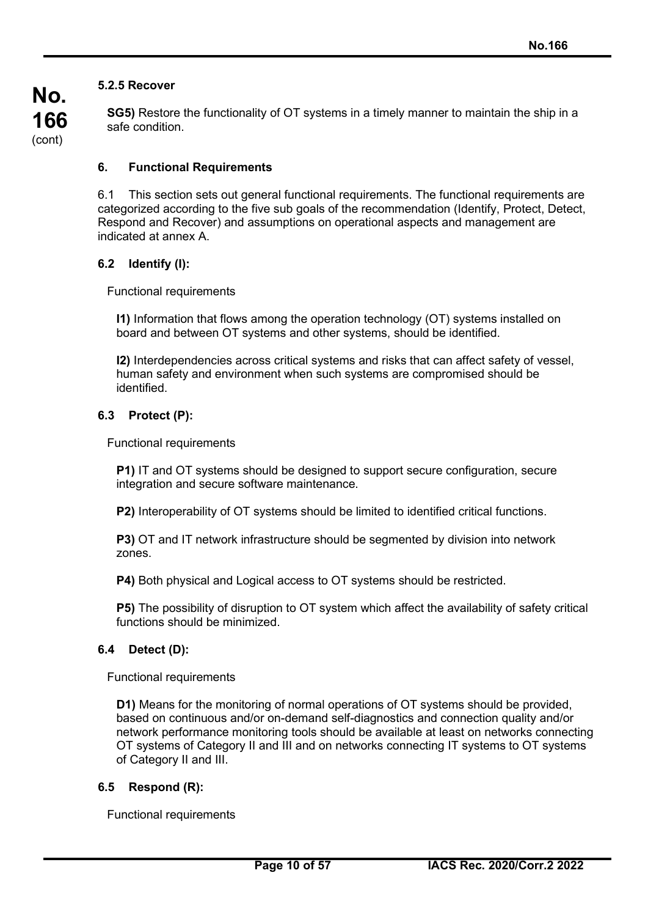#### 5.2.5 Recover

**SG5)** Restore the functionality of OT systems in a timely manner to maintain the ship in a safe condition.

## 6. Functional Requirements

6.1 This section sets out general functional requirements. The functional requirements are categorized according to the five sub goals of the recommendation (Identify, Protect, Detect, Respond and Recover) and assumptions on operational aspects and management are indicated at annex A.

### 6.2 Identify (I):

Functional requirements

**I1)** Information that flows among the operation technology (OT) systems installed on board and between OT systems and other systems, should be identified.

**I2)** Interdependencies across critical systems and risks that can affect safety of vessel, human safety and environment when such systems are compromised should be identified.

### 6.3 Protect (P):

Functional requirements

**P1)** IT and OT systems should be designed to support secure configuration, secure integration and secure software maintenance.

**P2)** Interoperability of OT systems should be limited to identified critical functions.

**P3)** OT and IT network infrastructure should be segmented by division into network zones.

**P4)** Both physical and Logical access to OT systems should be restricted.

**P5)** The possibility of disruption to OT system which affect the availability of safety critical functions should be minimized.

### 6.4 Detect (D):

Functional requirements

**D1)** Means for the monitoring of normal operations of OT systems should be provided, based on continuous and/or on-demand self-diagnostics and connection quality and/or network performance monitoring tools should be available at least on networks connecting OT systems of Category II and III and on networks connecting IT systems to OT systems of Category II and III.

### 6.5 Respond (R):

Functional requirements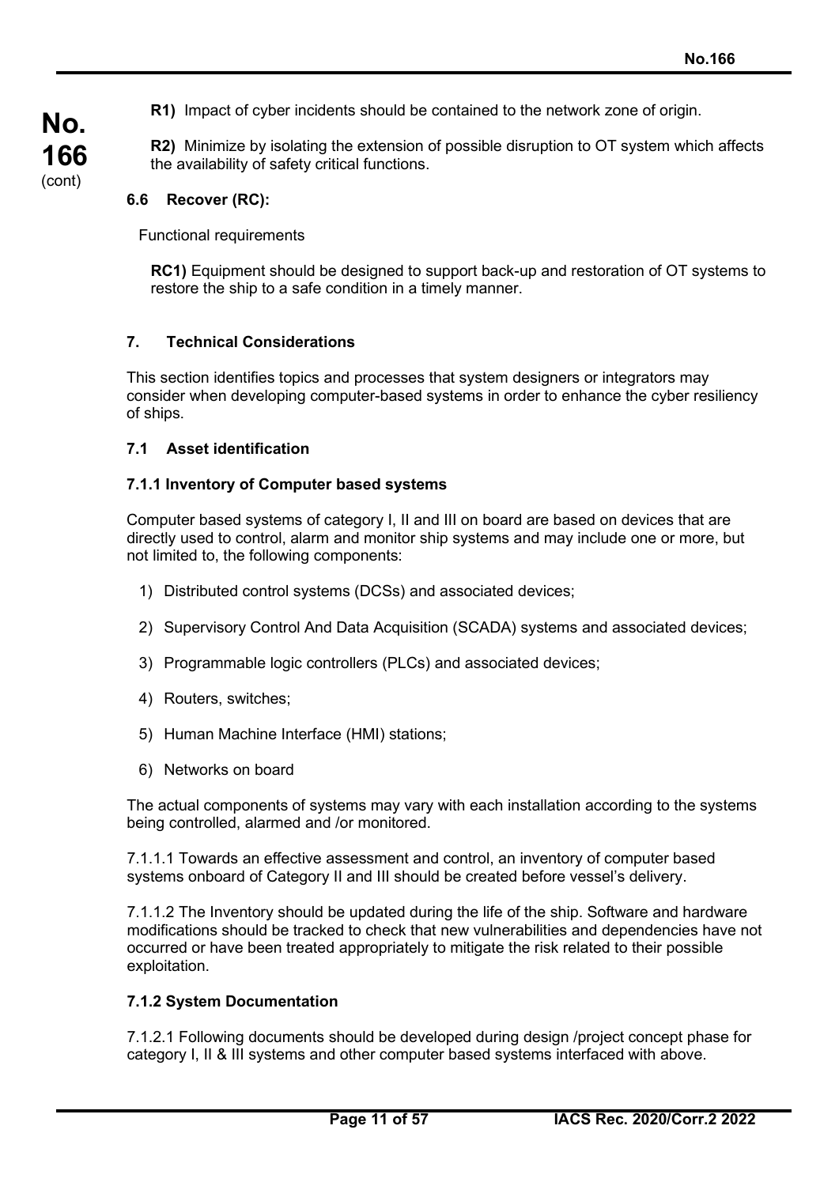**R1)** Impact of cyber incidents should be contained to the network zone of origin.

**R2)** Minimize by isolating the extension of possible disruption to OT system which affects the availability of safety critical functions.

### 6.6 Recover (RC):

Functional requirements

**RC1)** Equipment should be designed to support back-up and restoration of OT systems to restore the ship to a safe condition in a timely manner.

## 7. Technical Considerations

This section identifies topics and processes that system designers or integrators may consider when developing computer-based systems in order to enhance the cyber resiliency of ships.

### 7.1 Asset identification

#### 7.1.1 Inventory of Computer based systems

Computer based systems of category I, II and III on board are based on devices that are directly used to control, alarm and monitor ship systems and may include one or more, but not limited to, the following components:

1) Distributed control systems (DCSs) and associated devices;
2) Supervisory Control And Data Acquisition (SCADA) systems and associated devices;
3) Programmable logic controllers (PLCs) and associated devices;
4) Routers, switches;
5) Human Machine Interface (HMI) stations;
6) Networks on board

The actual components of systems may vary with each installation according to the systems being controlled, alarmed and /or monitored.

7.1.1.1 Towards an effective assessment and control, an inventory of computer based systems onboard of Category II and III should be created before vessel's delivery.

7.1.1.2 The Inventory should be updated during the life of the ship. Software and hardware modifications should be tracked to check that new vulnerabilities and dependencies have not occurred or have been treated appropriately to mitigate the risk related to their possible exploitation.

#### 7.1.2 System Documentation

7.1.2.1 Following documents should be developed during design /project concept phase for category I, II & III systems and other computer based systems interfaced with above.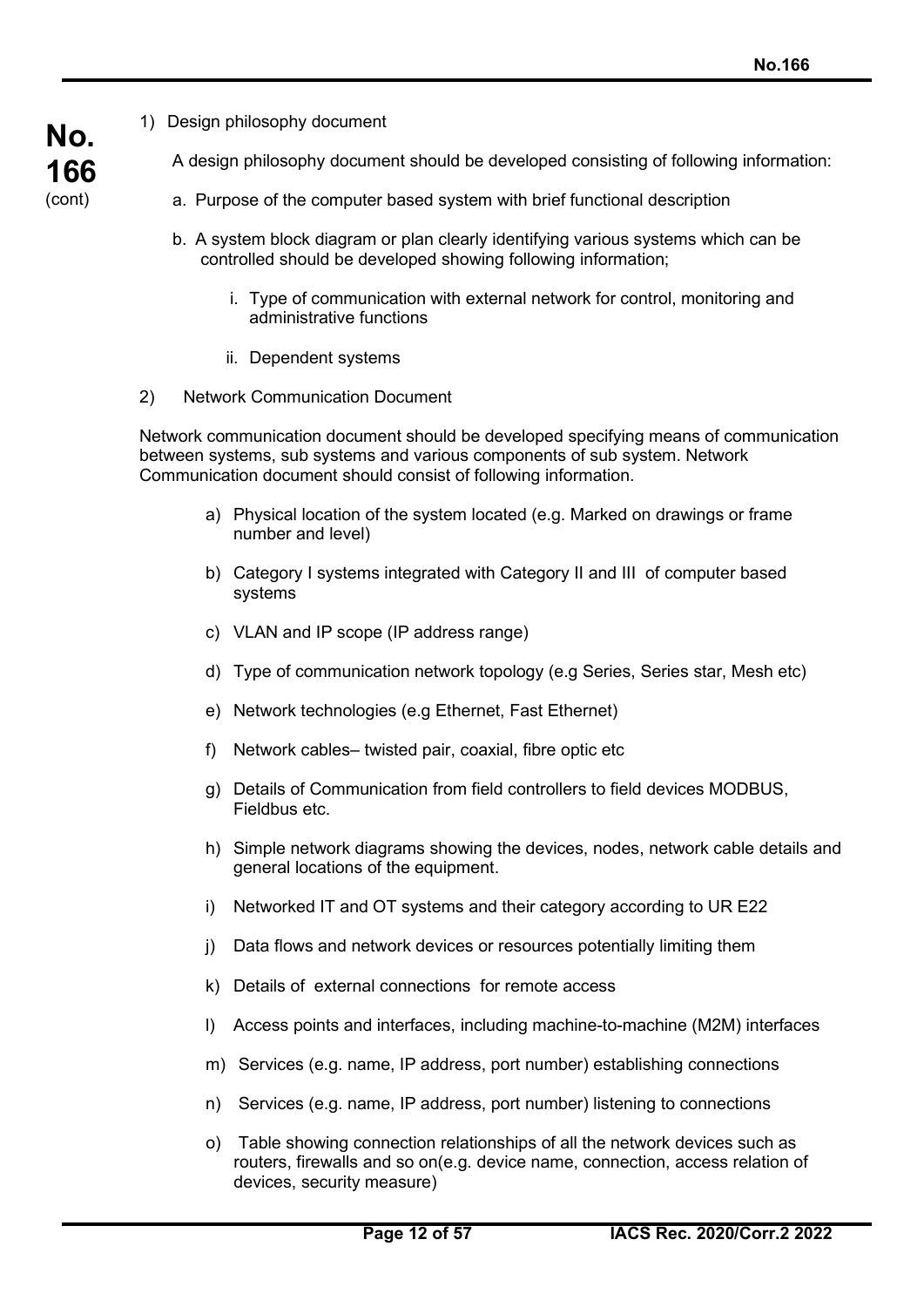1) Design philosophy document

A design philosophy document should be developed consisting of following information:

a. Purpose of the computer based system with brief functional description

b. A system block diagram or plan clearly identifying various systems which can be controlled should be developed showing following information;

   i. Type of communication with external network for control, monitoring and administrative functions

   ii. Dependent systems

2) Network Communication Document

Network communication document should be developed specifying means of communication between systems, sub systems and various components of sub system. Network Communication document should consist of following information.

a) Physical location of the system located (e.g. Marked on drawings or frame number and level)

b) Category I systems integrated with Category II and III of computer based systems

c) VLAN and IP scope (IP address range)

d) Type of communication network topology (e.g Series, Series star, Mesh etc)

e) Network technologies (e.g Ethernet, Fast Ethernet)

f) Network cables– twisted pair, coaxial, fibre optic etc

g) Details of Communication from field controllers to field devices MODBUS, Fieldbus etc.

h) Simple network diagrams showing the devices, nodes, network cable details and general locations of the equipment.

i) Networked IT and OT systems and their category according to UR E22

j) Data flows and network devices or resources potentially limiting them

k) Details of external connections for remote access

l) Access points and interfaces, including machine-to-machine (M2M) interfaces

m) Services (e.g. name, IP address, port number) establishing connections

n) Services (e.g. name, IP address, port number) listening to connections

o) Table showing connection relationships of all the network devices such as routers, firewalls and so on(e.g. device name, connection, access relation of devices, security measure)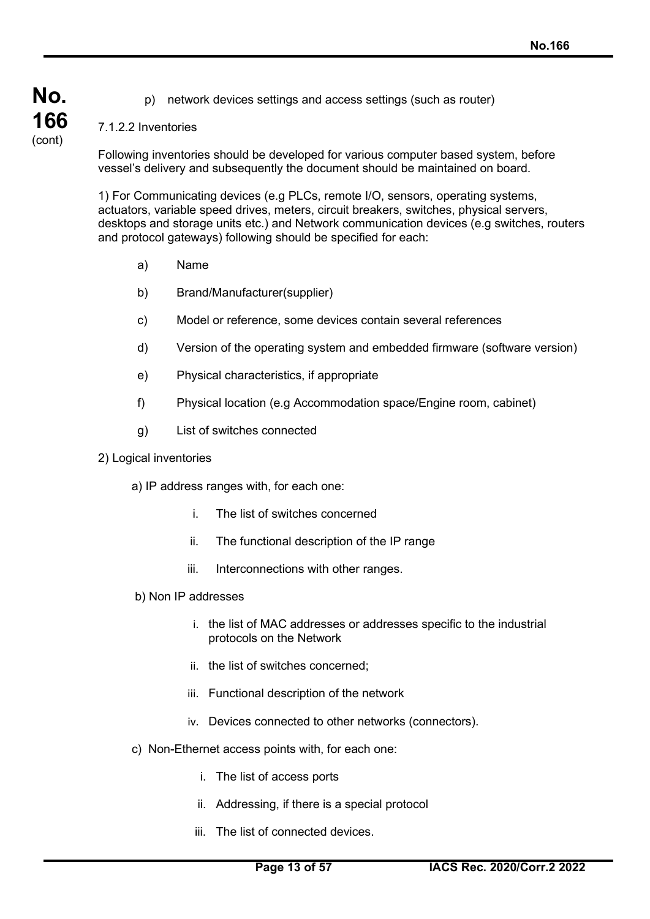p) network devices settings and access settings (such as router)

7.1.2.2 Inventories

Following inventories should be developed for various computer based system, before vessel's delivery and subsequently the document should be maintained on board.

1) For Communicating devices (e.g PLCs, remote I/O, sensors, operating systems, actuators, variable speed drives, meters, circuit breakers, switches, physical servers, desktops and storage units etc.) and Network communication devices (e.g switches, routers and protocol gateways) following should be specified for each:

a) Name

b) Brand/Manufacturer(supplier)

c) Model or reference, some devices contain several references

d) Version of the operating system and embedded firmware (software version)

e) Physical characteristics, if appropriate

f) Physical location (e.g Accommodation space/Engine room, cabinet)

g) List of switches connected

2) Logical inventories

a) IP address ranges with, for each one:

i. The list of switches concerned

ii. The functional description of the IP range

iii. Interconnections with other ranges.

b) Non IP addresses

i. the list of MAC addresses or addresses specific to the industrial protocols on the Network

ii. the list of switches concerned;

iii. Functional description of the network

iv. Devices connected to other networks (connectors).

c) Non-Ethernet access points with, for each one:

i. The list of access ports

ii. Addressing, if there is a special protocol

iii. The list of connected devices.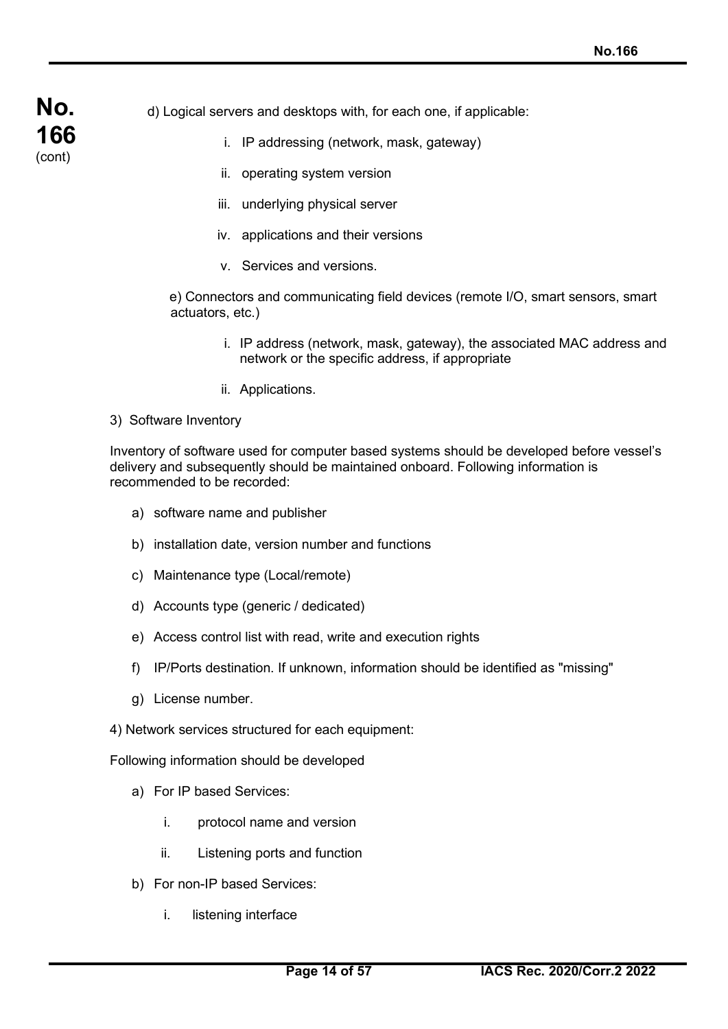d) Logical servers and desktops with, for each one, if applicable:

  i. IP addressing (network, mask, gateway)

  ii. operating system version

  iii. underlying physical server

  iv. applications and their versions

  v. Services and versions.

e) Connectors and communicating field devices (remote I/O, smart sensors, smart actuators, etc.)

  i. IP address (network, mask, gateway), the associated MAC address and network or the specific address, if appropriate

  ii. Applications.

3) Software Inventory

Inventory of software used for computer based systems should be developed before vessel's delivery and subsequently should be maintained onboard. Following information is recommended to be recorded:

a) software name and publisher

b) installation date, version number and functions

c) Maintenance type (Local/remote)

d) Accounts type (generic / dedicated)

e) Access control list with read, write and execution rights

f) IP/Ports destination. If unknown, information should be identified as "missing"

g) License number.

4) Network services structured for each equipment:

Following information should be developed

a) For IP based Services:

  i. protocol name and version

  ii. Listening ports and function

b) For non-IP based Services:

  i. listening interface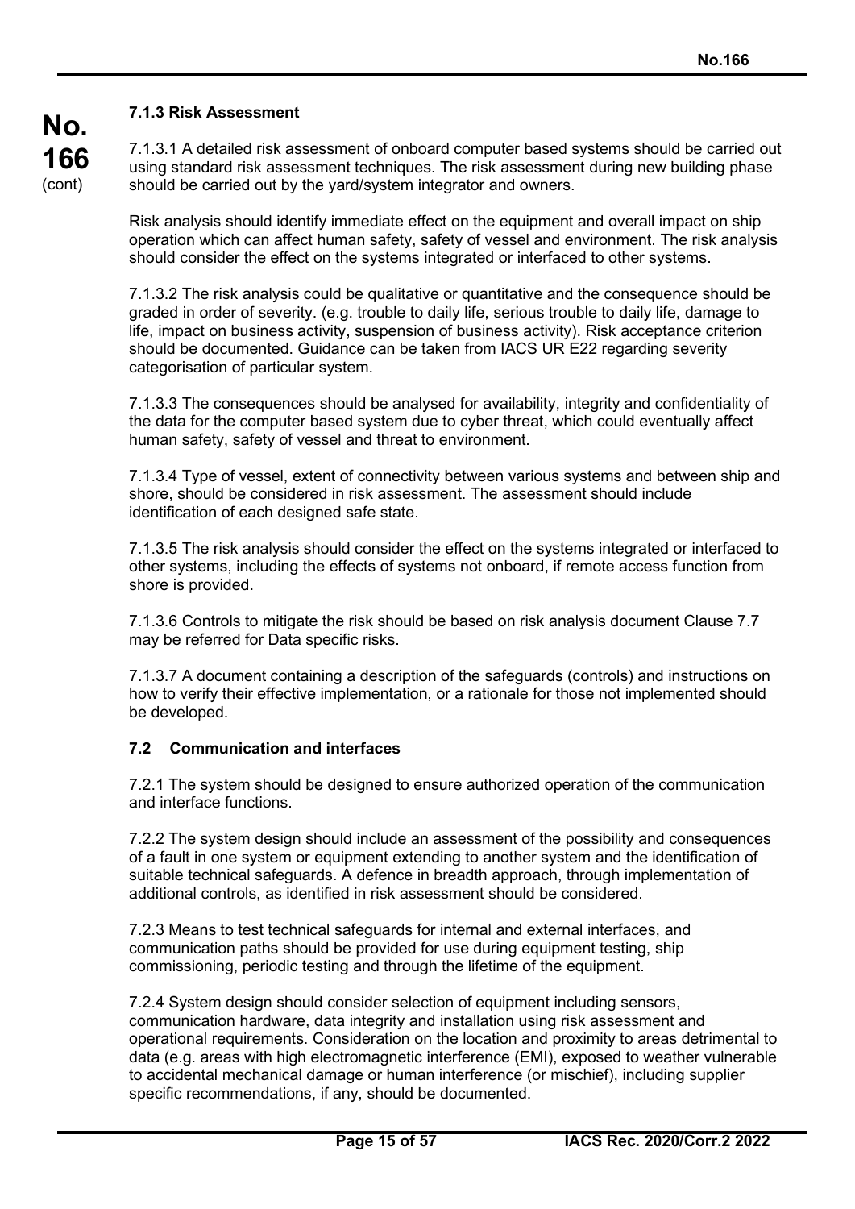### 7.1.3 Risk Assessment

7.1.3.1 A detailed risk assessment of onboard computer based systems should be carried out using standard risk assessment techniques. The risk assessment during new building phase should be carried out by the yard/system integrator and owners.

Risk analysis should identify immediate effect on the equipment and overall impact on ship operation which can affect human safety, safety of vessel and environment. The risk analysis should consider the effect on the systems integrated or interfaced to other systems.

7.1.3.2 The risk analysis could be qualitative or quantitative and the consequence should be graded in order of severity. (e.g. trouble to daily life, serious trouble to daily life, damage to life, impact on business activity, suspension of business activity). Risk acceptance criterion should be documented. Guidance can be taken from IACS UR E22 regarding severity categorisation of particular system.

7.1.3.3 The consequences should be analysed for availability, integrity and confidentiality of the data for the computer based system due to cyber threat, which could eventually affect human safety, safety of vessel and threat to environment.

7.1.3.4 Type of vessel, extent of connectivity between various systems and between ship and shore, should be considered in risk assessment. The assessment should include identification of each designed safe state.

7.1.3.5 The risk analysis should consider the effect on the systems integrated or interfaced to other systems, including the effects of systems not onboard, if remote access function from shore is provided.

7.1.3.6 Controls to mitigate the risk should be based on risk analysis document Clause 7.7 may be referred for Data specific risks.

7.1.3.7 A document containing a description of the safeguards (controls) and instructions on how to verify their effective implementation, or a rationale for those not implemented should be developed.

## 7.2 Communication and interfaces

7.2.1 The system should be designed to ensure authorized operation of the communication and interface functions.

7.2.2 The system design should include an assessment of the possibility and consequences of a fault in one system or equipment extending to another system and the identification of suitable technical safeguards. A defence in breadth approach, through implementation of additional controls, as identified in risk assessment should be considered.

7.2.3 Means to test technical safeguards for internal and external interfaces, and communication paths should be provided for use during equipment testing, ship commissioning, periodic testing and through the lifetime of the equipment.

7.2.4 System design should consider selection of equipment including sensors, communication hardware, data integrity and installation using risk assessment and operational requirements. Consideration on the location and proximity to areas detrimental to data (e.g. areas with high electromagnetic interference (EMI), exposed to weather vulnerable to accidental mechanical damage or human interference (or mischief), including supplier specific recommendations, if any, should be documented.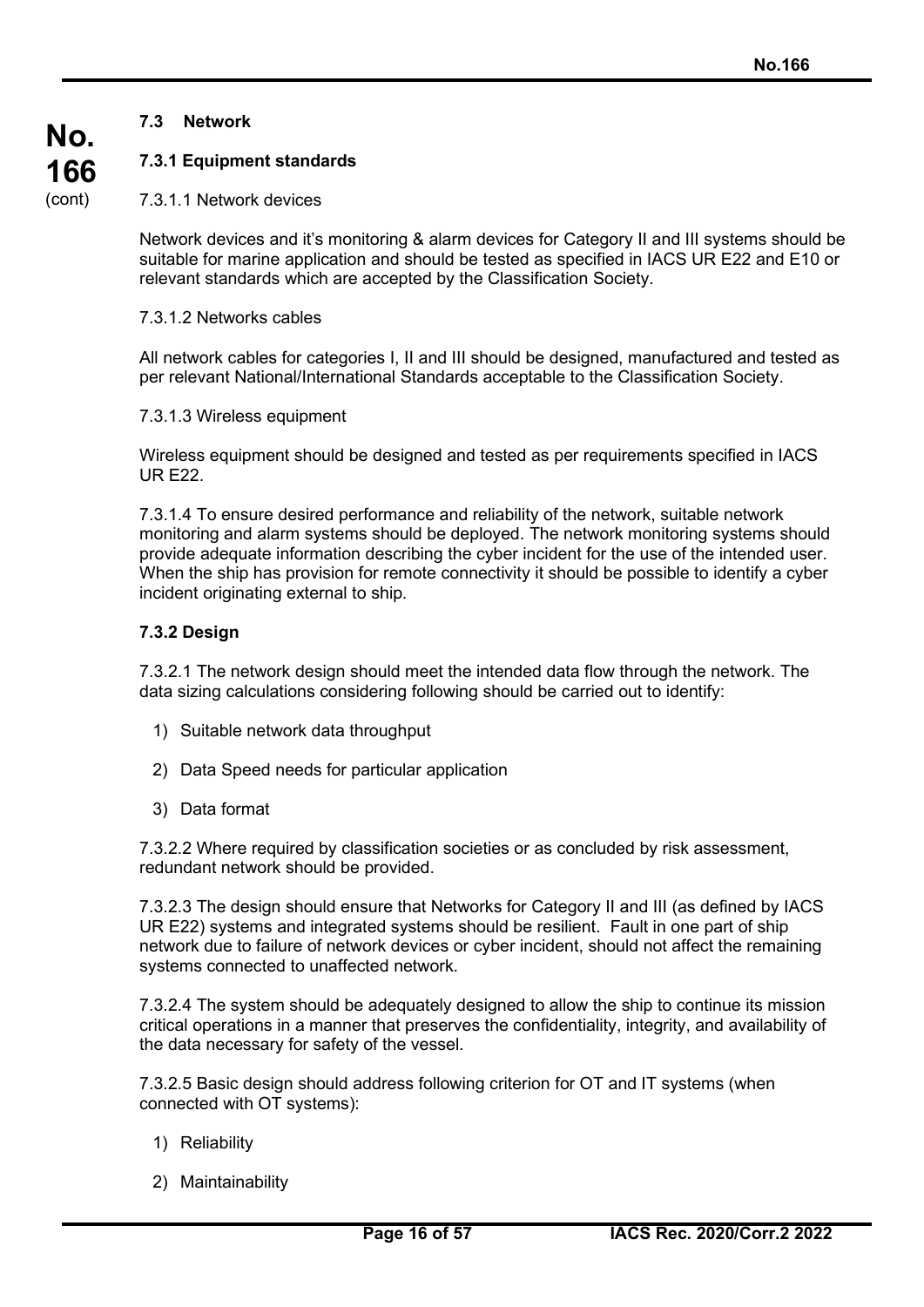### 7.3 Network

#### 7.3.1 Equipment standards

7.3.1.1 Network devices

Network devices and it's monitoring & alarm devices for Category II and III systems should be suitable for marine application and should be tested as specified in IACS UR E22 and E10 or relevant standards which are accepted by the Classification Society.

7.3.1.2 Networks cables

All network cables for categories I, II and III should be designed, manufactured and tested as per relevant National/International Standards acceptable to the Classification Society.

7.3.1.3 Wireless equipment

Wireless equipment should be designed and tested as per requirements specified in IACS UR E22.

7.3.1.4 To ensure desired performance and reliability of the network, suitable network monitoring and alarm systems should be deployed. The network monitoring systems should provide adequate information describing the cyber incident for the use of the intended user. When the ship has provision for remote connectivity it should be possible to identify a cyber incident originating external to ship.

#### 7.3.2 Design

7.3.2.1 The network design should meet the intended data flow through the network. The data sizing calculations considering following should be carried out to identify:

1) Suitable network data throughput
2) Data Speed needs for particular application
3) Data format

7.3.2.2 Where required by classification societies or as concluded by risk assessment, redundant network should be provided.

7.3.2.3 The design should ensure that Networks for Category II and III (as defined by IACS UR E22) systems and integrated systems should be resilient. Fault in one part of ship network due to failure of network devices or cyber incident, should not affect the remaining systems connected to unaffected network.

7.3.2.4 The system should be adequately designed to allow the ship to continue its mission critical operations in a manner that preserves the confidentiality, integrity, and availability of the data necessary for safety of the vessel.

7.3.2.5 Basic design should address following criterion for OT and IT systems (when connected with OT systems):

1) Reliability
2) Maintainability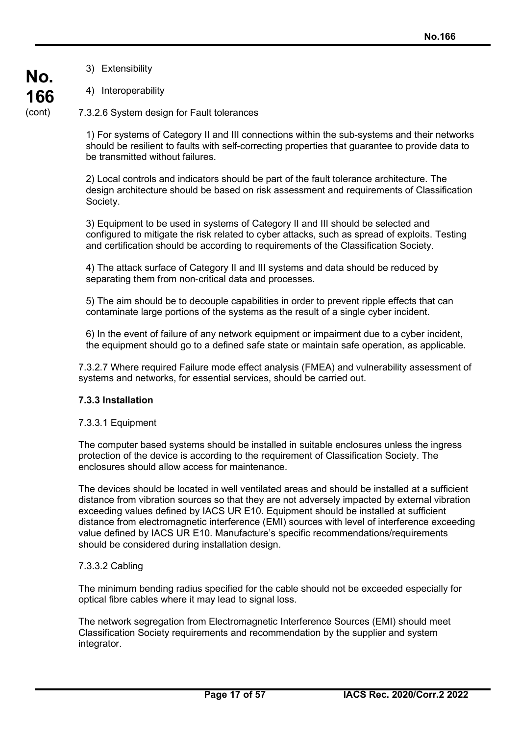3) Extensibility

4) Interoperability

7.3.2.6 System design for Fault tolerances

1) For systems of Category II and III connections within the sub-systems and their networks should be resilient to faults with self-correcting properties that guarantee to provide data to be transmitted without failures.

2) Local controls and indicators should be part of the fault tolerance architecture. The design architecture should be based on risk assessment and requirements of Classification Society.

3) Equipment to be used in systems of Category II and III should be selected and configured to mitigate the risk related to cyber attacks, such as spread of exploits. Testing and certification should be according to requirements of the Classification Society.

4) The attack surface of Category II and III systems and data should be reduced by separating them from non-critical data and processes.

5) The aim should be to decouple capabilities in order to prevent ripple effects that can contaminate large portions of the systems as the result of a single cyber incident.

6) In the event of failure of any network equipment or impairment due to a cyber incident, the equipment should go to a defined safe state or maintain safe operation, as applicable.

7.3.2.7 Where required Failure mode effect analysis (FMEA) and vulnerability assessment of systems and networks, for essential services, should be carried out.

**7.3.3 Installation**

7.3.3.1 Equipment

The computer based systems should be installed in suitable enclosures unless the ingress protection of the device is according to the requirement of Classification Society. The enclosures should allow access for maintenance.

The devices should be located in well ventilated areas and should be installed at a sufficient distance from vibration sources so that they are not adversely impacted by external vibration exceeding values defined by IACS UR E10. Equipment should be installed at sufficient distance from electromagnetic interference (EMI) sources with level of interference exceeding value defined by IACS UR E10. Manufacture's specific recommendations/requirements should be considered during installation design.

7.3.3.2 Cabling

The minimum bending radius specified for the cable should not be exceeded especially for optical fibre cables where it may lead to signal loss.

The network segregation from Electromagnetic Interference Sources (EMI) should meet Classification Society requirements and recommendation by the supplier and system integrator.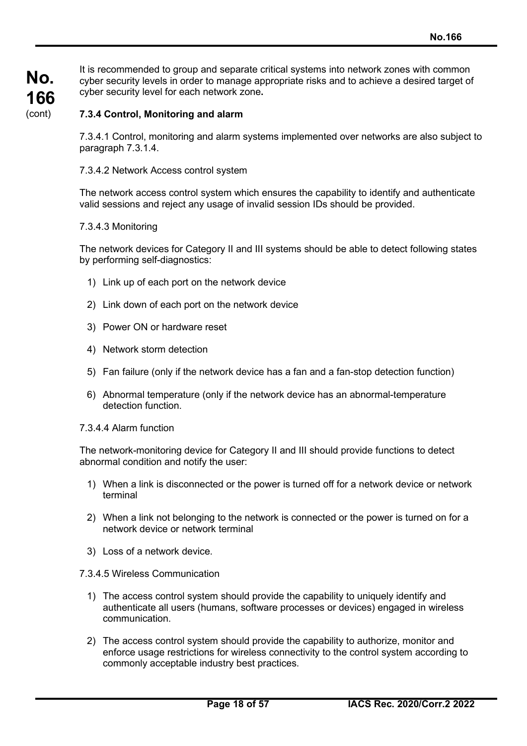It is recommended to group and separate critical systems into network zones with common cyber security levels in order to manage appropriate risks and to achieve a desired target of cyber security level for each network zone**.**

#### 7.3.4 Control, Monitoring and alarm

7.3.4.1 Control, monitoring and alarm systems implemented over networks are also subject to paragraph 7.3.1.4.

7.3.4.2 Network Access control system

The network access control system which ensures the capability to identify and authenticate valid sessions and reject any usage of invalid session IDs should be provided.

7.3.4.3 Monitoring

The network devices for Category II and III systems should be able to detect following states by performing self-diagnostics:

1) Link up of each port on the network device
2) Link down of each port on the network device
3) Power ON or hardware reset
4) Network storm detection
5) Fan failure (only if the network device has a fan and a fan-stop detection function)
6) Abnormal temperature (only if the network device has an abnormal-temperature detection function.

7.3.4.4 Alarm function

The network-monitoring device for Category II and III should provide functions to detect abnormal condition and notify the user:

1) When a link is disconnected or the power is turned off for a network device or network terminal
2) When a link not belonging to the network is connected or the power is turned on for a network device or network terminal
3) Loss of a network device.

7.3.4.5 Wireless Communication

1) The access control system should provide the capability to uniquely identify and authenticate all users (humans, software processes or devices) engaged in wireless communication.
2) The access control system should provide the capability to authorize, monitor and enforce usage restrictions for wireless connectivity to the control system according to commonly acceptable industry best practices.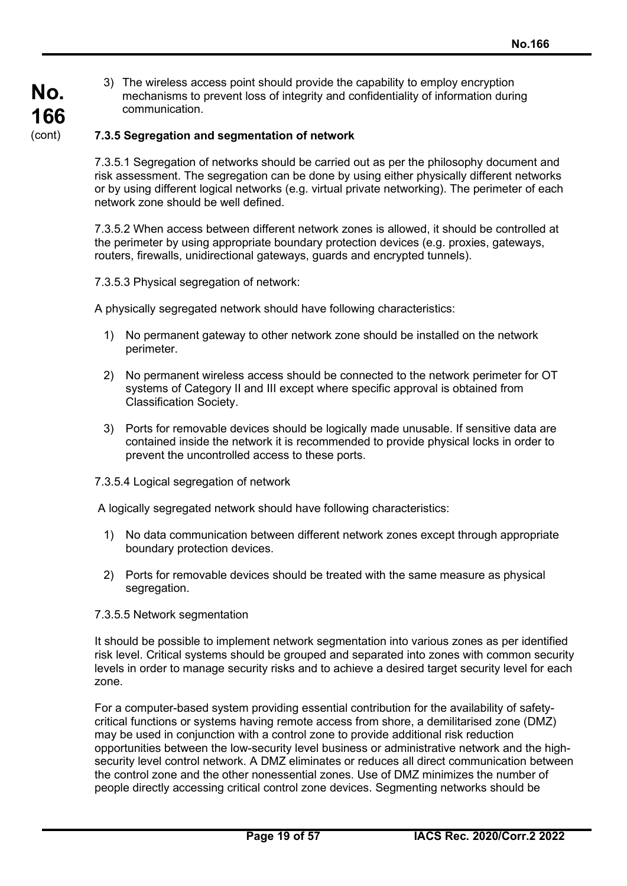3) The wireless access point should provide the capability to employ encryption mechanisms to prevent loss of integrity and confidentiality of information during communication.

**7.3.5 Segregation and segmentation of network**

7.3.5.1 Segregation of networks should be carried out as per the philosophy document and risk assessment. The segregation can be done by using either physically different networks or by using different logical networks (e.g. virtual private networking). The perimeter of each network zone should be well defined.

7.3.5.2 When access between different network zones is allowed, it should be controlled at the perimeter by using appropriate boundary protection devices (e.g. proxies, gateways, routers, firewalls, unidirectional gateways, guards and encrypted tunnels).

7.3.5.3 Physical segregation of network:

A physically segregated network should have following characteristics:

1) No permanent gateway to other network zone should be installed on the network perimeter.
2) No permanent wireless access should be connected to the network perimeter for OT systems of Category II and III except where specific approval is obtained from Classification Society.
3) Ports for removable devices should be logically made unusable. If sensitive data are contained inside the network it is recommended to provide physical locks in order to prevent the uncontrolled access to these ports.

7.3.5.4 Logical segregation of network

A logically segregated network should have following characteristics:

1) No data communication between different network zones except through appropriate boundary protection devices.
2) Ports for removable devices should be treated with the same measure as physical segregation.

7.3.5.5 Network segmentation

It should be possible to implement network segmentation into various zones as per identified risk level. Critical systems should be grouped and separated into zones with common security levels in order to manage security risks and to achieve a desired target security level for each zone.

For a computer-based system providing essential contribution for the availability of safety-critical functions or systems having remote access from shore, a demilitarised zone (DMZ) may be used in conjunction with a control zone to provide additional risk reduction opportunities between the low-security level business or administrative network and the high-security level control network. A DMZ eliminates or reduces all direct communication between the control zone and the other nonessential zones. Use of DMZ minimizes the number of people directly accessing critical control zone devices. Segmenting networks should be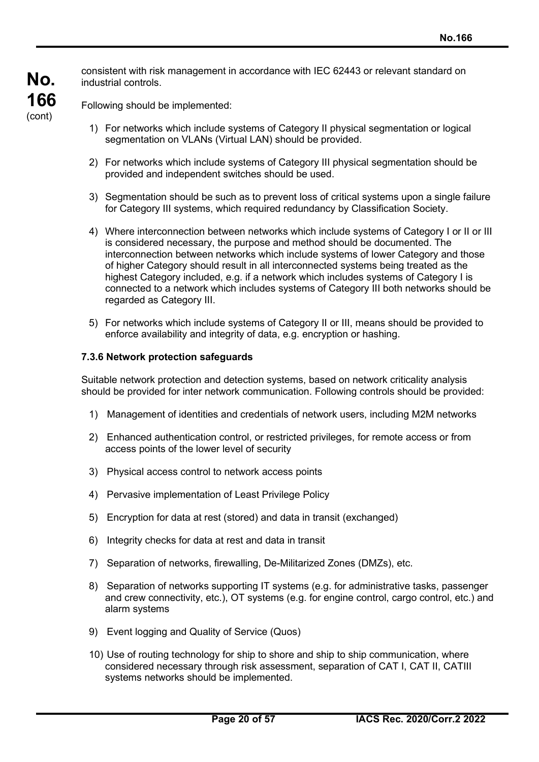consistent with risk management in accordance with IEC 62443 or relevant standard on industrial controls.

Following should be implemented:

1) For networks which include systems of Category II physical segmentation or logical segmentation on VLANs (Virtual LAN) should be provided.

2) For networks which include systems of Category III physical segmentation should be provided and independent switches should be used.

3) Segmentation should be such as to prevent loss of critical systems upon a single failure for Category III systems, which required redundancy by Classification Society.

4) Where interconnection between networks which include systems of Category I or II or III is considered necessary, the purpose and method should be documented. The interconnection between networks which include systems of lower Category and those of higher Category should result in all interconnected systems being treated as the highest Category included, e.g. if a network which includes systems of Category I is connected to a network which includes systems of Category III both networks should be regarded as Category III.

5) For networks which include systems of Category II or III, means should be provided to enforce availability and integrity of data, e.g. encryption or hashing.

**7.3.6 Network protection safeguards**

Suitable network protection and detection systems, based on network criticality analysis should be provided for inter network communication. Following controls should be provided:

1) Management of identities and credentials of network users, including M2M networks

2) Enhanced authentication control, or restricted privileges, for remote access or from access points of the lower level of security

3) Physical access control to network access points

4) Pervasive implementation of Least Privilege Policy

5) Encryption for data at rest (stored) and data in transit (exchanged)

6) Integrity checks for data at rest and data in transit

7) Separation of networks, firewalling, De-Militarized Zones (DMZs), etc.

8) Separation of networks supporting IT systems (e.g. for administrative tasks, passenger and crew connectivity, etc.), OT systems (e.g. for engine control, cargo control, etc.) and alarm systems

9) Event logging and Quality of Service (Quos)

10) Use of routing technology for ship to shore and ship to ship communication, where considered necessary through risk assessment, separation of CAT I, CAT II, CATIII systems networks should be implemented.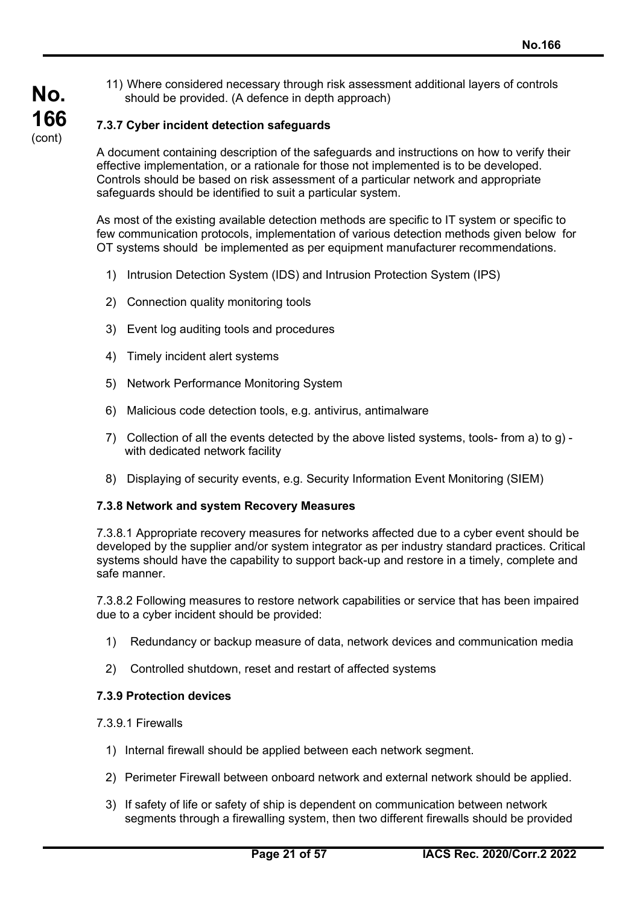11) Where considered necessary through risk assessment additional layers of controls should be provided. (A defence in depth approach)

### 7.3.7 Cyber incident detection safeguards

A document containing description of the safeguards and instructions on how to verify their effective implementation, or a rationale for those not implemented is to be developed. Controls should be based on risk assessment of a particular network and appropriate safeguards should be identified to suit a particular system.

As most of the existing available detection methods are specific to IT system or specific to few communication protocols, implementation of various detection methods given below for OT systems should be implemented as per equipment manufacturer recommendations.

1) Intrusion Detection System (IDS) and Intrusion Protection System (IPS)
2) Connection quality monitoring tools
3) Event log auditing tools and procedures
4) Timely incident alert systems
5) Network Performance Monitoring System
6) Malicious code detection tools, e.g. antivirus, antimalware
7) Collection of all the events detected by the above listed systems, tools- from a) to g) - with dedicated network facility
8) Displaying of security events, e.g. Security Information Event Monitoring (SIEM)

### 7.3.8 Network and system Recovery Measures

7.3.8.1 Appropriate recovery measures for networks affected due to a cyber event should be developed by the supplier and/or system integrator as per industry standard practices. Critical systems should have the capability to support back-up and restore in a timely, complete and safe manner.

7.3.8.2 Following measures to restore network capabilities or service that has been impaired due to a cyber incident should be provided:

1) Redundancy or backup measure of data, network devices and communication media
2) Controlled shutdown, reset and restart of affected systems

### 7.3.9 Protection devices

7.3.9.1 Firewalls

1) Internal firewall should be applied between each network segment.
2) Perimeter Firewall between onboard network and external network should be applied.
3) If safety of life or safety of ship is dependent on communication between network segments through a firewalling system, then two different firewalls should be provided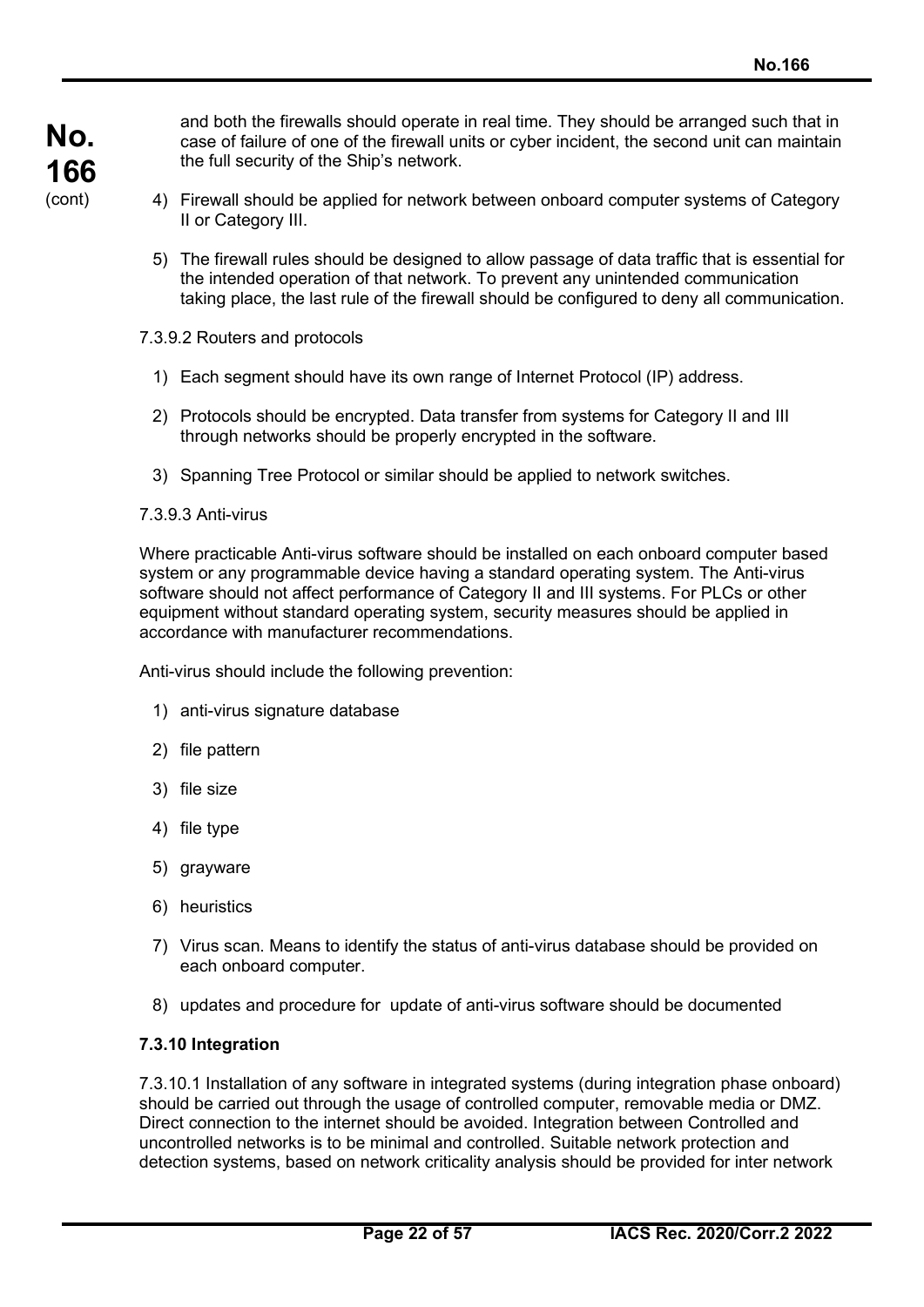and both the firewalls should operate in real time. They should be arranged such that in case of failure of one of the firewall units or cyber incident, the second unit can maintain the full security of the Ship's network.

4) Firewall should be applied for network between onboard computer systems of Category II or Category III.

5) The firewall rules should be designed to allow passage of data traffic that is essential for the intended operation of that network. To prevent any unintended communication taking place, the last rule of the firewall should be configured to deny all communication.

7.3.9.2 Routers and protocols

1) Each segment should have its own range of Internet Protocol (IP) address.

2) Protocols should be encrypted. Data transfer from systems for Category II and III through networks should be properly encrypted in the software.

3) Spanning Tree Protocol or similar should be applied to network switches.

7.3.9.3 Anti-virus

Where practicable Anti-virus software should be installed on each onboard computer based system or any programmable device having a standard operating system. The Anti-virus software should not affect performance of Category II and III systems. For PLCs or other equipment without standard operating system, security measures should be applied in accordance with manufacturer recommendations.

Anti-virus should include the following prevention:

1) anti-virus signature database

2) file pattern

3) file size

4) file type

5) grayware

6) heuristics

7) Virus scan. Means to identify the status of anti-virus database should be provided on each onboard computer.

8) updates and procedure for update of anti-virus software should be documented

**7.3.10 Integration**

7.3.10.1 Installation of any software in integrated systems (during integration phase onboard) should be carried out through the usage of controlled computer, removable media or DMZ. Direct connection to the internet should be avoided. Integration between Controlled and uncontrolled networks is to be minimal and controlled. Suitable network protection and detection systems, based on network criticality analysis should be provided for inter network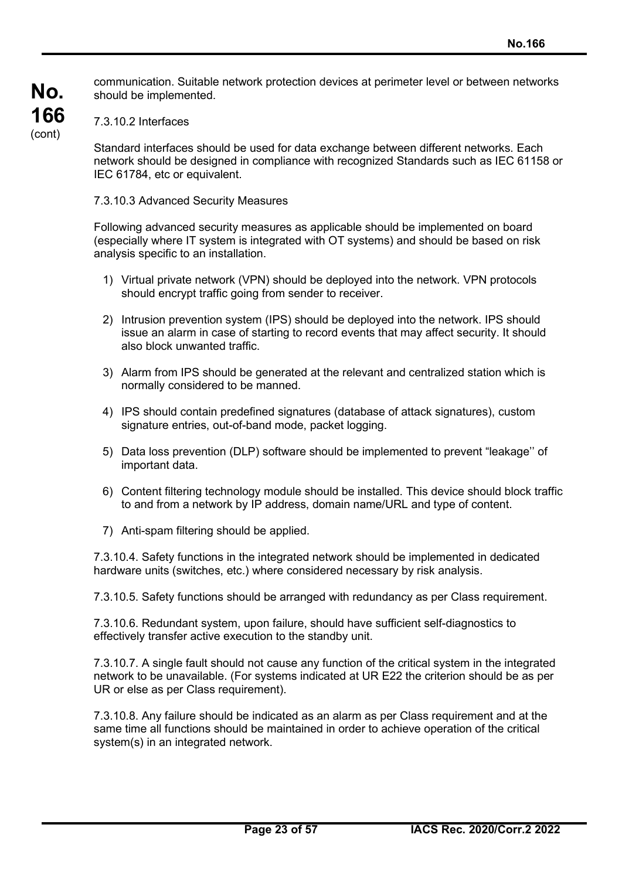communication. Suitable network protection devices at perimeter level or between networks should be implemented.

7.3.10.2 Interfaces

Standard interfaces should be used for data exchange between different networks. Each network should be designed in compliance with recognized Standards such as IEC 61158 or IEC 61784, etc or equivalent.

7.3.10.3 Advanced Security Measures

Following advanced security measures as applicable should be implemented on board (especially where IT system is integrated with OT systems) and should be based on risk analysis specific to an installation.

1) Virtual private network (VPN) should be deployed into the network. VPN protocols should encrypt traffic going from sender to receiver.

2) Intrusion prevention system (IPS) should be deployed into the network. IPS should issue an alarm in case of starting to record events that may affect security. It should also block unwanted traffic.

3) Alarm from IPS should be generated at the relevant and centralized station which is normally considered to be manned.

4) IPS should contain predefined signatures (database of attack signatures), custom signature entries, out-of-band mode, packet logging.

5) Data loss prevention (DLP) software should be implemented to prevent "leakage'' of important data.

6) Content filtering technology module should be installed. This device should block traffic to and from a network by IP address, domain name/URL and type of content.

7) Anti-spam filtering should be applied.

7.3.10.4. Safety functions in the integrated network should be implemented in dedicated hardware units (switches, etc.) where considered necessary by risk analysis.

7.3.10.5. Safety functions should be arranged with redundancy as per Class requirement.

7.3.10.6. Redundant system, upon failure, should have sufficient self-diagnostics to effectively transfer active execution to the standby unit.

7.3.10.7. A single fault should not cause any function of the critical system in the integrated network to be unavailable. (For systems indicated at UR E22 the criterion should be as per UR or else as per Class requirement).

7.3.10.8. Any failure should be indicated as an alarm as per Class requirement and at the same time all functions should be maintained in order to achieve operation of the critical system(s) in an integrated network.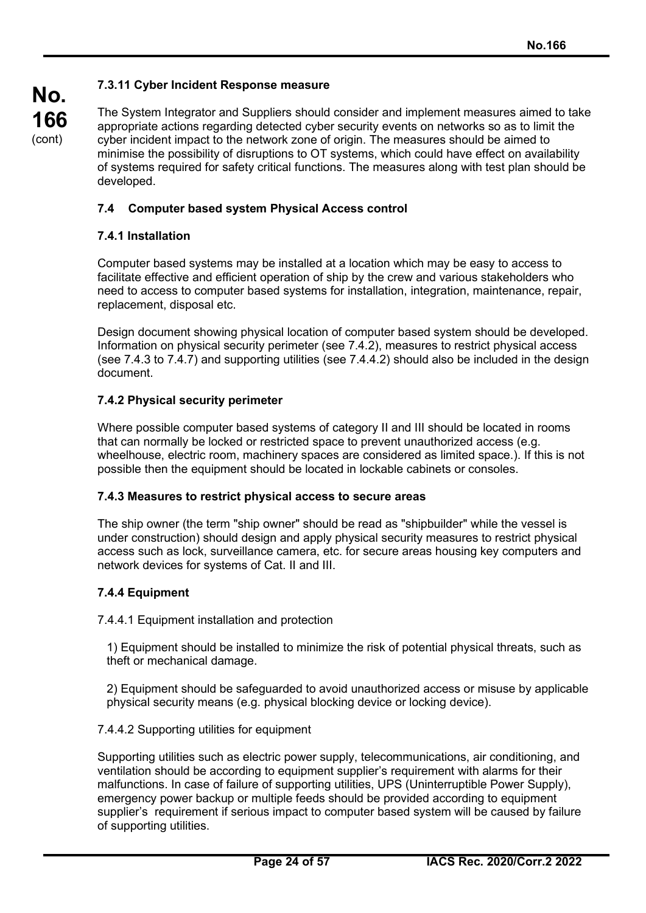#### 7.3.11 Cyber Incident Response measure

The System Integrator and Suppliers should consider and implement measures aimed to take appropriate actions regarding detected cyber security events on networks so as to limit the cyber incident impact to the network zone of origin. The measures should be aimed to minimise the possibility of disruptions to OT systems, which could have effect on availability of systems required for safety critical functions. The measures along with test plan should be developed.

### 7.4 Computer based system Physical Access control

#### 7.4.1 Installation

Computer based systems may be installed at a location which may be easy to access to facilitate effective and efficient operation of ship by the crew and various stakeholders who need to access to computer based systems for installation, integration, maintenance, repair, replacement, disposal etc.

Design document showing physical location of computer based system should be developed. Information on physical security perimeter (see 7.4.2), measures to restrict physical access (see 7.4.3 to 7.4.7) and supporting utilities (see 7.4.4.2) should also be included in the design document.

#### 7.4.2 Physical security perimeter

Where possible computer based systems of category II and III should be located in rooms that can normally be locked or restricted space to prevent unauthorized access (e.g. wheelhouse, electric room, machinery spaces are considered as limited space.). If this is not possible then the equipment should be located in lockable cabinets or consoles.

#### 7.4.3 Measures to restrict physical access to secure areas

The ship owner (the term "ship owner" should be read as "shipbuilder" while the vessel is under construction) should design and apply physical security measures to restrict physical access such as lock, surveillance camera, etc. for secure areas housing key computers and network devices for systems of Cat. II and III.

#### 7.4.4 Equipment

7.4.4.1 Equipment installation and protection

1) Equipment should be installed to minimize the risk of potential physical threats, such as theft or mechanical damage.

2) Equipment should be safeguarded to avoid unauthorized access or misuse by applicable physical security means (e.g. physical blocking device or locking device).

7.4.4.2 Supporting utilities for equipment

Supporting utilities such as electric power supply, telecommunications, air conditioning, and ventilation should be according to equipment supplier's requirement with alarms for their malfunctions. In case of failure of supporting utilities, UPS (Uninterruptible Power Supply), emergency power backup or multiple feeds should be provided according to equipment supplier's requirement if serious impact to computer based system will be caused by failure of supporting utilities.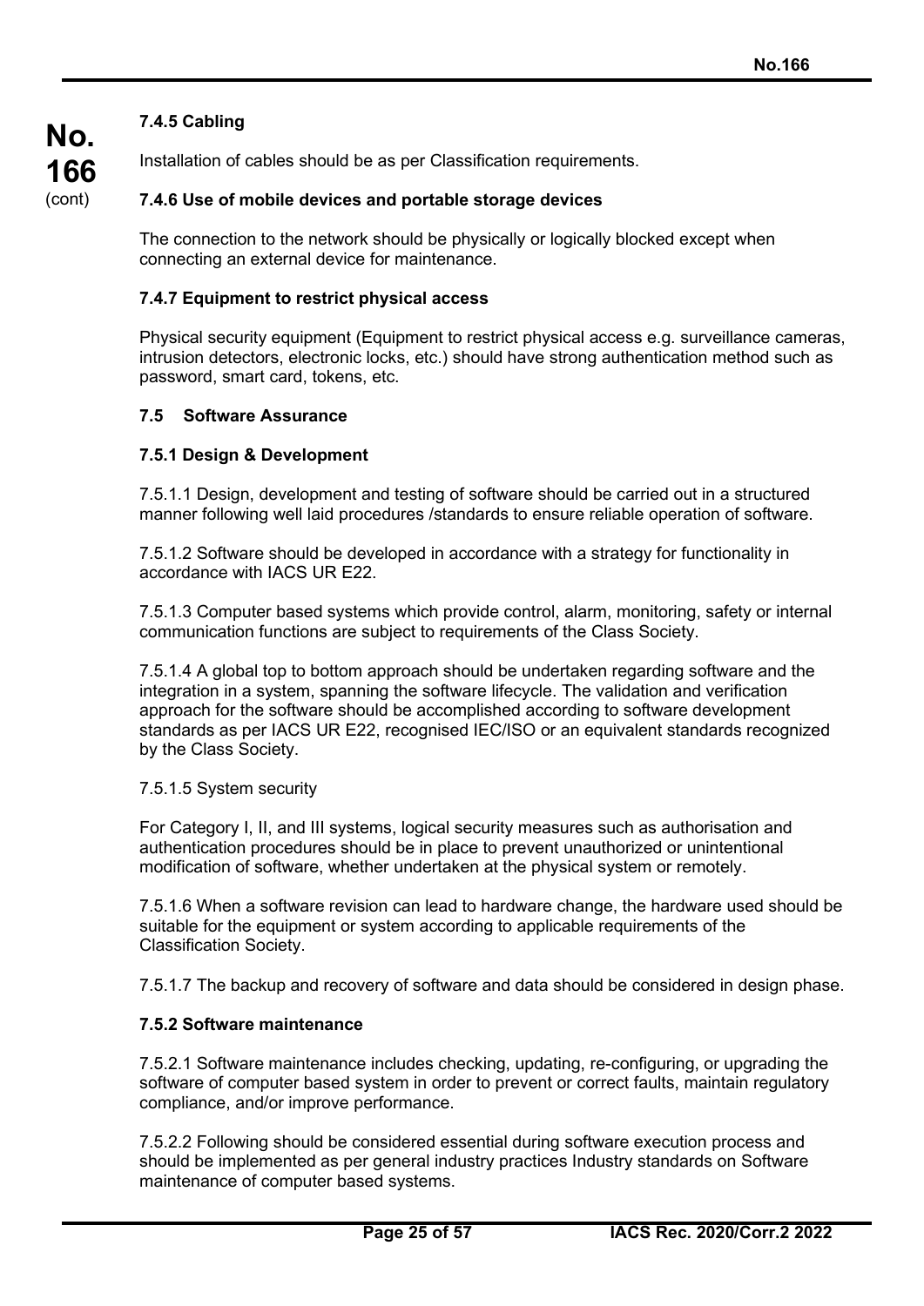#### 7.4.5 Cabling

Installation of cables should be as per Classification requirements.

#### 7.4.6 Use of mobile devices and portable storage devices

The connection to the network should be physically or logically blocked except when connecting an external device for maintenance.

#### 7.4.7 Equipment to restrict physical access

Physical security equipment (Equipment to restrict physical access e.g. surveillance cameras, intrusion detectors, electronic locks, etc.) should have strong authentication method such as password, smart card, tokens, etc.

### 7.5 Software Assurance

#### 7.5.1 Design & Development

7.5.1.1 Design, development and testing of software should be carried out in a structured manner following well laid procedures /standards to ensure reliable operation of software.

7.5.1.2 Software should be developed in accordance with a strategy for functionality in accordance with IACS UR E22.

7.5.1.3 Computer based systems which provide control, alarm, monitoring, safety or internal communication functions are subject to requirements of the Class Society.

7.5.1.4 A global top to bottom approach should be undertaken regarding software and the integration in a system, spanning the software lifecycle. The validation and verification approach for the software should be accomplished according to software development standards as per IACS UR E22, recognised IEC/ISO or an equivalent standards recognized by the Class Society.

7.5.1.5 System security

For Category I, II, and III systems, logical security measures such as authorisation and authentication procedures should be in place to prevent unauthorized or unintentional modification of software, whether undertaken at the physical system or remotely.

7.5.1.6 When a software revision can lead to hardware change, the hardware used should be suitable for the equipment or system according to applicable requirements of the Classification Society.

7.5.1.7 The backup and recovery of software and data should be considered in design phase.

#### 7.5.2 Software maintenance

7.5.2.1 Software maintenance includes checking, updating, re-configuring, or upgrading the software of computer based system in order to prevent or correct faults, maintain regulatory compliance, and/or improve performance.

7.5.2.2 Following should be considered essential during software execution process and should be implemented as per general industry practices Industry standards on Software maintenance of computer based systems.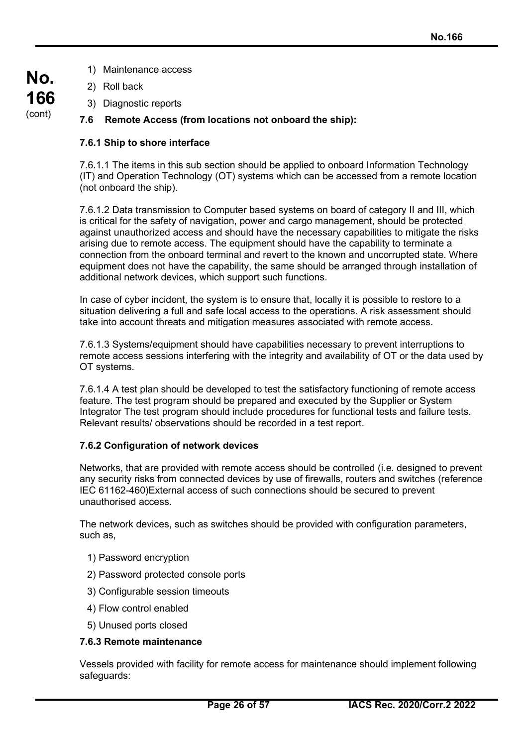1) Maintenance access

2) Roll back

3) Diagnostic reports

### 7.6 Remote Access (from locations not onboard the ship):

#### 7.6.1 Ship to shore interface

7.6.1.1 The items in this sub section should be applied to onboard Information Technology (IT) and Operation Technology (OT) systems which can be accessed from a remote location (not onboard the ship).

7.6.1.2 Data transmission to Computer based systems on board of category II and III, which is critical for the safety of navigation, power and cargo management, should be protected against unauthorized access and should have the necessary capabilities to mitigate the risks arising due to remote access. The equipment should have the capability to terminate a connection from the onboard terminal and revert to the known and uncorrupted state. Where equipment does not have the capability, the same should be arranged through installation of additional network devices, which support such functions.

In case of cyber incident, the system is to ensure that, locally it is possible to restore to a situation delivering a full and safe local access to the operations. A risk assessment should take into account threats and mitigation measures associated with remote access.

7.6.1.3 Systems/equipment should have capabilities necessary to prevent interruptions to remote access sessions interfering with the integrity and availability of OT or the data used by OT systems.

7.6.1.4 A test plan should be developed to test the satisfactory functioning of remote access feature. The test program should be prepared and executed by the Supplier or System Integrator The test program should include procedures for functional tests and failure tests. Relevant results/ observations should be recorded in a test report.

#### 7.6.2 Configuration of network devices

Networks, that are provided with remote access should be controlled (i.e. designed to prevent any security risks from connected devices by use of firewalls, routers and switches (reference IEC 61162-460)External access of such connections should be secured to prevent unauthorised access.

The network devices, such as switches should be provided with configuration parameters, such as,

1) Password encryption

2) Password protected console ports

3) Configurable session timeouts

4) Flow control enabled

5) Unused ports closed

#### 7.6.3 Remote maintenance

Vessels provided with facility for remote access for maintenance should implement following safeguards: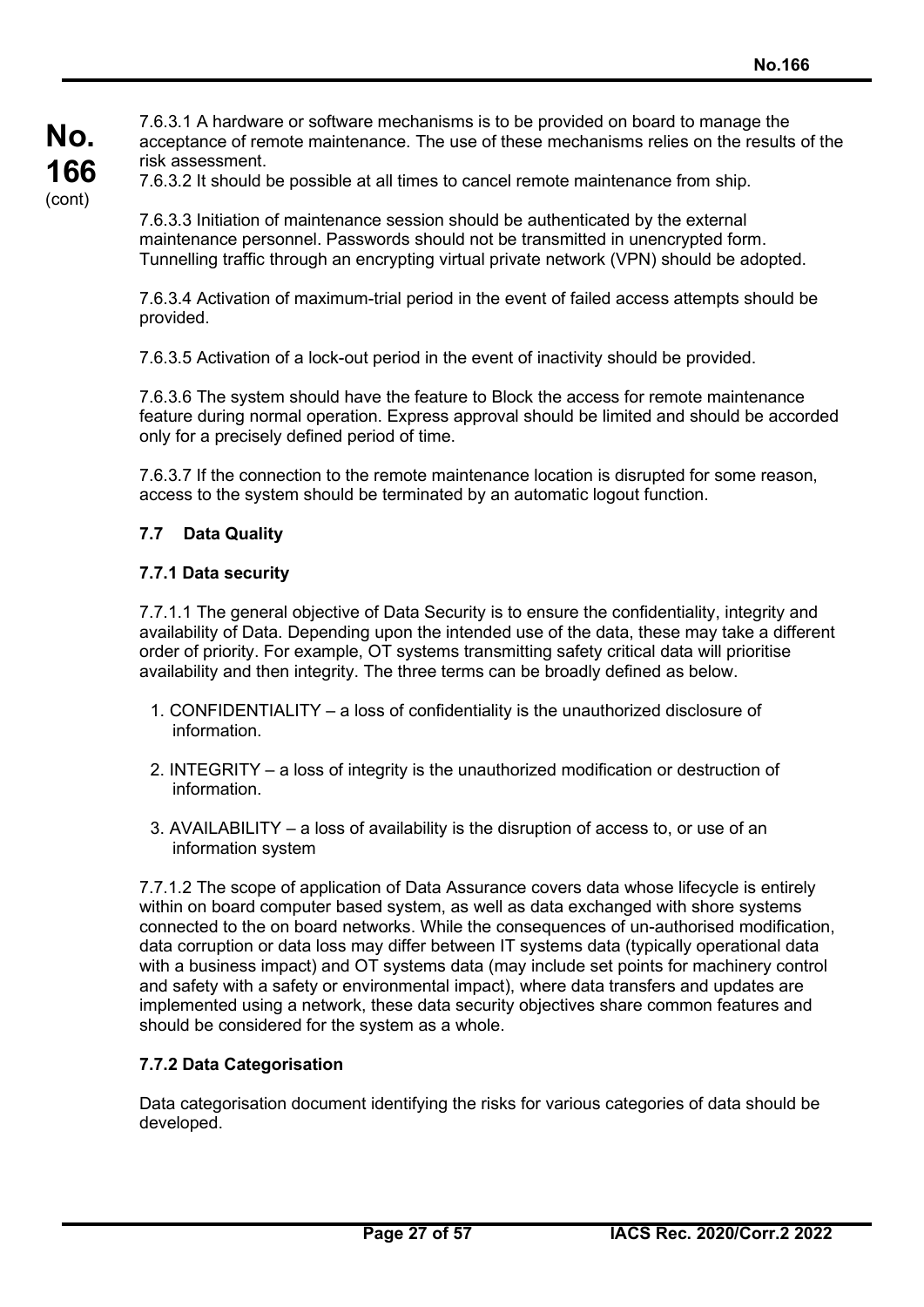7.6.3.1 A hardware or software mechanisms is to be provided on board to manage the acceptance of remote maintenance. The use of these mechanisms relies on the results of the risk assessment.

7.6.3.2 It should be possible at all times to cancel remote maintenance from ship.

7.6.3.3 Initiation of maintenance session should be authenticated by the external maintenance personnel. Passwords should not be transmitted in unencrypted form. Tunnelling traffic through an encrypting virtual private network (VPN) should be adopted.

7.6.3.4 Activation of maximum-trial period in the event of failed access attempts should be provided.

7.6.3.5 Activation of a lock-out period in the event of inactivity should be provided.

7.6.3.6 The system should have the feature to Block the access for remote maintenance feature during normal operation. Express approval should be limited and should be accorded only for a precisely defined period of time.

7.6.3.7 If the connection to the remote maintenance location is disrupted for some reason, access to the system should be terminated by an automatic logout function.

### 7.7 Data Quality

#### 7.7.1 Data security

7.7.1.1 The general objective of Data Security is to ensure the confidentiality, integrity and availability of Data. Depending upon the intended use of the data, these may take a different order of priority. For example, OT systems transmitting safety critical data will prioritise availability and then integrity. The three terms can be broadly defined as below.

1. CONFIDENTIALITY – a loss of confidentiality is the unauthorized disclosure of information.
2. INTEGRITY – a loss of integrity is the unauthorized modification or destruction of information.
3. AVAILABILITY – a loss of availability is the disruption of access to, or use of an information system

7.7.1.2 The scope of application of Data Assurance covers data whose lifecycle is entirely within on board computer based system, as well as data exchanged with shore systems connected to the on board networks. While the consequences of un-authorised modification, data corruption or data loss may differ between IT systems data (typically operational data with a business impact) and OT systems data (may include set points for machinery control and safety with a safety or environmental impact), where data transfers and updates are implemented using a network, these data security objectives share common features and should be considered for the system as a whole.

#### 7.7.2 Data Categorisation

Data categorisation document identifying the risks for various categories of data should be developed.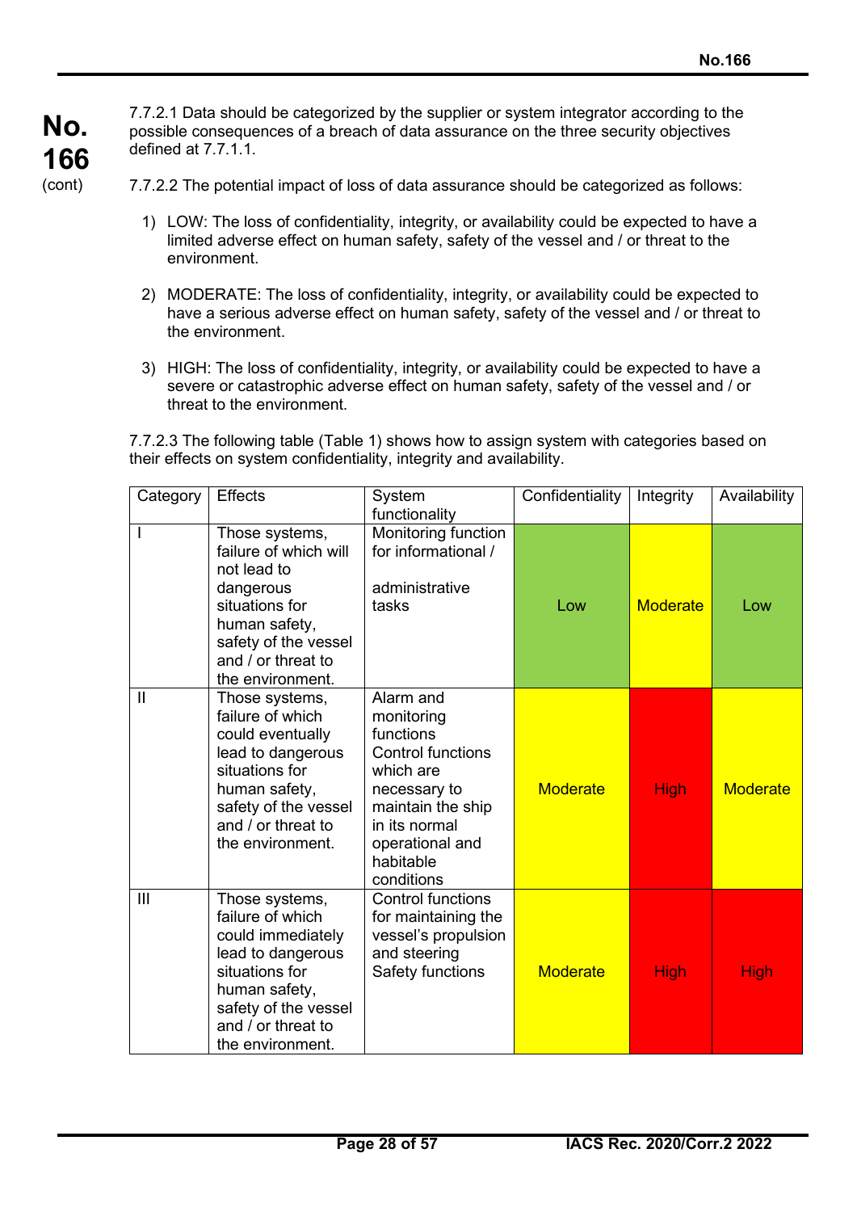7.7.2.1 Data should be categorized by the supplier or system integrator according to the possible consequences of a breach of data assurance on the three security objectives defined at 7.7.1.1.

7.7.2.2 The potential impact of loss of data assurance should be categorized as follows:

1) LOW: The loss of confidentiality, integrity, or availability could be expected to have a limited adverse effect on human safety, safety of the vessel and / or threat to the environment.

2) MODERATE: The loss of confidentiality, integrity, or availability could be expected to have a serious adverse effect on human safety, safety of the vessel and / or threat to the environment.

3) HIGH: The loss of confidentiality, integrity, or availability could be expected to have a severe or catastrophic adverse effect on human safety, safety of the vessel and / or threat to the environment.

7.7.2.3 The following table (Table 1) shows how to assign system with categories based on their effects on system confidentiality, integrity and availability.

| Category | Effects | System functionality | Confidentiality | Integrity | Availability |
|---|---|---|---|---|---|
| I | Those systems, failure of which will not lead to dangerous situations for human safety, safety of the vessel and / or threat to the environment. | Monitoring function for informational / administrative tasks | Low | Moderate | Low |
| II | Those systems, failure of which could eventually lead to dangerous situations for human safety, safety of the vessel and / or threat to the environment. | Alarm and monitoring functions Control functions which are necessary to maintain the ship in its normal operational and habitable conditions | Moderate | High | Moderate |
| III | Those systems, failure of which could immediately lead to dangerous situations for human safety, safety of the vessel and / or threat to the environment. | Control functions for maintaining the vessel's propulsion and steering Safety functions | Moderate | High | High |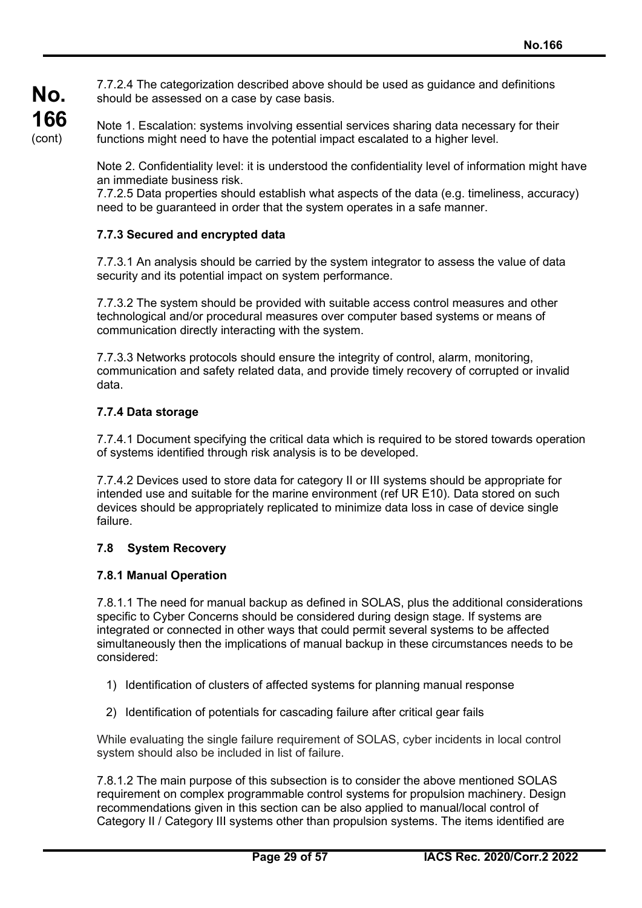7.7.2.4 The categorization described above should be used as guidance and definitions should be assessed on a case by case basis.

Note 1. Escalation: systems involving essential services sharing data necessary for their functions might need to have the potential impact escalated to a higher level.

Note 2. Confidentiality level: it is understood the confidentiality level of information might have an immediate business risk.

7.7.2.5 Data properties should establish what aspects of the data (e.g. timeliness, accuracy) need to be guaranteed in order that the system operates in a safe manner.

#### 7.7.3 Secured and encrypted data

7.7.3.1 An analysis should be carried by the system integrator to assess the value of data security and its potential impact on system performance.

7.7.3.2 The system should be provided with suitable access control measures and other technological and/or procedural measures over computer based systems or means of communication directly interacting with the system.

7.7.3.3 Networks protocols should ensure the integrity of control, alarm, monitoring, communication and safety related data, and provide timely recovery of corrupted or invalid data.

#### 7.7.4 Data storage

7.7.4.1 Document specifying the critical data which is required to be stored towards operation of systems identified through risk analysis is to be developed.

7.7.4.2 Devices used to store data for category II or III systems should be appropriate for intended use and suitable for the marine environment (ref UR E10). Data stored on such devices should be appropriately replicated to minimize data loss in case of device single failure.

### 7.8 System Recovery

#### 7.8.1 Manual Operation

7.8.1.1 The need for manual backup as defined in SOLAS, plus the additional considerations specific to Cyber Concerns should be considered during design stage. If systems are integrated or connected in other ways that could permit several systems to be affected simultaneously then the implications of manual backup in these circumstances needs to be considered:

1) Identification of clusters of affected systems for planning manual response

2) Identification of potentials for cascading failure after critical gear fails

While evaluating the single failure requirement of SOLAS, cyber incidents in local control system should also be included in list of failure.

7.8.1.2 The main purpose of this subsection is to consider the above mentioned SOLAS requirement on complex programmable control systems for propulsion machinery. Design recommendations given in this section can be also applied to manual/local control of Category II / Category III systems other than propulsion systems. The items identified are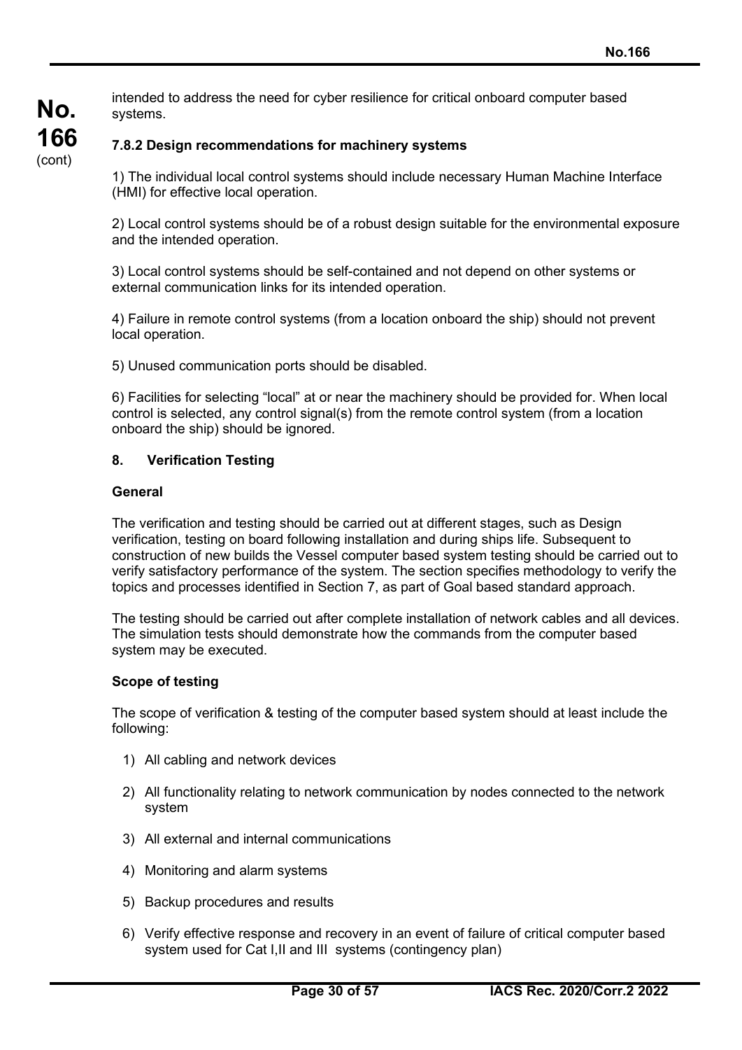intended to address the need for cyber resilience for critical onboard computer based systems.

### 7.8.2 Design recommendations for machinery systems

1) The individual local control systems should include necessary Human Machine Interface (HMI) for effective local operation.

2) Local control systems should be of a robust design suitable for the environmental exposure and the intended operation.

3) Local control systems should be self-contained and not depend on other systems or external communication links for its intended operation.

4) Failure in remote control systems (from a location onboard the ship) should not prevent local operation.

5) Unused communication ports should be disabled.

6) Facilities for selecting "local" at or near the machinery should be provided for. When local control is selected, any control signal(s) from the remote control system (from a location onboard the ship) should be ignored.

## 8. Verification Testing

### General

The verification and testing should be carried out at different stages, such as Design verification, testing on board following installation and during ships life. Subsequent to construction of new builds the Vessel computer based system testing should be carried out to verify satisfactory performance of the system. The section specifies methodology to verify the topics and processes identified in Section 7, as part of Goal based standard approach.

The testing should be carried out after complete installation of network cables and all devices. The simulation tests should demonstrate how the commands from the computer based system may be executed.

### Scope of testing

The scope of verification & testing of the computer based system should at least include the following:

1) All cabling and network devices
2) All functionality relating to network communication by nodes connected to the network system
3) All external and internal communications
4) Monitoring and alarm systems
5) Backup procedures and results
6) Verify effective response and recovery in an event of failure of critical computer based system used for Cat I,II and III systems (contingency plan)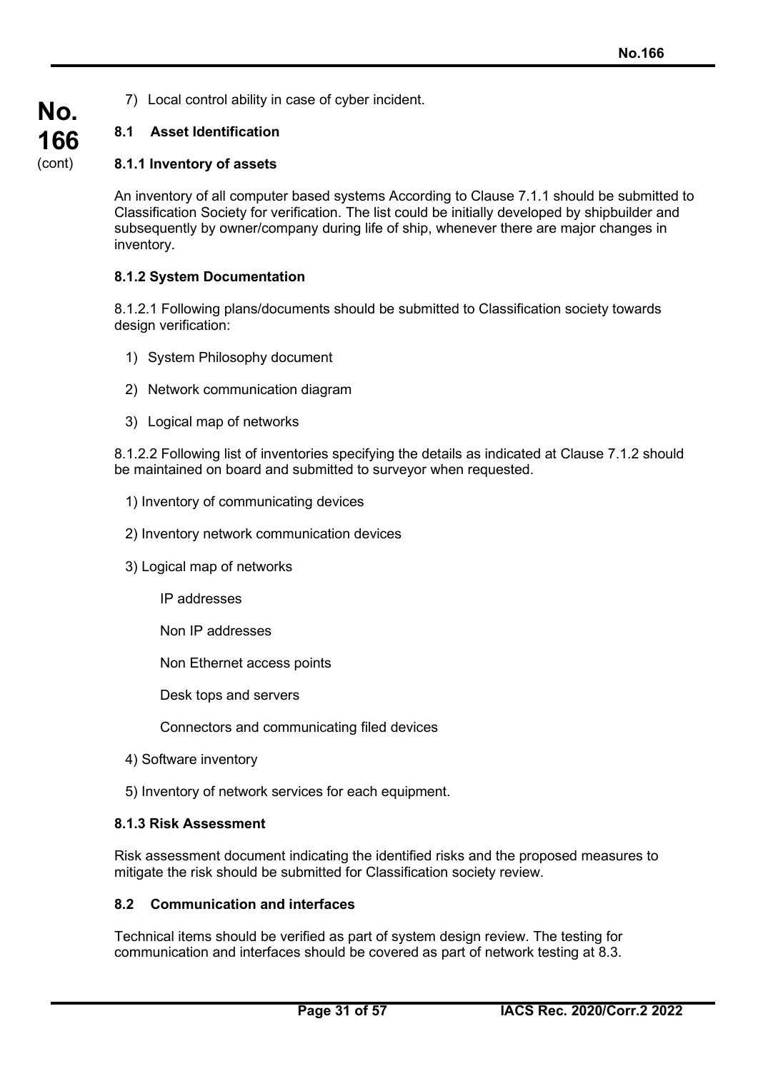7) Local control ability in case of cyber incident.

## 8.1 Asset Identification

### 8.1.1 Inventory of assets

An inventory of all computer based systems According to Clause 7.1.1 should be submitted to Classification Society for verification. The list could be initially developed by shipbuilder and subsequently by owner/company during life of ship, whenever there are major changes in inventory.

### 8.1.2 System Documentation

8.1.2.1 Following plans/documents should be submitted to Classification society towards design verification:

1) System Philosophy document
2) Network communication diagram
3) Logical map of networks

8.1.2.2 Following list of inventories specifying the details as indicated at Clause 7.1.2 should be maintained on board and submitted to surveyor when requested.

1) Inventory of communicating devices

2) Inventory network communication devices

3) Logical map of networks

   IP addresses

   Non IP addresses

   Non Ethernet access points

   Desk tops and servers

   Connectors and communicating filed devices

4) Software inventory

5) Inventory of network services for each equipment.

### 8.1.3 Risk Assessment

Risk assessment document indicating the identified risks and the proposed measures to mitigate the risk should be submitted for Classification society review.

## 8.2 Communication and interfaces

Technical items should be verified as part of system design review. The testing for communication and interfaces should be covered as part of network testing at 8.3.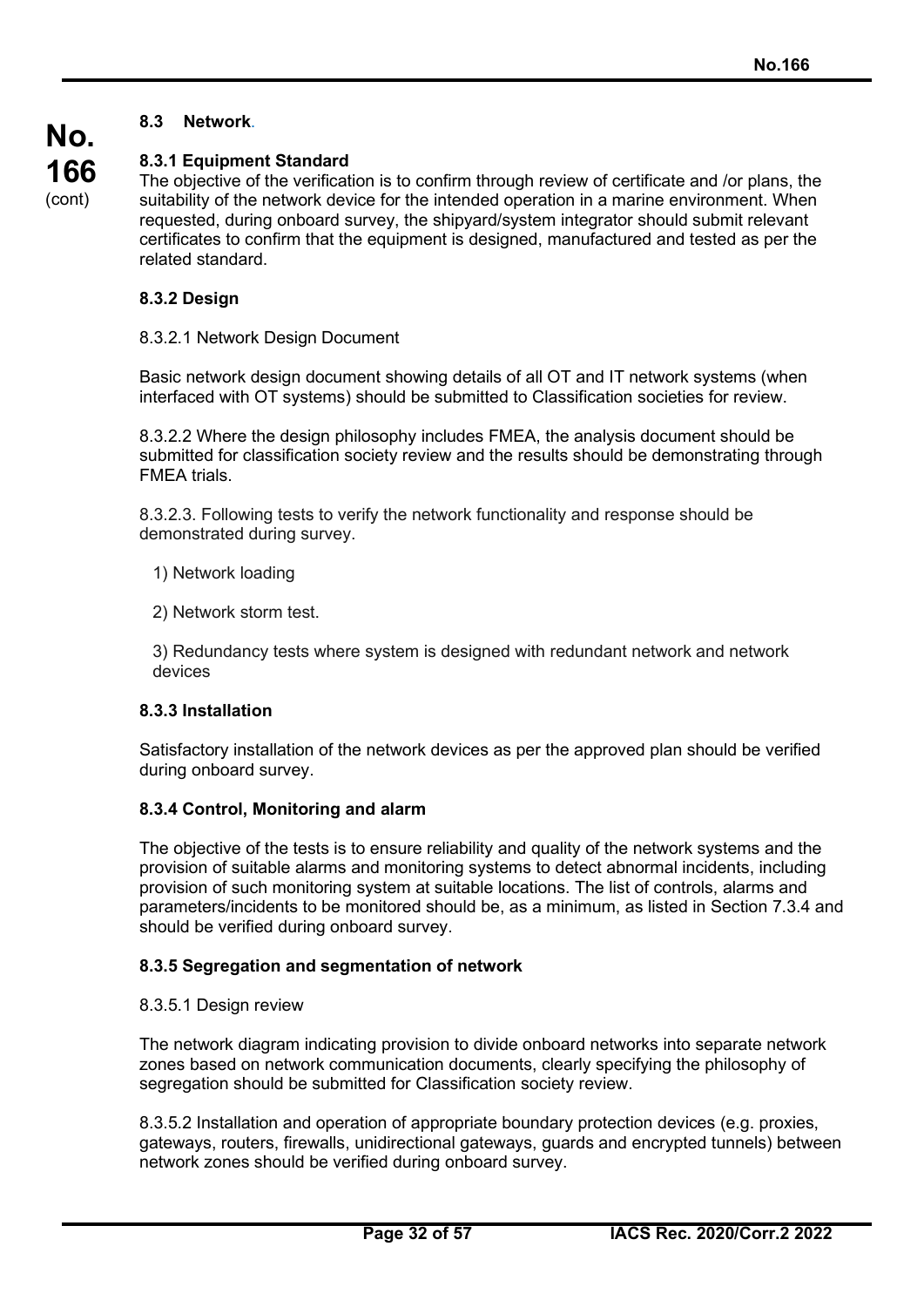## 8.3 Network.

### 8.3.1 Equipment Standard

The objective of the verification is to confirm through review of certificate and /or plans, the suitability of the network device for the intended operation in a marine environment. When requested, during onboard survey, the shipyard/system integrator should submit relevant certificates to confirm that the equipment is designed, manufactured and tested as per the related standard.

### 8.3.2 Design

8.3.2.1 Network Design Document

Basic network design document showing details of all OT and IT network systems (when interfaced with OT systems) should be submitted to Classification societies for review.

8.3.2.2 Where the design philosophy includes FMEA, the analysis document should be submitted for classification society review and the results should be demonstrating through FMEA trials.

8.3.2.3. Following tests to verify the network functionality and response should be demonstrated during survey.

1) Network loading

2) Network storm test.

3) Redundancy tests where system is designed with redundant network and network devices

### 8.3.3 Installation

Satisfactory installation of the network devices as per the approved plan should be verified during onboard survey.

### 8.3.4 Control, Monitoring and alarm

The objective of the tests is to ensure reliability and quality of the network systems and the provision of suitable alarms and monitoring systems to detect abnormal incidents, including provision of such monitoring system at suitable locations. The list of controls, alarms and parameters/incidents to be monitored should be, as a minimum, as listed in Section 7.3.4 and should be verified during onboard survey.

### 8.3.5 Segregation and segmentation of network

8.3.5.1 Design review

The network diagram indicating provision to divide onboard networks into separate network zones based on network communication documents, clearly specifying the philosophy of segregation should be submitted for Classification society review.

8.3.5.2 Installation and operation of appropriate boundary protection devices (e.g. proxies, gateways, routers, firewalls, unidirectional gateways, guards and encrypted tunnels) between network zones should be verified during onboard survey.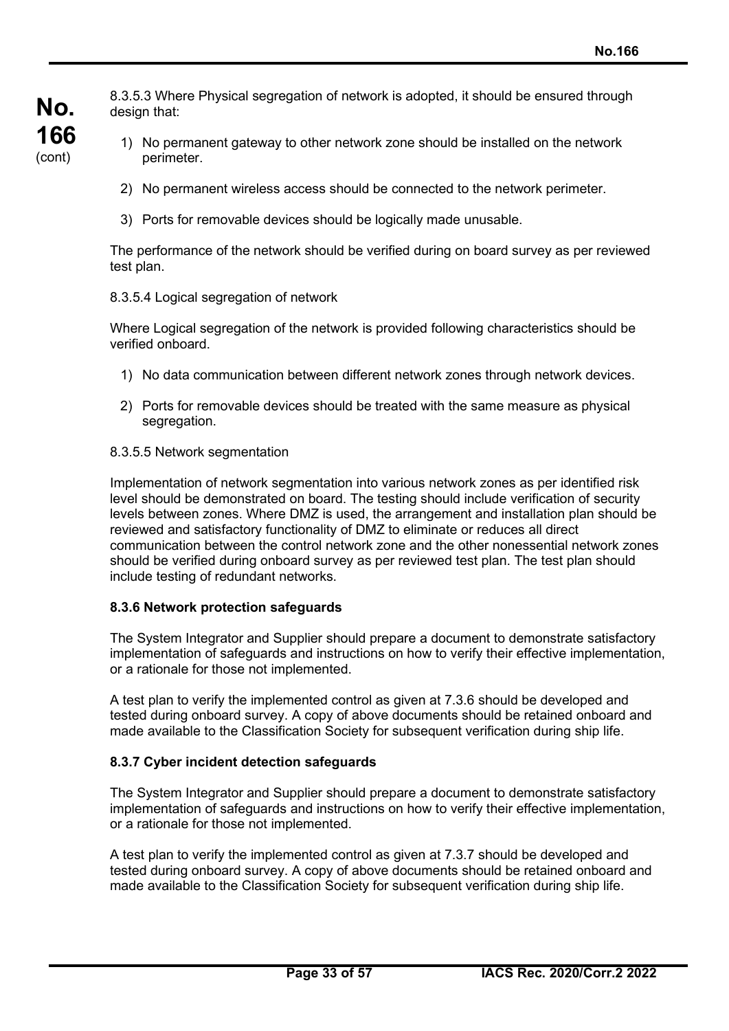8.3.5.3 Where Physical segregation of network is adopted, it should be ensured through design that:

1) No permanent gateway to other network zone should be installed on the network perimeter.
2) No permanent wireless access should be connected to the network perimeter.
3) Ports for removable devices should be logically made unusable.

The performance of the network should be verified during on board survey as per reviewed test plan.

8.3.5.4 Logical segregation of network

Where Logical segregation of the network is provided following characteristics should be verified onboard.

1) No data communication between different network zones through network devices.
2) Ports for removable devices should be treated with the same measure as physical segregation.

8.3.5.5 Network segmentation

Implementation of network segmentation into various network zones as per identified risk level should be demonstrated on board. The testing should include verification of security levels between zones. Where DMZ is used, the arrangement and installation plan should be reviewed and satisfactory functionality of DMZ to eliminate or reduces all direct communication between the control network zone and the other nonessential network zones should be verified during onboard survey as per reviewed test plan. The test plan should include testing of redundant networks.

**8.3.6 Network protection safeguards**

The System Integrator and Supplier should prepare a document to demonstrate satisfactory implementation of safeguards and instructions on how to verify their effective implementation, or a rationale for those not implemented.

A test plan to verify the implemented control as given at 7.3.6 should be developed and tested during onboard survey. A copy of above documents should be retained onboard and made available to the Classification Society for subsequent verification during ship life.

**8.3.7 Cyber incident detection safeguards**

The System Integrator and Supplier should prepare a document to demonstrate satisfactory implementation of safeguards and instructions on how to verify their effective implementation, or a rationale for those not implemented.

A test plan to verify the implemented control as given at 7.3.7 should be developed and tested during onboard survey. A copy of above documents should be retained onboard and made available to the Classification Society for subsequent verification during ship life.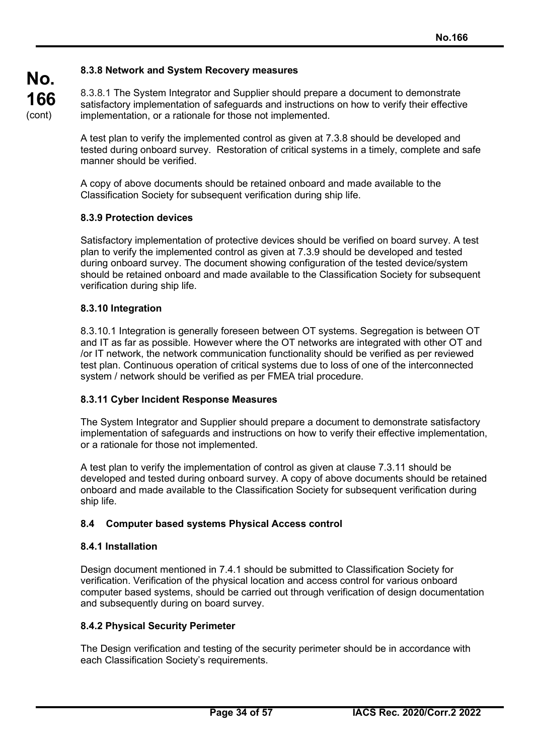#### 8.3.8 Network and System Recovery measures

8.3.8.1 The System Integrator and Supplier should prepare a document to demonstrate satisfactory implementation of safeguards and instructions on how to verify their effective implementation, or a rationale for those not implemented.

A test plan to verify the implemented control as given at 7.3.8 should be developed and tested during onboard survey. Restoration of critical systems in a timely, complete and safe manner should be verified.

A copy of above documents should be retained onboard and made available to the Classification Society for subsequent verification during ship life.

#### 8.3.9 Protection devices

Satisfactory implementation of protective devices should be verified on board survey. A test plan to verify the implemented control as given at 7.3.9 should be developed and tested during onboard survey. The document showing configuration of the tested device/system should be retained onboard and made available to the Classification Society for subsequent verification during ship life.

#### 8.3.10 Integration

8.3.10.1 Integration is generally foreseen between OT systems. Segregation is between OT and IT as far as possible. However where the OT networks are integrated with other OT and /or IT network, the network communication functionality should be verified as per reviewed test plan. Continuous operation of critical systems due to loss of one of the interconnected system / network should be verified as per FMEA trial procedure.

#### 8.3.11 Cyber Incident Response Measures

The System Integrator and Supplier should prepare a document to demonstrate satisfactory implementation of safeguards and instructions on how to verify their effective implementation, or a rationale for those not implemented.

A test plan to verify the implementation of control as given at clause 7.3.11 should be developed and tested during onboard survey. A copy of above documents should be retained onboard and made available to the Classification Society for subsequent verification during ship life.

### 8.4 Computer based systems Physical Access control

#### 8.4.1 Installation

Design document mentioned in 7.4.1 should be submitted to Classification Society for verification. Verification of the physical location and access control for various onboard computer based systems, should be carried out through verification of design documentation and subsequently during on board survey.

#### 8.4.2 Physical Security Perimeter

The Design verification and testing of the security perimeter should be in accordance with each Classification Society's requirements.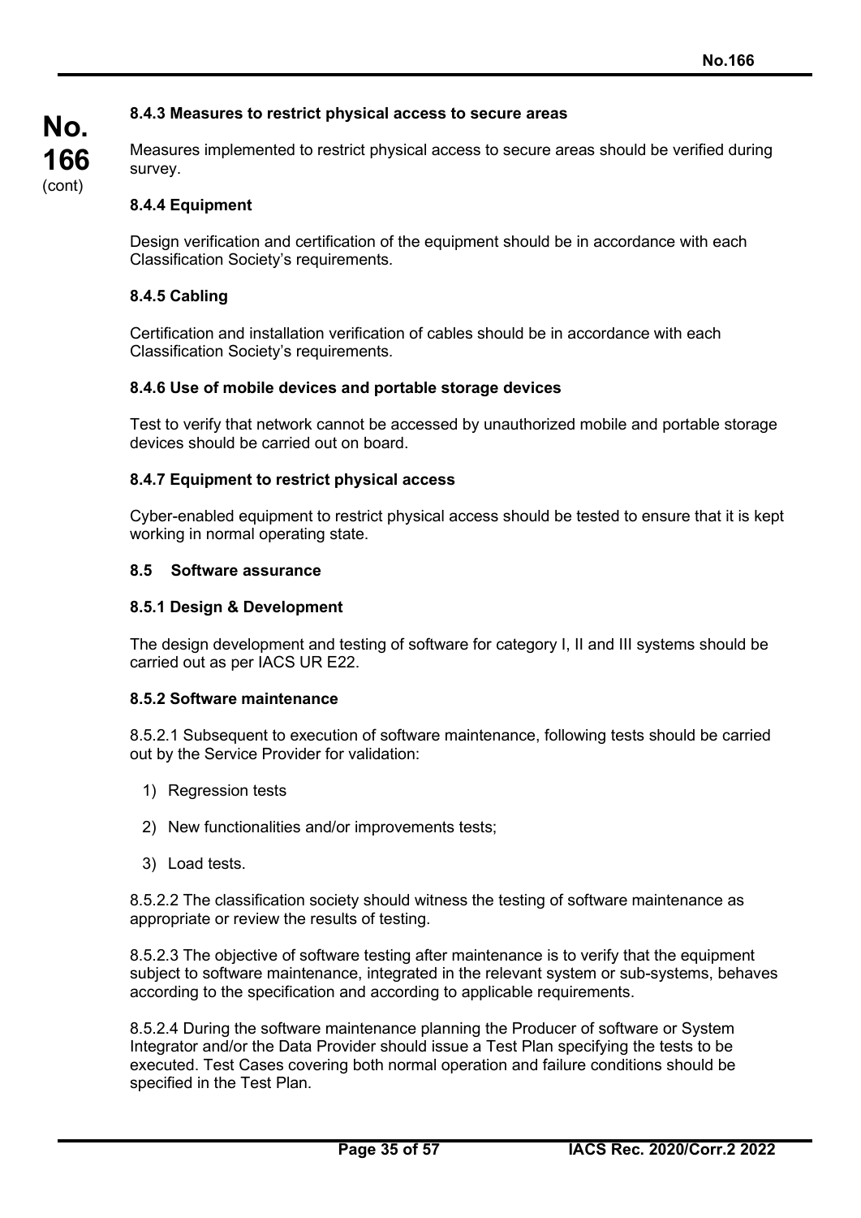### 8.4.3 Measures to restrict physical access to secure areas

Measures implemented to restrict physical access to secure areas should be verified during survey.

### 8.4.4 Equipment

Design verification and certification of the equipment should be in accordance with each Classification Society's requirements.

### 8.4.5 Cabling

Certification and installation verification of cables should be in accordance with each Classification Society's requirements.

### 8.4.6 Use of mobile devices and portable storage devices

Test to verify that network cannot be accessed by unauthorized mobile and portable storage devices should be carried out on board.

### 8.4.7 Equipment to restrict physical access

Cyber-enabled equipment to restrict physical access should be tested to ensure that it is kept working in normal operating state.

## 8.5 Software assurance

### 8.5.1 Design & Development

The design development and testing of software for category I, II and III systems should be carried out as per IACS UR E22.

### 8.5.2 Software maintenance

8.5.2.1 Subsequent to execution of software maintenance, following tests should be carried out by the Service Provider for validation:

1) Regression tests
2) New functionalities and/or improvements tests;
3) Load tests.

8.5.2.2 The classification society should witness the testing of software maintenance as appropriate or review the results of testing.

8.5.2.3 The objective of software testing after maintenance is to verify that the equipment subject to software maintenance, integrated in the relevant system or sub-systems, behaves according to the specification and according to applicable requirements.

8.5.2.4 During the software maintenance planning the Producer of software or System Integrator and/or the Data Provider should issue a Test Plan specifying the tests to be executed. Test Cases covering both normal operation and failure conditions should be specified in the Test Plan.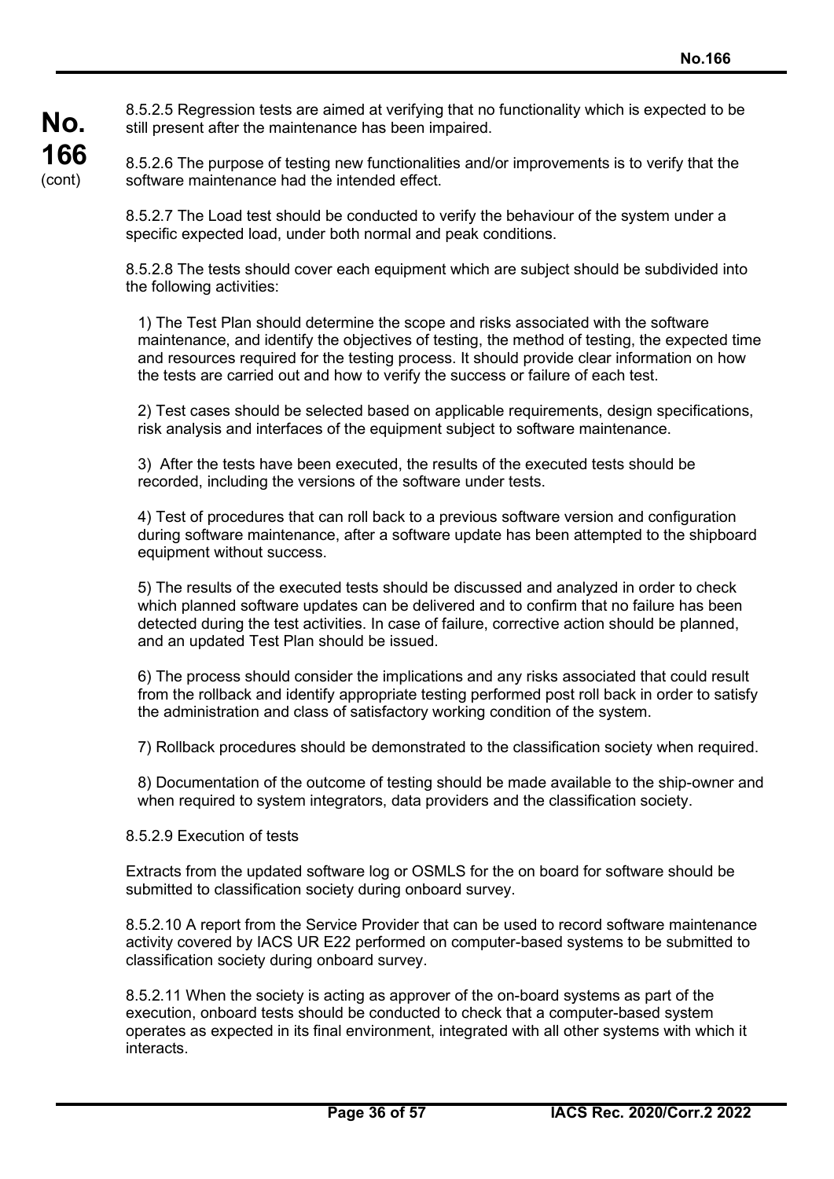8.5.2.5 Regression tests are aimed at verifying that no functionality which is expected to be still present after the maintenance has been impaired.

8.5.2.6 The purpose of testing new functionalities and/or improvements is to verify that the software maintenance had the intended effect.

8.5.2.7 The Load test should be conducted to verify the behaviour of the system under a specific expected load, under both normal and peak conditions.

8.5.2.8 The tests should cover each equipment which are subject should be subdivided into the following activities:

1) The Test Plan should determine the scope and risks associated with the software maintenance, and identify the objectives of testing, the method of testing, the expected time and resources required for the testing process. It should provide clear information on how the tests are carried out and how to verify the success or failure of each test.

2) Test cases should be selected based on applicable requirements, design specifications, risk analysis and interfaces of the equipment subject to software maintenance.

3) After the tests have been executed, the results of the executed tests should be recorded, including the versions of the software under tests.

4) Test of procedures that can roll back to a previous software version and configuration during software maintenance, after a software update has been attempted to the shipboard equipment without success.

5) The results of the executed tests should be discussed and analyzed in order to check which planned software updates can be delivered and to confirm that no failure has been detected during the test activities. In case of failure, corrective action should be planned, and an updated Test Plan should be issued.

6) The process should consider the implications and any risks associated that could result from the rollback and identify appropriate testing performed post roll back in order to satisfy the administration and class of satisfactory working condition of the system.

7) Rollback procedures should be demonstrated to the classification society when required.

8) Documentation of the outcome of testing should be made available to the ship-owner and when required to system integrators, data providers and the classification society.

8.5.2.9 Execution of tests

Extracts from the updated software log or OSMLS for the on board for software should be submitted to classification society during onboard survey.

8.5.2.10 A report from the Service Provider that can be used to record software maintenance activity covered by IACS UR E22 performed on computer-based systems to be submitted to classification society during onboard survey.

8.5.2.11 When the society is acting as approver of the on-board systems as part of the execution, onboard tests should be conducted to check that a computer-based system operates as expected in its final environment, integrated with all other systems with which it interacts.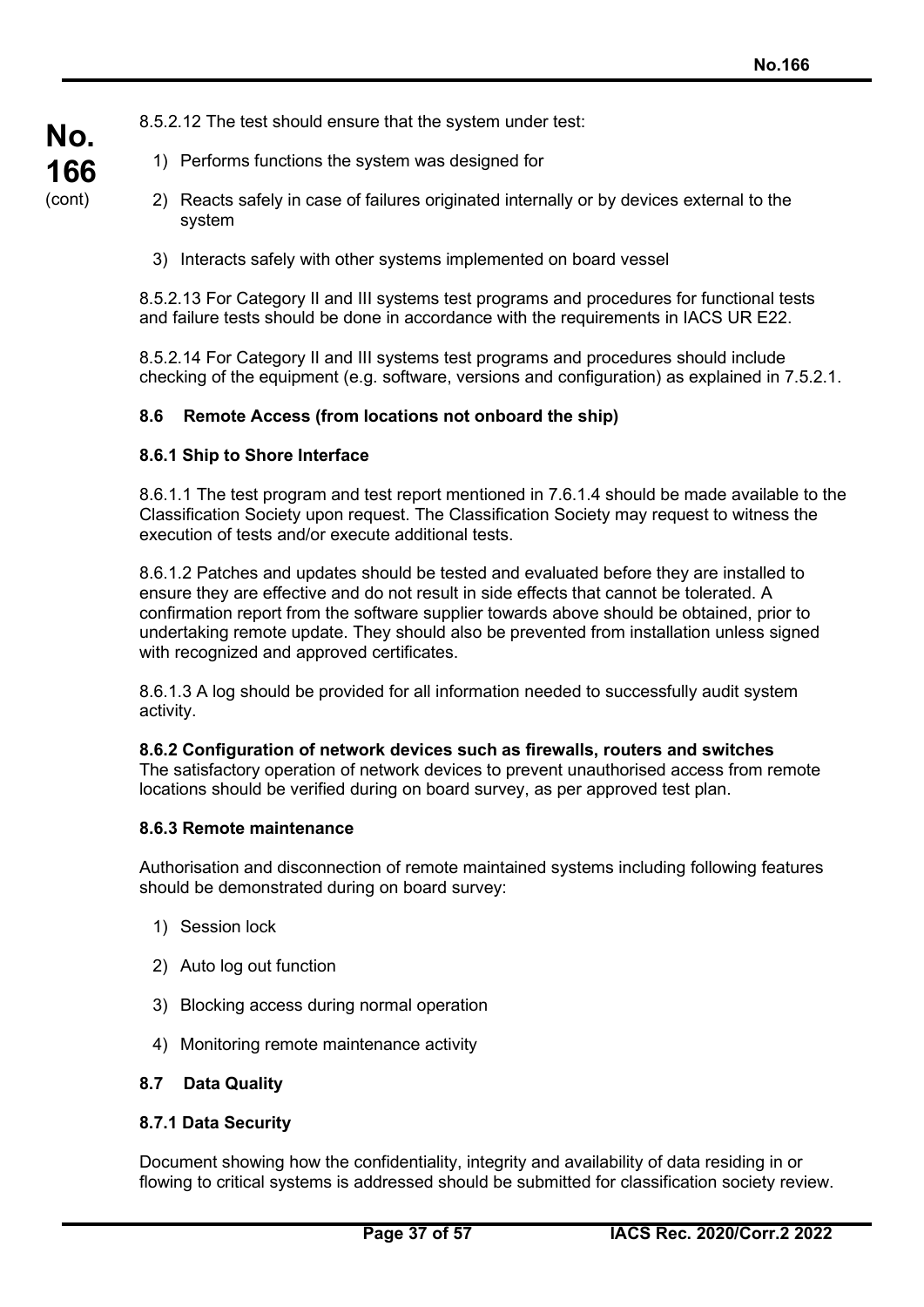8.5.2.12 The test should ensure that the system under test:

1) Performs functions the system was designed for

2) Reacts safely in case of failures originated internally or by devices external to the system

3) Interacts safely with other systems implemented on board vessel

8.5.2.13 For Category II and III systems test programs and procedures for functional tests and failure tests should be done in accordance with the requirements in IACS UR E22.

8.5.2.14 For Category II and III systems test programs and procedures should include checking of the equipment (e.g. software, versions and configuration) as explained in 7.5.2.1.

### 8.6 Remote Access (from locations not onboard the ship)

#### 8.6.1 Ship to Shore Interface

8.6.1.1 The test program and test report mentioned in 7.6.1.4 should be made available to the Classification Society upon request. The Classification Society may request to witness the execution of tests and/or execute additional tests.

8.6.1.2 Patches and updates should be tested and evaluated before they are installed to ensure they are effective and do not result in side effects that cannot be tolerated. A confirmation report from the software supplier towards above should be obtained, prior to undertaking remote update. They should also be prevented from installation unless signed with recognized and approved certificates.

8.6.1.3 A log should be provided for all information needed to successfully audit system activity.

#### 8.6.2 Configuration of network devices such as firewalls, routers and switches

The satisfactory operation of network devices to prevent unauthorised access from remote locations should be verified during on board survey, as per approved test plan.

#### 8.6.3 Remote maintenance

Authorisation and disconnection of remote maintained systems including following features should be demonstrated during on board survey:

1) Session lock

2) Auto log out function

3) Blocking access during normal operation

4) Monitoring remote maintenance activity

### 8.7 Data Quality

#### 8.7.1 Data Security

Document showing how the confidentiality, integrity and availability of data residing in or flowing to critical systems is addressed should be submitted for classification society review.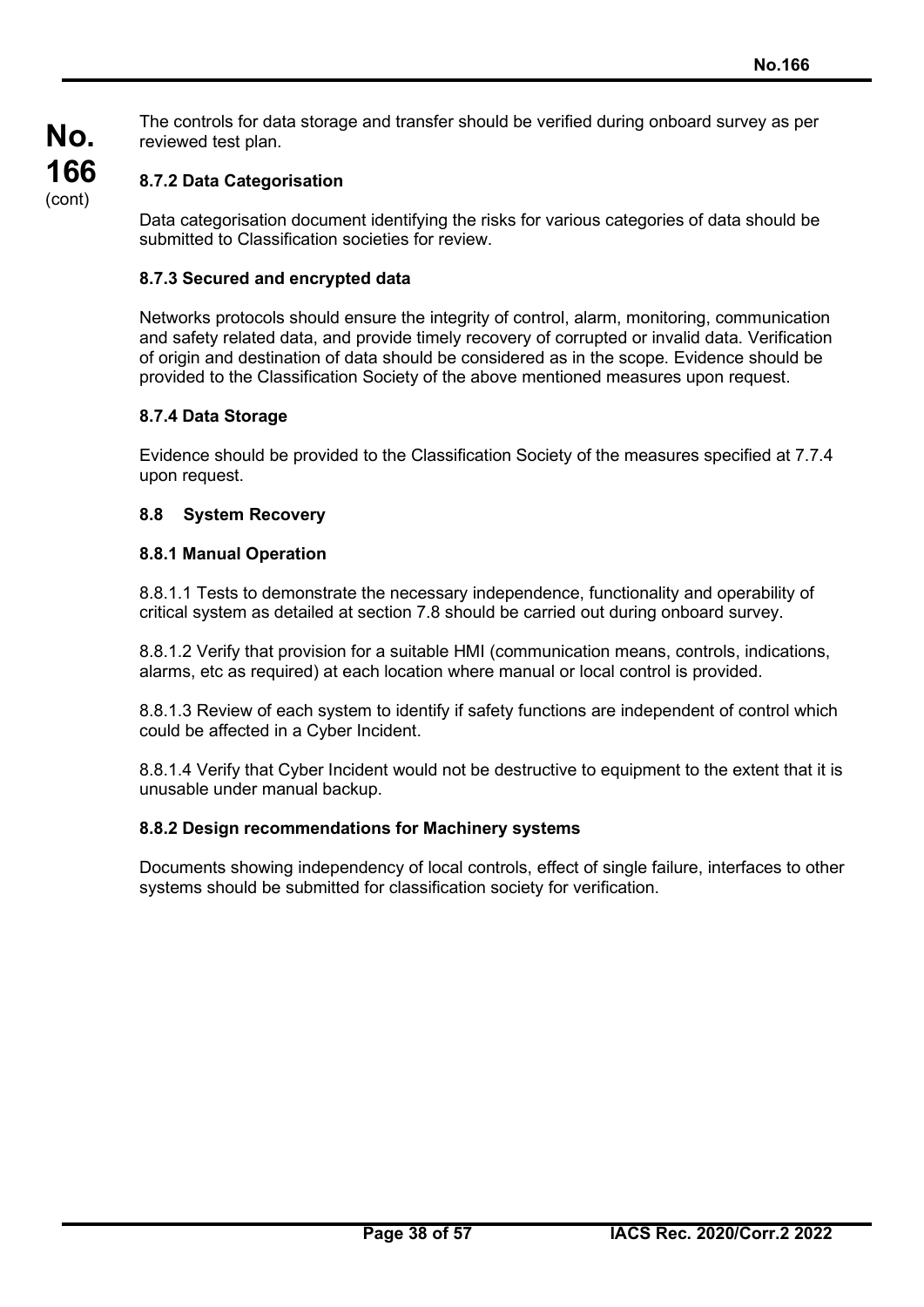The controls for data storage and transfer should be verified during onboard survey as per reviewed test plan.

### 8.7.2 Data Categorisation

Data categorisation document identifying the risks for various categories of data should be submitted to Classification societies for review.

### 8.7.3 Secured and encrypted data

Networks protocols should ensure the integrity of control, alarm, monitoring, communication and safety related data, and provide timely recovery of corrupted or invalid data. Verification of origin and destination of data should be considered as in the scope. Evidence should be provided to the Classification Society of the above mentioned measures upon request.

### 8.7.4 Data Storage

Evidence should be provided to the Classification Society of the measures specified at 7.7.4 upon request.

## 8.8 System Recovery

### 8.8.1 Manual Operation

8.8.1.1 Tests to demonstrate the necessary independence, functionality and operability of critical system as detailed at section 7.8 should be carried out during onboard survey.

8.8.1.2 Verify that provision for a suitable HMI (communication means, controls, indications, alarms, etc as required) at each location where manual or local control is provided.

8.8.1.3 Review of each system to identify if safety functions are independent of control which could be affected in a Cyber Incident.

8.8.1.4 Verify that Cyber Incident would not be destructive to equipment to the extent that it is unusable under manual backup.

### 8.8.2 Design recommendations for Machinery systems

Documents showing independency of local controls, effect of single failure, interfaces to other systems should be submitted for classification society for verification.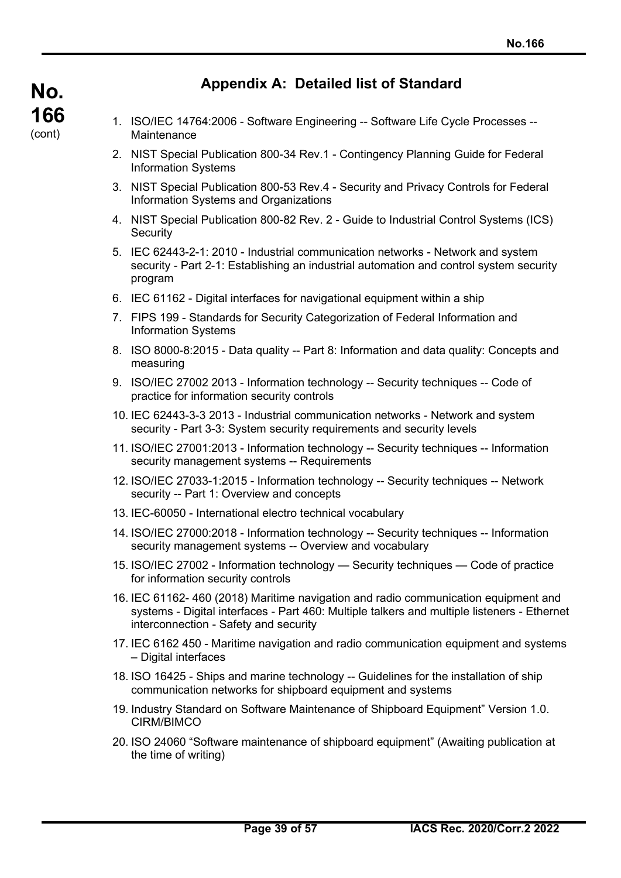## Appendix A: Detailed list of Standard

1. ISO/IEC 14764:2006 - Software Engineering -- Software Life Cycle Processes -- Maintenance
2. NIST Special Publication 800-34 Rev.1 - Contingency Planning Guide for Federal Information Systems
3. NIST Special Publication 800-53 Rev.4 - Security and Privacy Controls for Federal Information Systems and Organizations
4. NIST Special Publication 800-82 Rev. 2 - Guide to Industrial Control Systems (ICS) Security
5. IEC 62443-2-1: 2010 - Industrial communication networks - Network and system security - Part 2-1: Establishing an industrial automation and control system security program
6. IEC 61162 - Digital interfaces for navigational equipment within a ship
7. FIPS 199 - Standards for Security Categorization of Federal Information and Information Systems
8. ISO 8000-8:2015 - Data quality -- Part 8: Information and data quality: Concepts and measuring
9. ISO/IEC 27002 2013 - Information technology -- Security techniques -- Code of practice for information security controls
10. IEC 62443-3-3 2013 - Industrial communication networks - Network and system security - Part 3-3: System security requirements and security levels
11. ISO/IEC 27001:2013 - Information technology -- Security techniques -- Information security management systems -- Requirements
12. ISO/IEC 27033-1:2015 - Information technology -- Security techniques -- Network security -- Part 1: Overview and concepts
13. IEC-60050 - International electro technical vocabulary
14. ISO/IEC 27000:2018 - Information technology -- Security techniques -- Information security management systems -- Overview and vocabulary
15. ISO/IEC 27002 - Information technology — Security techniques — Code of practice for information security controls
16. IEC 61162- 460 (2018) Maritime navigation and radio communication equipment and systems - Digital interfaces - Part 460: Multiple talkers and multiple listeners - Ethernet interconnection - Safety and security
17. IEC 6162 450 - Maritime navigation and radio communication equipment and systems – Digital interfaces
18. ISO 16425 - Ships and marine technology -- Guidelines for the installation of ship communication networks for shipboard equipment and systems
19. Industry Standard on Software Maintenance of Shipboard Equipment" Version 1.0. CIRM/BIMCO
20. ISO 24060 "Software maintenance of shipboard equipment" (Awaiting publication at the time of writing)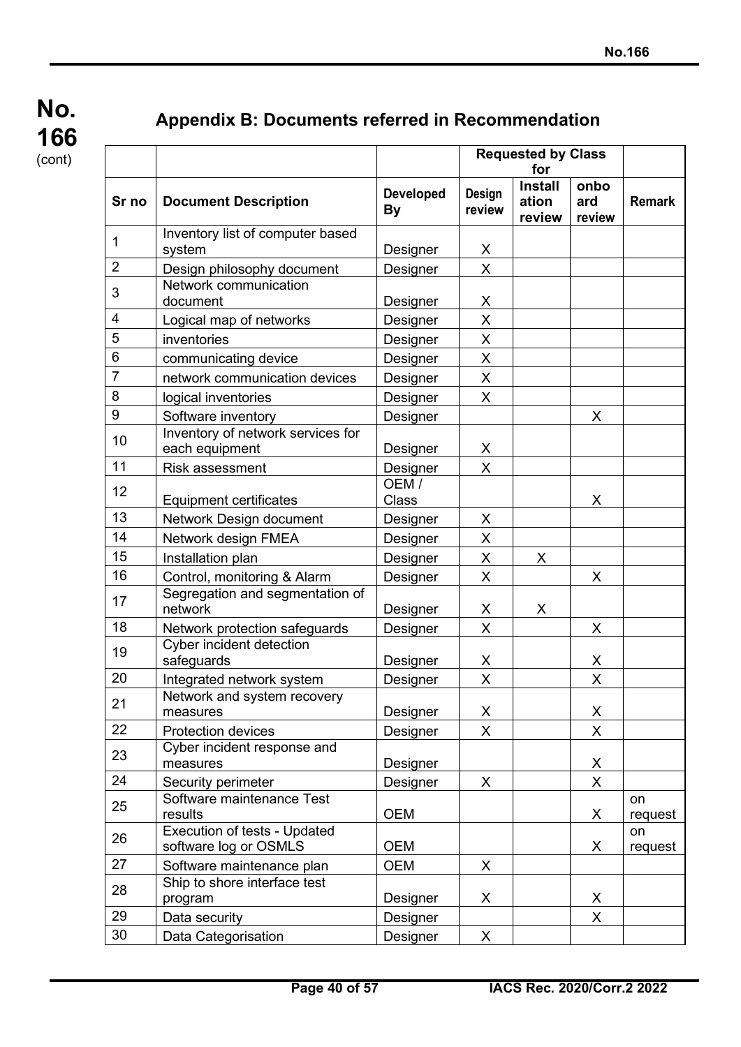## Appendix B: Documents referred in Recommendation

| | | | Requested by Class for | | | |
|---|---|---|---|---|---|---|
| **Sr no** | **Document Description** | **Developed By** | **Design review** | **Installation review** | **onboard review** | **Remark** |
| 1 | Inventory list of computer based system | Designer | X | | | |
| 2 | Design philosophy document | Designer | X | | | |
| 3 | Network communication document | Designer | X | | | |
| 4 | Logical map of networks | Designer | X | | | |
| 5 | inventories | Designer | X | | | |
| 6 | communicating device | Designer | X | | | |
| 7 | network communication devices | Designer | X | | | |
| 8 | logical inventories | Designer | X | | | |
| 9 | Software inventory | Designer | | | X | |
| 10 | Inventory of network services for each equipment | Designer | X | | | |
| 11 | Risk assessment | Designer | X | | | |
| 12 | Equipment certificates | OEM / Class | | | X | |
| 13 | Network Design document | Designer | X | | | |
| 14 | Network design FMEA | Designer | X | | | |
| 15 | Installation plan | Designer | X | X | | |
| 16 | Control, monitoring & Alarm | Designer | X | | X | |
| 17 | Segregation and segmentation of network | Designer | X | X | | |
| 18 | Network protection safeguards | Designer | X | | X | |
| 19 | Cyber incident detection safeguards | Designer | X | | X | |
| 20 | Integrated network system | Designer | X | | X | |
| 21 | Network and system recovery measures | Designer | X | | X | |
| 22 | Protection devices | Designer | X | | X | |
| 23 | Cyber incident response and measures | Designer | | | X | |
| 24 | Security perimeter | Designer | X | | X | |
| 25 | Software maintenance Test results | OEM | | | X | on request |
| 26 | Execution of tests - Updated software log or OSMLS | OEM | | | X | on request |
| 27 | Software maintenance plan | OEM | X | | | |
| 28 | Ship to shore interface test program | Designer | X | | X | |
| 29 | Data security | Designer | | | X | |
| 30 | Data Categorisation | Designer | X | | | |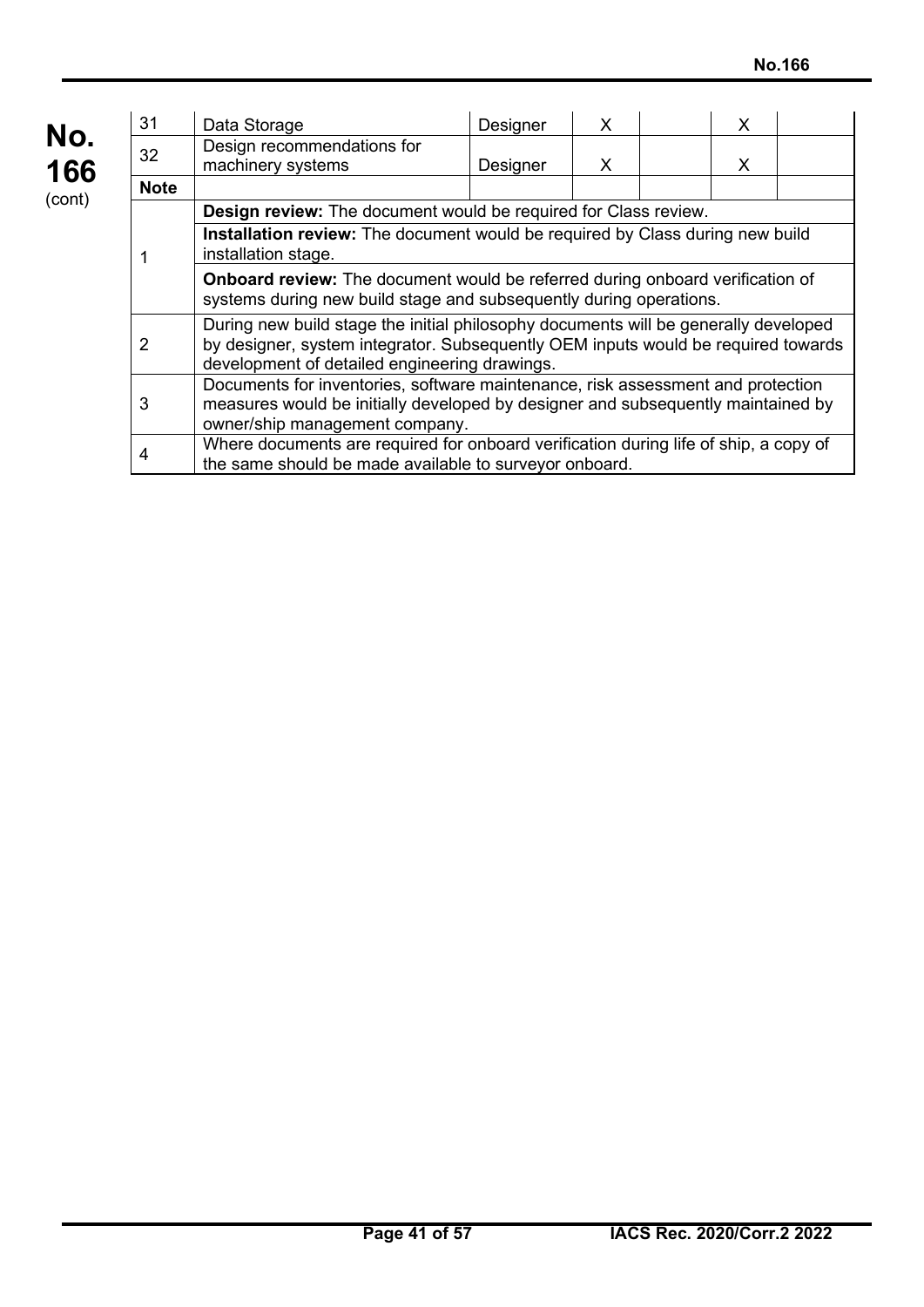| 31 | Data Storage | Designer | X | | X | |
|---|---|---|---|---|---|---|
| 32 | Design recommendations for machinery systems | Designer | X | | X | |
| **Note** | | | | | | |
| 1 | **Design review:** The document would be required for Class review. | | | | | |
| | **Installation review:** The document would be required by Class during new build installation stage. | | | | | |
| | **Onboard review:** The document would be referred during onboard verification of systems during new build stage and subsequently during operations. | | | | | |
| 2 | During new build stage the initial philosophy documents will be generally developed by designer, system integrator. Subsequently OEM inputs would be required towards development of detailed engineering drawings. | | | | | |
| 3 | Documents for inventories, software maintenance, risk assessment and protection measures would be initially developed by designer and subsequently maintained by owner/ship management company. | | | | | |
| 4 | Where documents are required for onboard verification during life of ship, a copy of the same should be made available to surveyor onboard. | | | | | |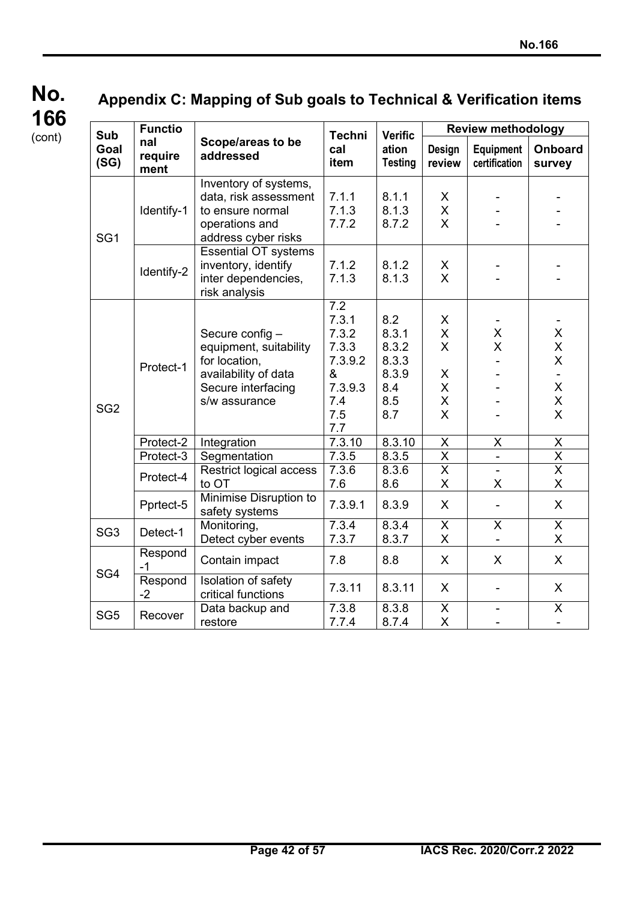## Appendix C: Mapping of Sub goals to Technical & Verification items

| Sub Goal (SG) | Functional requirement | Scope/areas to be addressed | Technical item | Verification Testing | Review methodology | | |
|---|---|---|---|---|---|---|---|
| | | | | | Design review | Equipment certification | Onboard survey |
| SG1 | Identify-1 | Inventory of systems, data, risk assessment to ensure normal operations and address cyber risks | 7.1.1<br>7.1.3<br>7.7.2 | 8.1.1<br>8.1.3<br>8.7.2 | X<br>X<br>X | -<br>-<br>- | -<br>-<br>- |
| | Identify-2 | Essential OT systems inventory, identify inter dependencies, risk analysis | 7.1.2<br>7.1.3 | 8.1.2<br>8.1.3 | X<br>X | -<br>- | -<br>- |
| SG2 | Protect-1 | Secure config – equipment, suitability for location, availability of data Secure interfacing s/w assurance | 7.2<br>7.3.1<br>7.3.2<br>7.3.3<br>7.3.9.2 & 7.3.9.3<br>7.4<br>7.5<br>7.7 | 8.2<br>8.3.1<br>8.3.2<br>8.3.3<br>8.3.9<br>8.4<br>8.5<br>8.7 | X<br>X<br>X<br>X<br>X<br>X<br>X | -<br>X<br>X<br>-<br>-<br>-<br>- | -<br>X<br>X<br>X<br>-<br>X<br>X<br>X |
| | Protect-2 | Integration | 7.3.10 | 8.3.10 | X | X | X |
| | Protect-3 | Segmentation | 7.3.5 | 8.3.5 | X | - | X |
| | Protect-4 | Restrict logical access to OT | 7.3.6<br>7.6 | 8.3.6<br>8.6 | X<br>X | -<br>X | X<br>X |
| | Pprtect-5 | Minimise Disruption to safety systems | 7.3.9.1 | 8.3.9 | X | - | X |
| SG3 | Detect-1 | Monitoring,<br>Detect cyber events | 7.3.4<br>7.3.7 | 8.3.4<br>8.3.7 | X<br>X | X<br>- | X<br>X |
| SG4 | Respond -1 | Contain impact | 7.8 | 8.8 | X | X | X |
| | Respond -2 | Isolation of safety critical functions | 7.3.11 | 8.3.11 | X | - | X |
| SG5 | Recover | Data backup and restore | 7.3.8<br>7.7.4 | 8.3.8<br>8.7.4 | X<br>X | -<br>- | X<br>- |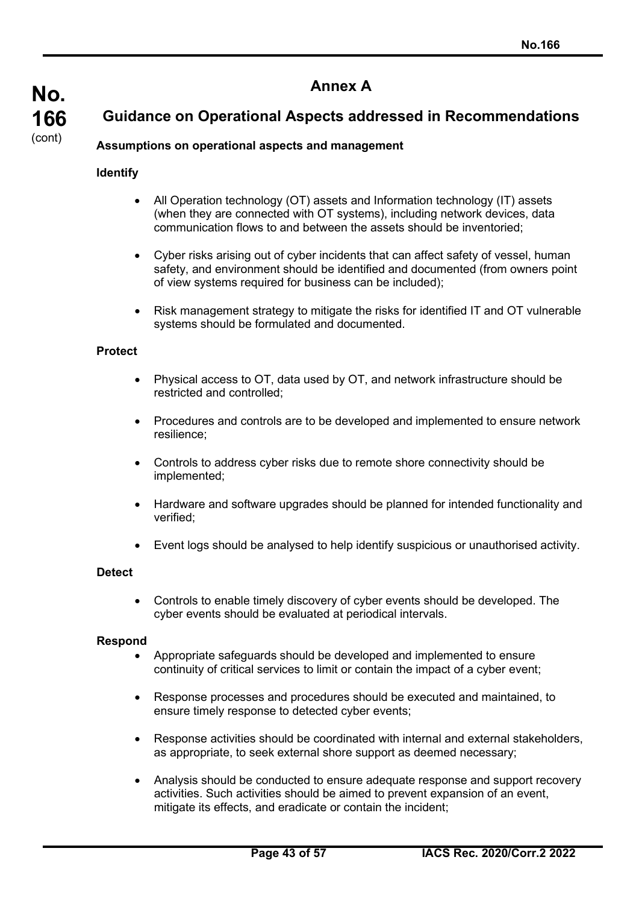# Annex A

## Guidance on Operational Aspects addressed in Recommendations

**Assumptions on operational aspects and management**

**Identify**

- All Operation technology (OT) assets and Information technology (IT) assets (when they are connected with OT systems), including network devices, data communication flows to and between the assets should be inventoried;
- Cyber risks arising out of cyber incidents that can affect safety of vessel, human safety, and environment should be identified and documented (from owners point of view systems required for business can be included);
- Risk management strategy to mitigate the risks for identified IT and OT vulnerable systems should be formulated and documented.

**Protect**

- Physical access to OT, data used by OT, and network infrastructure should be restricted and controlled;
- Procedures and controls are to be developed and implemented to ensure network resilience;
- Controls to address cyber risks due to remote shore connectivity should be implemented;
- Hardware and software upgrades should be planned for intended functionality and verified;
- Event logs should be analysed to help identify suspicious or unauthorised activity.

**Detect**

- Controls to enable timely discovery of cyber events should be developed. The cyber events should be evaluated at periodical intervals.

**Respond**

- Appropriate safeguards should be developed and implemented to ensure continuity of critical services to limit or contain the impact of a cyber event;
- Response processes and procedures should be executed and maintained, to ensure timely response to detected cyber events;
- Response activities should be coordinated with internal and external stakeholders, as appropriate, to seek external shore support as deemed necessary;
- Analysis should be conducted to ensure adequate response and support recovery activities. Such activities should be aimed to prevent expansion of an event, mitigate its effects, and eradicate or contain the incident;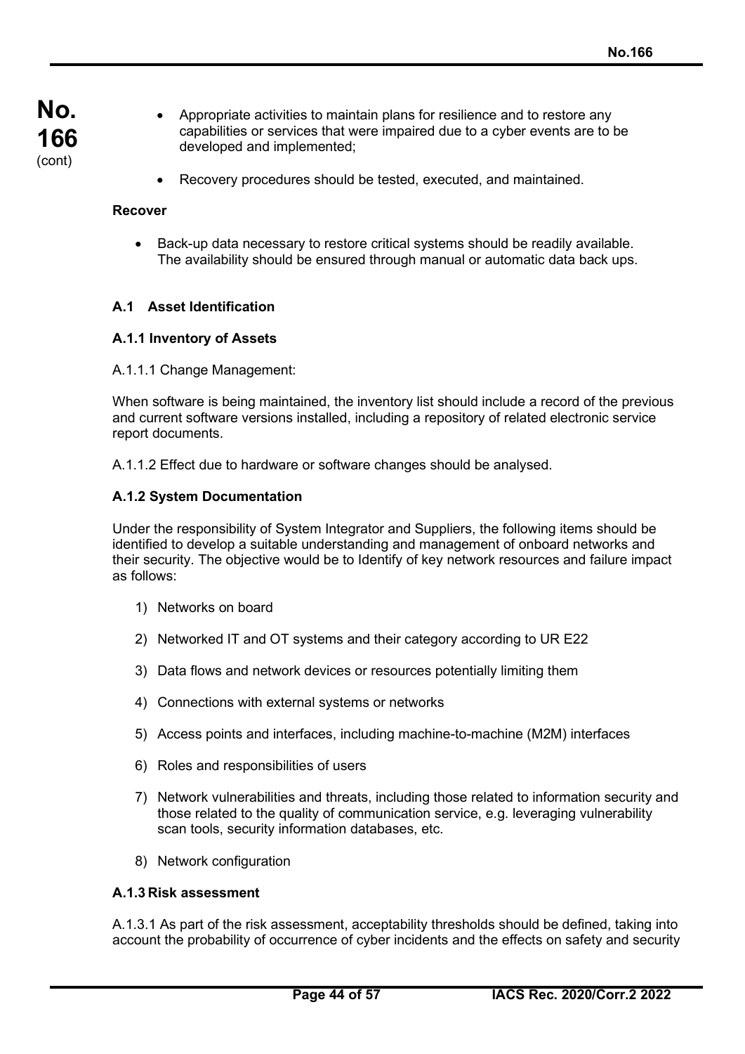- Appropriate activities to maintain plans for resilience and to restore any capabilities or services that were impaired due to a cyber events are to be developed and implemented;
- Recovery procedures should be tested, executed, and maintained.

**Recover**

- Back-up data necessary to restore critical systems should be readily available. The availability should be ensured through manual or automatic data back ups.

### A.1 Asset Identification

#### A.1.1 Inventory of Assets

A.1.1.1 Change Management:

When software is being maintained, the inventory list should include a record of the previous and current software versions installed, including a repository of related electronic service report documents.

A.1.1.2 Effect due to hardware or software changes should be analysed.

#### A.1.2 System Documentation

Under the responsibility of System Integrator and Suppliers, the following items should be identified to develop a suitable understanding and management of onboard networks and their security. The objective would be to Identify of key network resources and failure impact as follows:

1) Networks on board
2) Networked IT and OT systems and their category according to UR E22
3) Data flows and network devices or resources potentially limiting them
4) Connections with external systems or networks
5) Access points and interfaces, including machine-to-machine (M2M) interfaces
6) Roles and responsibilities of users
7) Network vulnerabilities and threats, including those related to information security and those related to the quality of communication service, e.g. leveraging vulnerability scan tools, security information databases, etc.
8) Network configuration

#### A.1.3 Risk assessment

A.1.3.1 As part of the risk assessment, acceptability thresholds should be defined, taking into account the probability of occurrence of cyber incidents and the effects on safety and security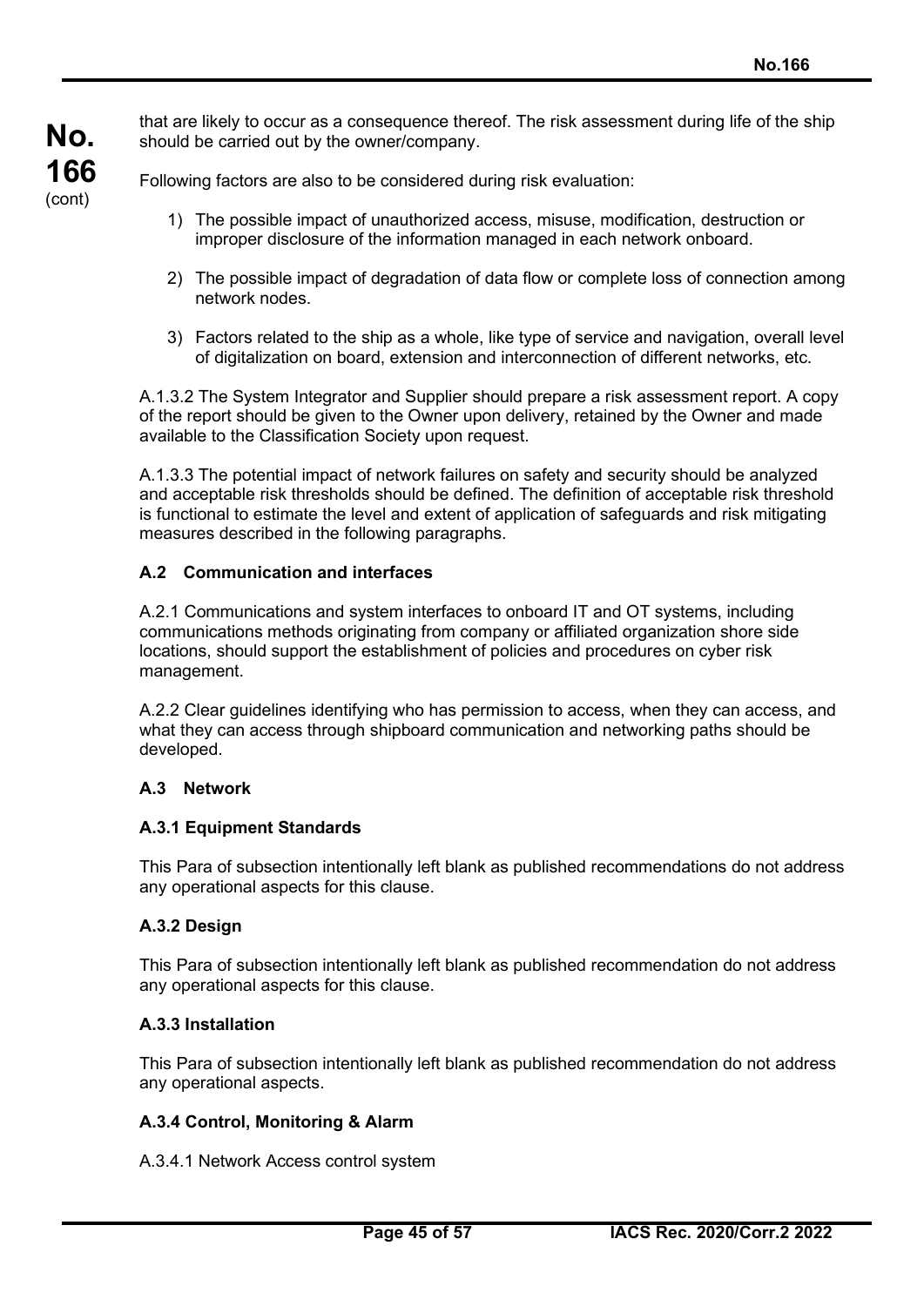that are likely to occur as a consequence thereof. The risk assessment during life of the ship should be carried out by the owner/company.

Following factors are also to be considered during risk evaluation:

1) The possible impact of unauthorized access, misuse, modification, destruction or improper disclosure of the information managed in each network onboard.

2) The possible impact of degradation of data flow or complete loss of connection among network nodes.

3) Factors related to the ship as a whole, like type of service and navigation, overall level of digitalization on board, extension and interconnection of different networks, etc.

A.1.3.2 The System Integrator and Supplier should prepare a risk assessment report. A copy of the report should be given to the Owner upon delivery, retained by the Owner and made available to the Classification Society upon request.

A.1.3.3 The potential impact of network failures on safety and security should be analyzed and acceptable risk thresholds should be defined. The definition of acceptable risk threshold is functional to estimate the level and extent of application of safeguards and risk mitigating measures described in the following paragraphs.

## A.2 Communication and interfaces

A.2.1 Communications and system interfaces to onboard IT and OT systems, including communications methods originating from company or affiliated organization shore side locations, should support the establishment of policies and procedures on cyber risk management.

A.2.2 Clear guidelines identifying who has permission to access, when they can access, and what they can access through shipboard communication and networking paths should be developed.

## A.3 Network

### A.3.1 Equipment Standards

This Para of subsection intentionally left blank as published recommendations do not address any operational aspects for this clause.

### A.3.2 Design

This Para of subsection intentionally left blank as published recommendation do not address any operational aspects for this clause.

### A.3.3 Installation

This Para of subsection intentionally left blank as published recommendation do not address any operational aspects.

### A.3.4 Control, Monitoring & Alarm

A.3.4.1 Network Access control system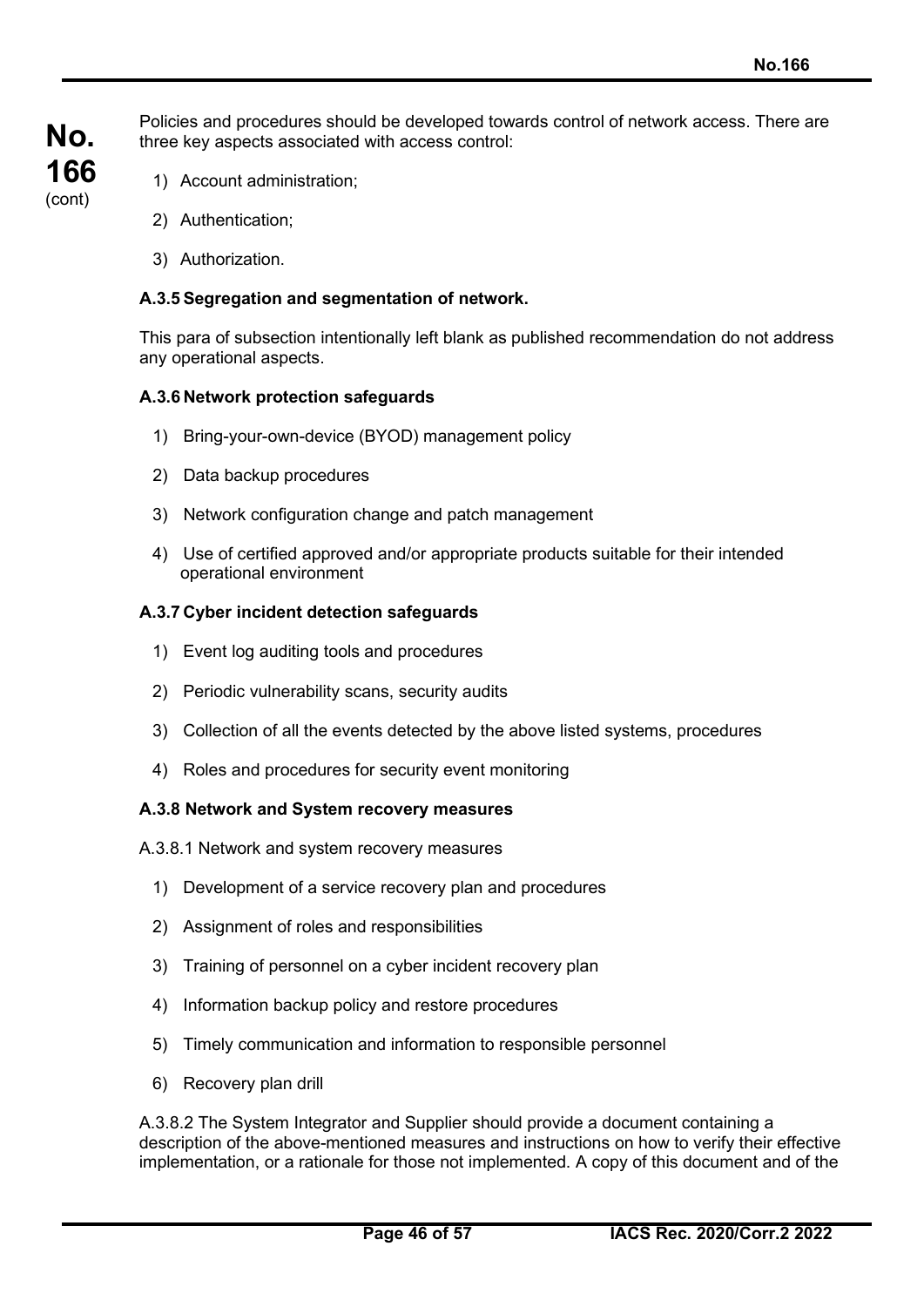Policies and procedures should be developed towards control of network access. There are three key aspects associated with access control:

1) Account administration;
2) Authentication;
3) Authorization.

### A.3.5 Segregation and segmentation of network.

This para of subsection intentionally left blank as published recommendation do not address any operational aspects.

### A.3.6 Network protection safeguards

1) Bring-your-own-device (BYOD) management policy
2) Data backup procedures
3) Network configuration change and patch management
4) Use of certified approved and/or appropriate products suitable for their intended operational environment

### A.3.7 Cyber incident detection safeguards

1) Event log auditing tools and procedures
2) Periodic vulnerability scans, security audits
3) Collection of all the events detected by the above listed systems, procedures
4) Roles and procedures for security event monitoring

### A.3.8 Network and System recovery measures

A.3.8.1 Network and system recovery measures

1) Development of a service recovery plan and procedures
2) Assignment of roles and responsibilities
3) Training of personnel on a cyber incident recovery plan
4) Information backup policy and restore procedures
5) Timely communication and information to responsible personnel
6) Recovery plan drill

A.3.8.2 The System Integrator and Supplier should provide a document containing a description of the above-mentioned measures and instructions on how to verify their effective implementation, or a rationale for those not implemented. A copy of this document and of the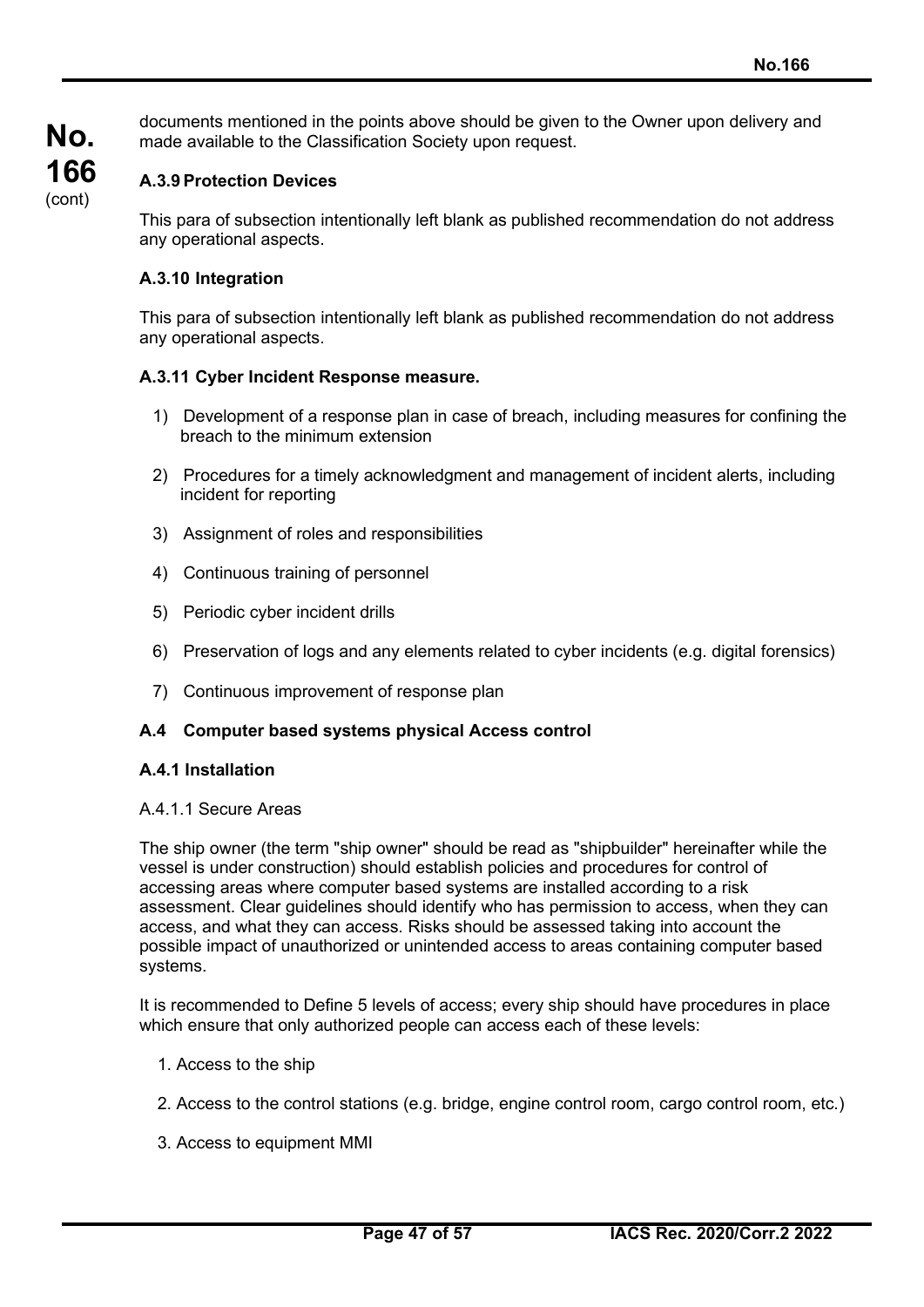documents mentioned in the points above should be given to the Owner upon delivery and made available to the Classification Society upon request.

### A.3.9 Protection Devices

This para of subsection intentionally left blank as published recommendation do not address any operational aspects.

### A.3.10 Integration

This para of subsection intentionally left blank as published recommendation do not address any operational aspects.

### A.3.11 Cyber Incident Response measure.

1) Development of a response plan in case of breach, including measures for confining the breach to the minimum extension
2) Procedures for a timely acknowledgment and management of incident alerts, including incident for reporting
3) Assignment of roles and responsibilities
4) Continuous training of personnel
5) Periodic cyber incident drills
6) Preservation of logs and any elements related to cyber incidents (e.g. digital forensics)
7) Continuous improvement of response plan

## A.4 Computer based systems physical Access control

### A.4.1 Installation

A.4.1.1 Secure Areas

The ship owner (the term "ship owner" should be read as "shipbuilder" hereinafter while the vessel is under construction) should establish policies and procedures for control of accessing areas where computer based systems are installed according to a risk assessment. Clear guidelines should identify who has permission to access, when they can access, and what they can access. Risks should be assessed taking into account the possible impact of unauthorized or unintended access to areas containing computer based systems.

It is recommended to Define 5 levels of access; every ship should have procedures in place which ensure that only authorized people can access each of these levels:

1. Access to the ship
2. Access to the control stations (e.g. bridge, engine control room, cargo control room, etc.)
3. Access to equipment MMI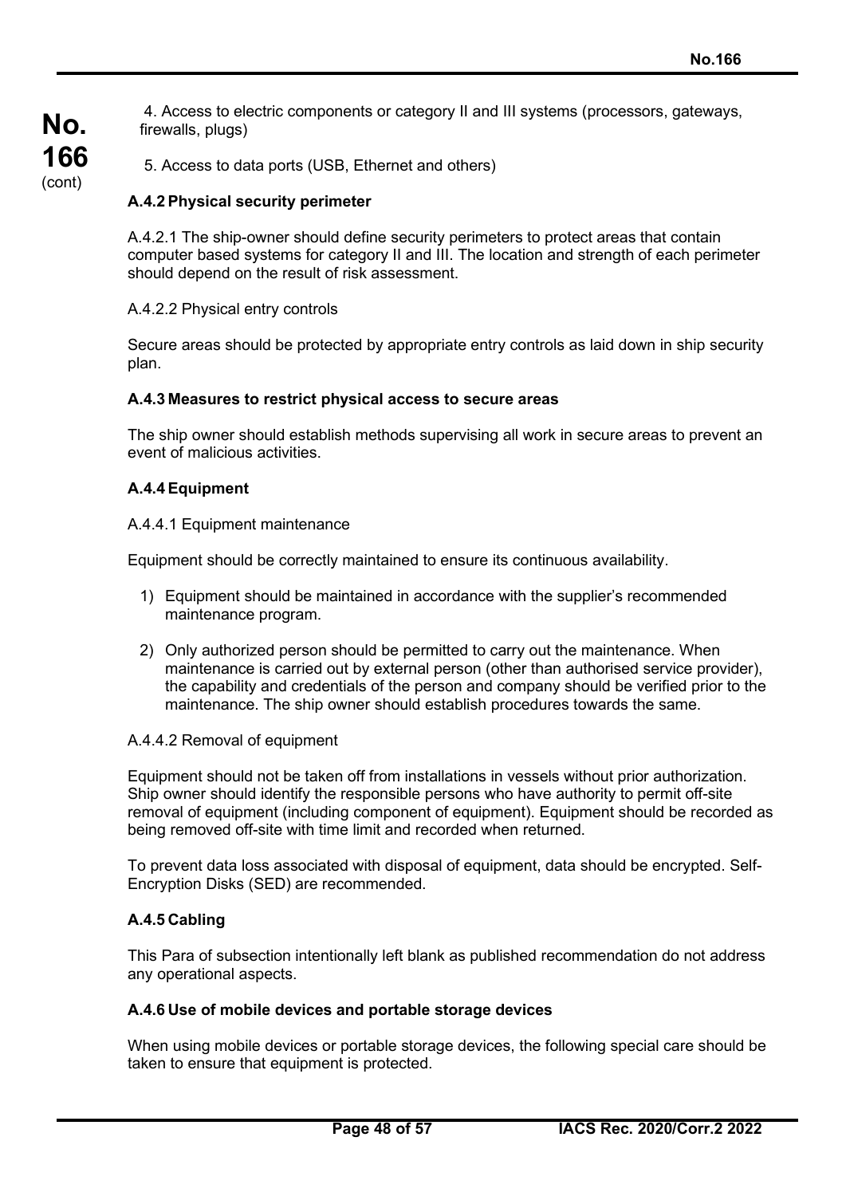4. Access to electric components or category II and III systems (processors, gateways, firewalls, plugs)

5. Access to data ports (USB, Ethernet and others)

### A.4.2 Physical security perimeter

A.4.2.1 The ship-owner should define security perimeters to protect areas that contain computer based systems for category II and III. The location and strength of each perimeter should depend on the result of risk assessment.

A.4.2.2 Physical entry controls

Secure areas should be protected by appropriate entry controls as laid down in ship security plan.

### A.4.3 Measures to restrict physical access to secure areas

The ship owner should establish methods supervising all work in secure areas to prevent an event of malicious activities.

### A.4.4 Equipment

A.4.4.1 Equipment maintenance

Equipment should be correctly maintained to ensure its continuous availability.

1) Equipment should be maintained in accordance with the supplier's recommended maintenance program.

2) Only authorized person should be permitted to carry out the maintenance. When maintenance is carried out by external person (other than authorised service provider), the capability and credentials of the person and company should be verified prior to the maintenance. The ship owner should establish procedures towards the same.

A.4.4.2 Removal of equipment

Equipment should not be taken off from installations in vessels without prior authorization. Ship owner should identify the responsible persons who have authority to permit off-site removal of equipment (including component of equipment). Equipment should be recorded as being removed off-site with time limit and recorded when returned.

To prevent data loss associated with disposal of equipment, data should be encrypted. Self-Encryption Disks (SED) are recommended.

### A.4.5 Cabling

This Para of subsection intentionally left blank as published recommendation do not address any operational aspects.

### A.4.6 Use of mobile devices and portable storage devices

When using mobile devices or portable storage devices, the following special care should be taken to ensure that equipment is protected.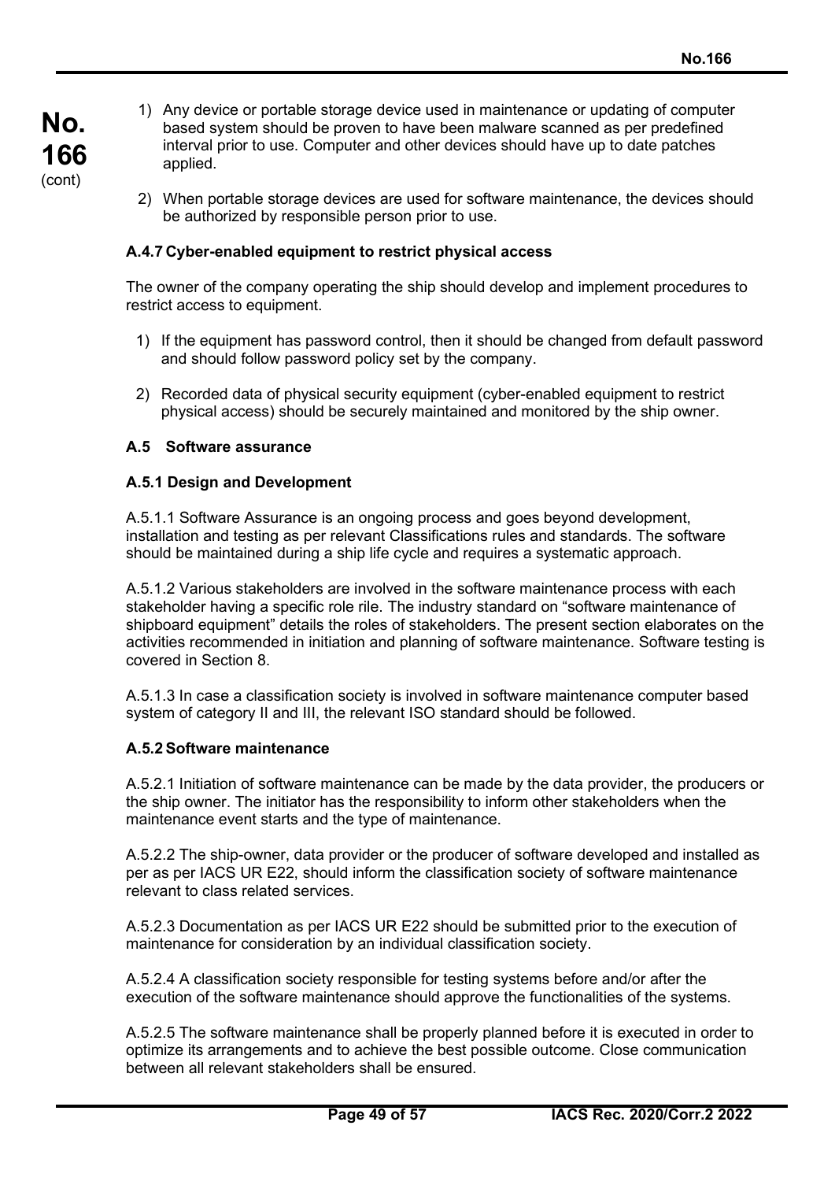1) Any device or portable storage device used in maintenance or updating of computer based system should be proven to have been malware scanned as per predefined interval prior to use. Computer and other devices should have up to date patches applied.

2) When portable storage devices are used for software maintenance, the devices should be authorized by responsible person prior to use.

### A.4.7 Cyber-enabled equipment to restrict physical access

The owner of the company operating the ship should develop and implement procedures to restrict access to equipment.

1) If the equipment has password control, then it should be changed from default password and should follow password policy set by the company.

2) Recorded data of physical security equipment (cyber-enabled equipment to restrict physical access) should be securely maintained and monitored by the ship owner.

## A.5 Software assurance

### A.5.1 Design and Development

A.5.1.1 Software Assurance is an ongoing process and goes beyond development, installation and testing as per relevant Classifications rules and standards. The software should be maintained during a ship life cycle and requires a systematic approach.

A.5.1.2 Various stakeholders are involved in the software maintenance process with each stakeholder having a specific role rile. The industry standard on "software maintenance of shipboard equipment" details the roles of stakeholders. The present section elaborates on the activities recommended in initiation and planning of software maintenance. Software testing is covered in Section 8.

A.5.1.3 In case a classification society is involved in software maintenance computer based system of category II and III, the relevant ISO standard should be followed.

### A.5.2 Software maintenance

A.5.2.1 Initiation of software maintenance can be made by the data provider, the producers or the ship owner. The initiator has the responsibility to inform other stakeholders when the maintenance event starts and the type of maintenance.

A.5.2.2 The ship-owner, data provider or the producer of software developed and installed as per as per IACS UR E22, should inform the classification society of software maintenance relevant to class related services.

A.5.2.3 Documentation as per IACS UR E22 should be submitted prior to the execution of maintenance for consideration by an individual classification society.

A.5.2.4 A classification society responsible for testing systems before and/or after the execution of the software maintenance should approve the functionalities of the systems.

A.5.2.5 The software maintenance shall be properly planned before it is executed in order to optimize its arrangements and to achieve the best possible outcome. Close communication between all relevant stakeholders shall be ensured.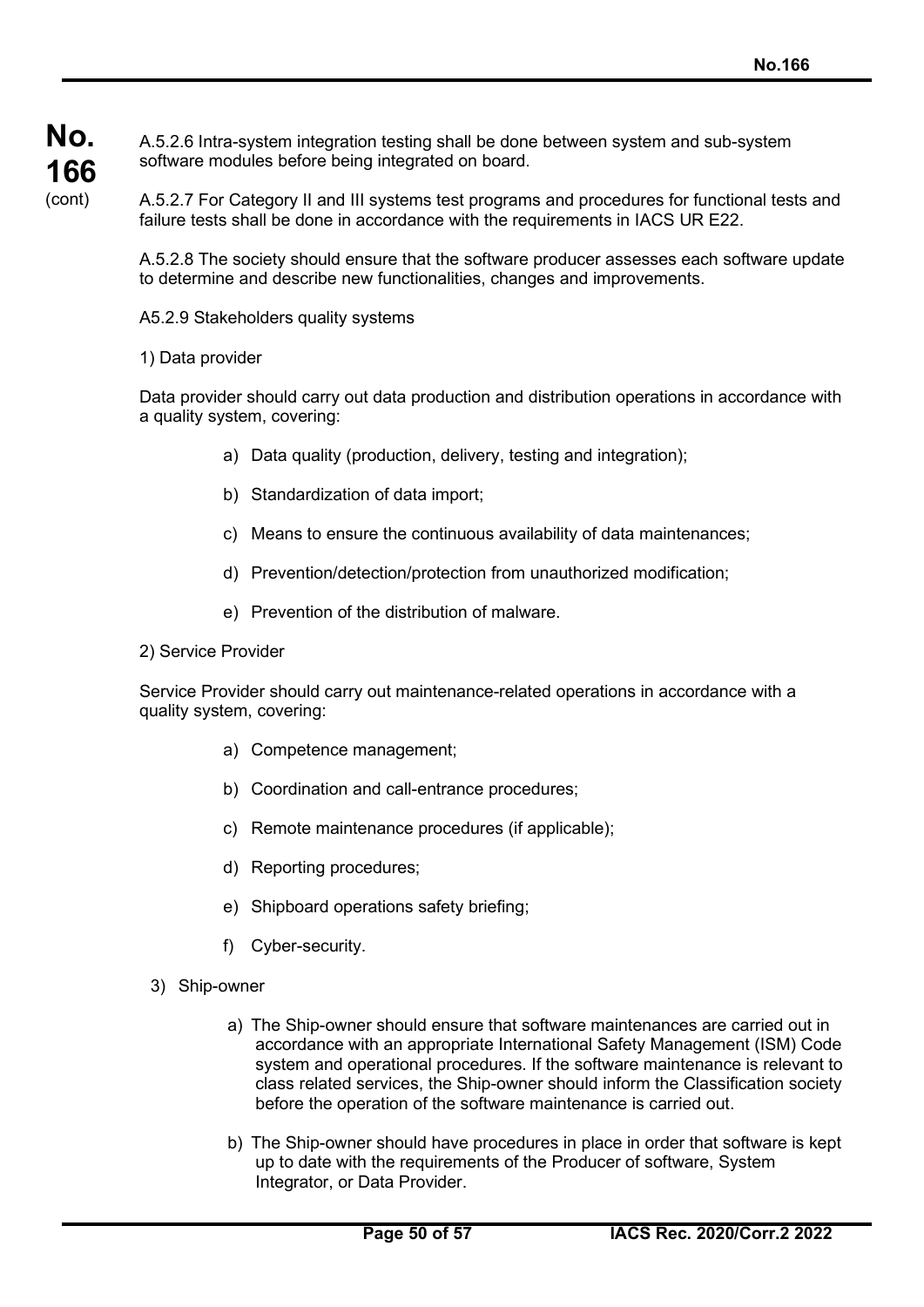A.5.2.6 Intra-system integration testing shall be done between system and sub-system software modules before being integrated on board.

A.5.2.7 For Category II and III systems test programs and procedures for functional tests and failure tests shall be done in accordance with the requirements in IACS UR E22.

A.5.2.8 The society should ensure that the software producer assesses each software update to determine and describe new functionalities, changes and improvements.

A5.2.9 Stakeholders quality systems

1) Data provider

Data provider should carry out data production and distribution operations in accordance with a quality system, covering:

a) Data quality (production, delivery, testing and integration);

b) Standardization of data import;

c) Means to ensure the continuous availability of data maintenances;

d) Prevention/detection/protection from unauthorized modification;

e) Prevention of the distribution of malware.

2) Service Provider

Service Provider should carry out maintenance-related operations in accordance with a quality system, covering:

a) Competence management;

b) Coordination and call-entrance procedures;

c) Remote maintenance procedures (if applicable);

d) Reporting procedures;

e) Shipboard operations safety briefing;

f) Cyber-security.

3) Ship-owner

a) The Ship-owner should ensure that software maintenances are carried out in accordance with an appropriate International Safety Management (ISM) Code system and operational procedures. If the software maintenance is relevant to class related services, the Ship-owner should inform the Classification society before the operation of the software maintenance is carried out.

b) The Ship-owner should have procedures in place in order that software is kept up to date with the requirements of the Producer of software, System Integrator, or Data Provider.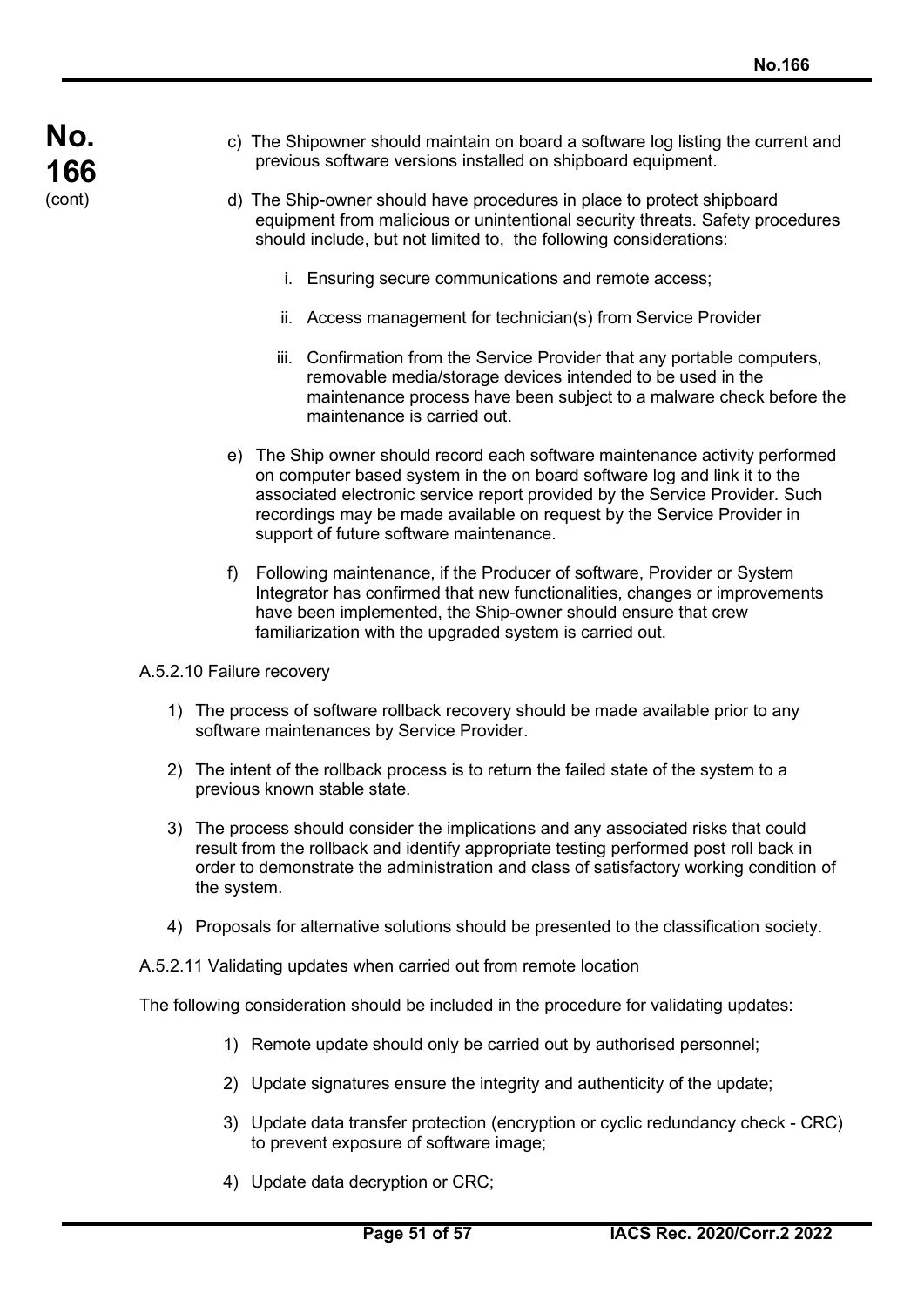c) The Shipowner should maintain on board a software log listing the current and previous software versions installed on shipboard equipment.

d) The Ship-owner should have procedures in place to protect shipboard equipment from malicious or unintentional security threats. Safety procedures should include, but not limited to, the following considerations:

   i. Ensuring secure communications and remote access;

   ii. Access management for technician(s) from Service Provider

   iii. Confirmation from the Service Provider that any portable computers, removable media/storage devices intended to be used in the maintenance process have been subject to a malware check before the maintenance is carried out.

e) The Ship owner should record each software maintenance activity performed on computer based system in the on board software log and link it to the associated electronic service report provided by the Service Provider. Such recordings may be made available on request by the Service Provider in support of future software maintenance.

f) Following maintenance, if the Producer of software, Provider or System Integrator has confirmed that new functionalities, changes or improvements have been implemented, the Ship-owner should ensure that crew familiarization with the upgraded system is carried out.

A.5.2.10 Failure recovery

1) The process of software rollback recovery should be made available prior to any software maintenances by Service Provider.

2) The intent of the rollback process is to return the failed state of the system to a previous known stable state.

3) The process should consider the implications and any associated risks that could result from the rollback and identify appropriate testing performed post roll back in order to demonstrate the administration and class of satisfactory working condition of the system.

4) Proposals for alternative solutions should be presented to the classification society.

A.5.2.11 Validating updates when carried out from remote location

The following consideration should be included in the procedure for validating updates:

1) Remote update should only be carried out by authorised personnel;

2) Update signatures ensure the integrity and authenticity of the update;

3) Update data transfer protection (encryption or cyclic redundancy check - CRC) to prevent exposure of software image;

4) Update data decryption or CRC;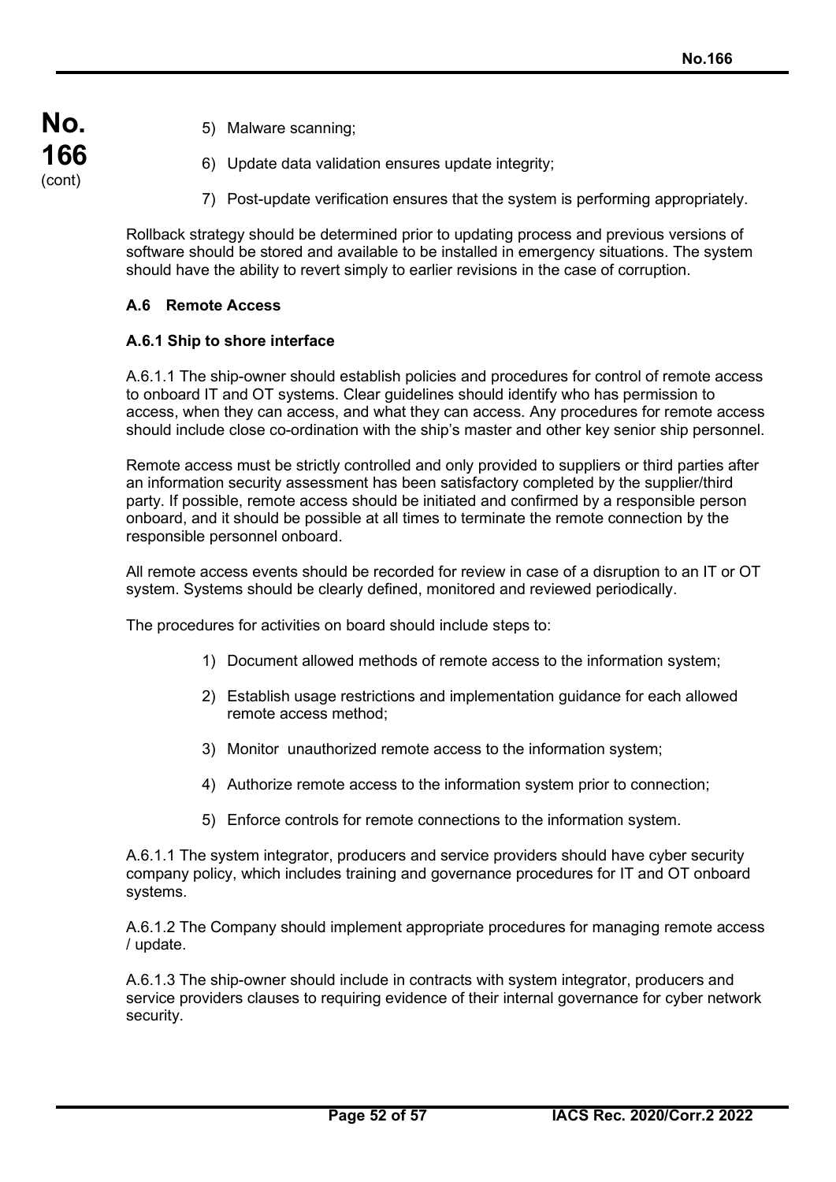5) Malware scanning;

6) Update data validation ensures update integrity;

7) Post-update verification ensures that the system is performing appropriately.

Rollback strategy should be determined prior to updating process and previous versions of software should be stored and available to be installed in emergency situations. The system should have the ability to revert simply to earlier revisions in the case of corruption.

### A.6 Remote Access

#### A.6.1 Ship to shore interface

A.6.1.1 The ship-owner should establish policies and procedures for control of remote access to onboard IT and OT systems. Clear guidelines should identify who has permission to access, when they can access, and what they can access. Any procedures for remote access should include close co-ordination with the ship's master and other key senior ship personnel.

Remote access must be strictly controlled and only provided to suppliers or third parties after an information security assessment has been satisfactory completed by the supplier/third party. If possible, remote access should be initiated and confirmed by a responsible person onboard, and it should be possible at all times to terminate the remote connection by the responsible personnel onboard.

All remote access events should be recorded for review in case of a disruption to an IT or OT system. Systems should be clearly defined, monitored and reviewed periodically.

The procedures for activities on board should include steps to:

1) Document allowed methods of remote access to the information system;

2) Establish usage restrictions and implementation guidance for each allowed remote access method;

3) Monitor unauthorized remote access to the information system;

4) Authorize remote access to the information system prior to connection;

5) Enforce controls for remote connections to the information system.

A.6.1.1 The system integrator, producers and service providers should have cyber security company policy, which includes training and governance procedures for IT and OT onboard systems.

A.6.1.2 The Company should implement appropriate procedures for managing remote access / update.

A.6.1.3 The ship-owner should include in contracts with system integrator, producers and service providers clauses to requiring evidence of their internal governance for cyber network security.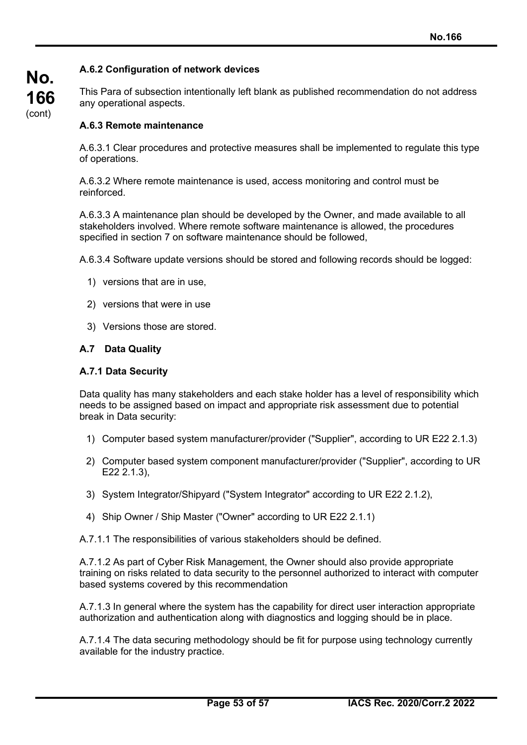**A.6.2 Configuration of network devices**

This Para of subsection intentionally left blank as published recommendation do not address any operational aspects.

**A.6.3 Remote maintenance**

A.6.3.1 Clear procedures and protective measures shall be implemented to regulate this type of operations.

A.6.3.2 Where remote maintenance is used, access monitoring and control must be reinforced.

A.6.3.3 A maintenance plan should be developed by the Owner, and made available to all stakeholders involved. Where remote software maintenance is allowed, the procedures specified in section 7 on software maintenance should be followed,

A.6.3.4 Software update versions should be stored and following records should be logged:

1) versions that are in use,
2) versions that were in use
3) Versions those are stored.

**A.7 Data Quality**

**A.7.1 Data Security**

Data quality has many stakeholders and each stake holder has a level of responsibility which needs to be assigned based on impact and appropriate risk assessment due to potential break in Data security:

1) Computer based system manufacturer/provider ("Supplier", according to UR E22 2.1.3)
2) Computer based system component manufacturer/provider ("Supplier", according to UR E22 2.1.3),
3) System Integrator/Shipyard ("System Integrator" according to UR E22 2.1.2),
4) Ship Owner / Ship Master ("Owner" according to UR E22 2.1.1)

A.7.1.1 The responsibilities of various stakeholders should be defined.

A.7.1.2 As part of Cyber Risk Management, the Owner should also provide appropriate training on risks related to data security to the personnel authorized to interact with computer based systems covered by this recommendation

A.7.1.3 In general where the system has the capability for direct user interaction appropriate authorization and authentication along with diagnostics and logging should be in place.

A.7.1.4 The data securing methodology should be fit for purpose using technology currently available for the industry practice.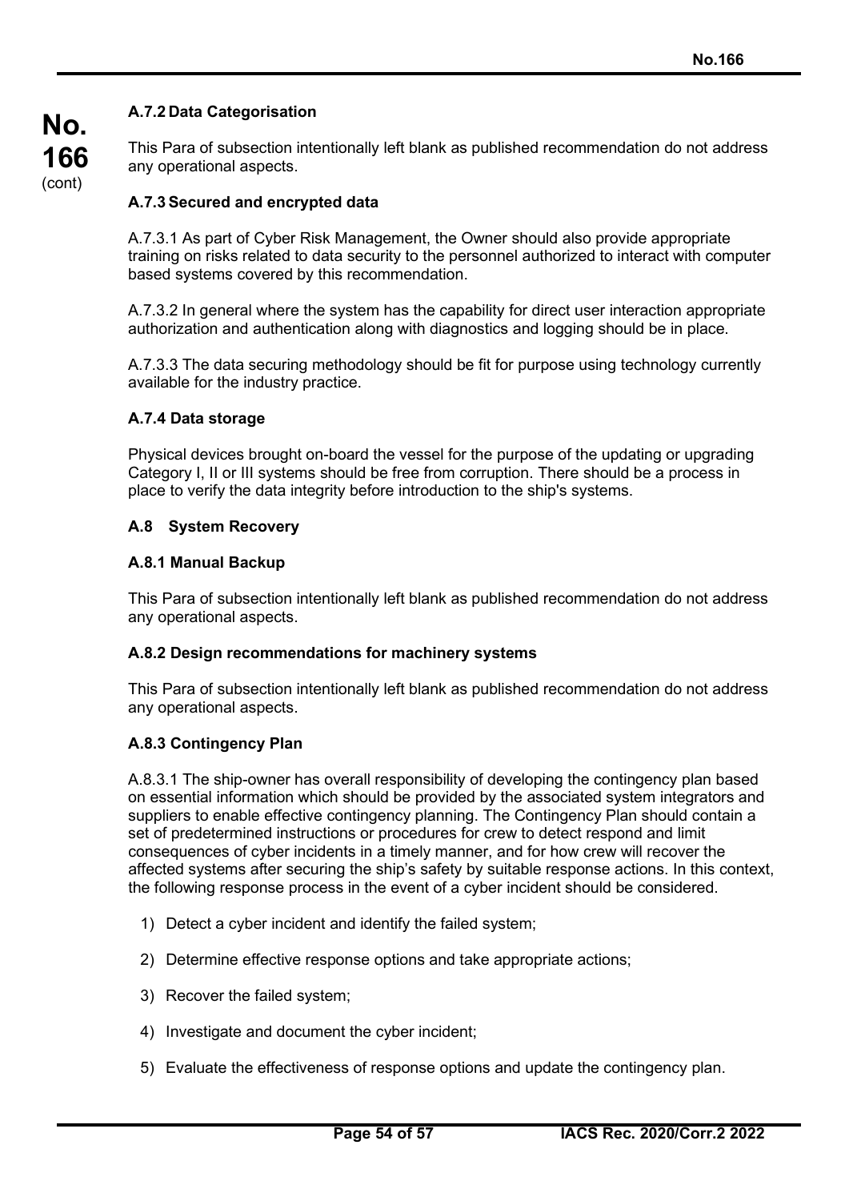#### A.7.2 Data Categorisation

This Para of subsection intentionally left blank as published recommendation do not address any operational aspects.

#### A.7.3 Secured and encrypted data

A.7.3.1 As part of Cyber Risk Management, the Owner should also provide appropriate training on risks related to data security to the personnel authorized to interact with computer based systems covered by this recommendation.

A.7.3.2 In general where the system has the capability for direct user interaction appropriate authorization and authentication along with diagnostics and logging should be in place.

A.7.3.3 The data securing methodology should be fit for purpose using technology currently available for the industry practice.

#### A.7.4 Data storage

Physical devices brought on-board the vessel for the purpose of the updating or upgrading Category I, II or III systems should be free from corruption. There should be a process in place to verify the data integrity before introduction to the ship's systems.

### A.8 System Recovery

#### A.8.1 Manual Backup

This Para of subsection intentionally left blank as published recommendation do not address any operational aspects.

#### A.8.2 Design recommendations for machinery systems

This Para of subsection intentionally left blank as published recommendation do not address any operational aspects.

#### A.8.3 Contingency Plan

A.8.3.1 The ship-owner has overall responsibility of developing the contingency plan based on essential information which should be provided by the associated system integrators and suppliers to enable effective contingency planning. The Contingency Plan should contain a set of predetermined instructions or procedures for crew to detect respond and limit consequences of cyber incidents in a timely manner, and for how crew will recover the affected systems after securing the ship's safety by suitable response actions. In this context, the following response process in the event of a cyber incident should be considered.

1) Detect a cyber incident and identify the failed system;
2) Determine effective response options and take appropriate actions;
3) Recover the failed system;
4) Investigate and document the cyber incident;
5) Evaluate the effectiveness of response options and update the contingency plan.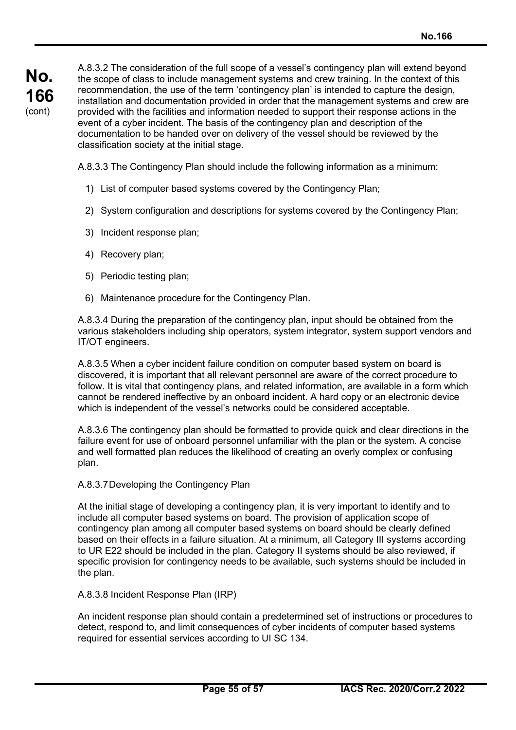A.8.3.2 The consideration of the full scope of a vessel's contingency plan will extend beyond the scope of class to include management systems and crew training. In the context of this recommendation, the use of the term 'contingency plan' is intended to capture the design, installation and documentation provided in order that the management systems and crew are provided with the facilities and information needed to support their response actions in the event of a cyber incident. The basis of the contingency plan and description of the documentation to be handed over on delivery of the vessel should be reviewed by the classification society at the initial stage.

A.8.3.3 The Contingency Plan should include the following information as a minimum:

1) List of computer based systems covered by the Contingency Plan;
2) System configuration and descriptions for systems covered by the Contingency Plan;
3) Incident response plan;
4) Recovery plan;
5) Periodic testing plan;
6) Maintenance procedure for the Contingency Plan.

A.8.3.4 During the preparation of the contingency plan, input should be obtained from the various stakeholders including ship operators, system integrator, system support vendors and IT/OT engineers.

A.8.3.5 When a cyber incident failure condition on computer based system on board is discovered, it is important that all relevant personnel are aware of the correct procedure to follow. It is vital that contingency plans, and related information, are available in a form which cannot be rendered ineffective by an onboard incident. A hard copy or an electronic device which is independent of the vessel's networks could be considered acceptable.

A.8.3.6 The contingency plan should be formatted to provide quick and clear directions in the failure event for use of onboard personnel unfamiliar with the plan or the system. A concise and well formatted plan reduces the likelihood of creating an overly complex or confusing plan.

A.8.3.7 Developing the Contingency Plan

At the initial stage of developing a contingency plan, it is very important to identify and to include all computer based systems on board. The provision of application scope of contingency plan among all computer based systems on board should be clearly defined based on their effects in a failure situation. At a minimum, all Category III systems according to UR E22 should be included in the plan. Category II systems should be also reviewed, if specific provision for contingency needs to be available, such systems should be included in the plan.

A.8.3.8 Incident Response Plan (IRP)

An incident response plan should contain a predetermined set of instructions or procedures to detect, respond to, and limit consequences of cyber incidents of computer based systems required for essential services according to UI SC 134.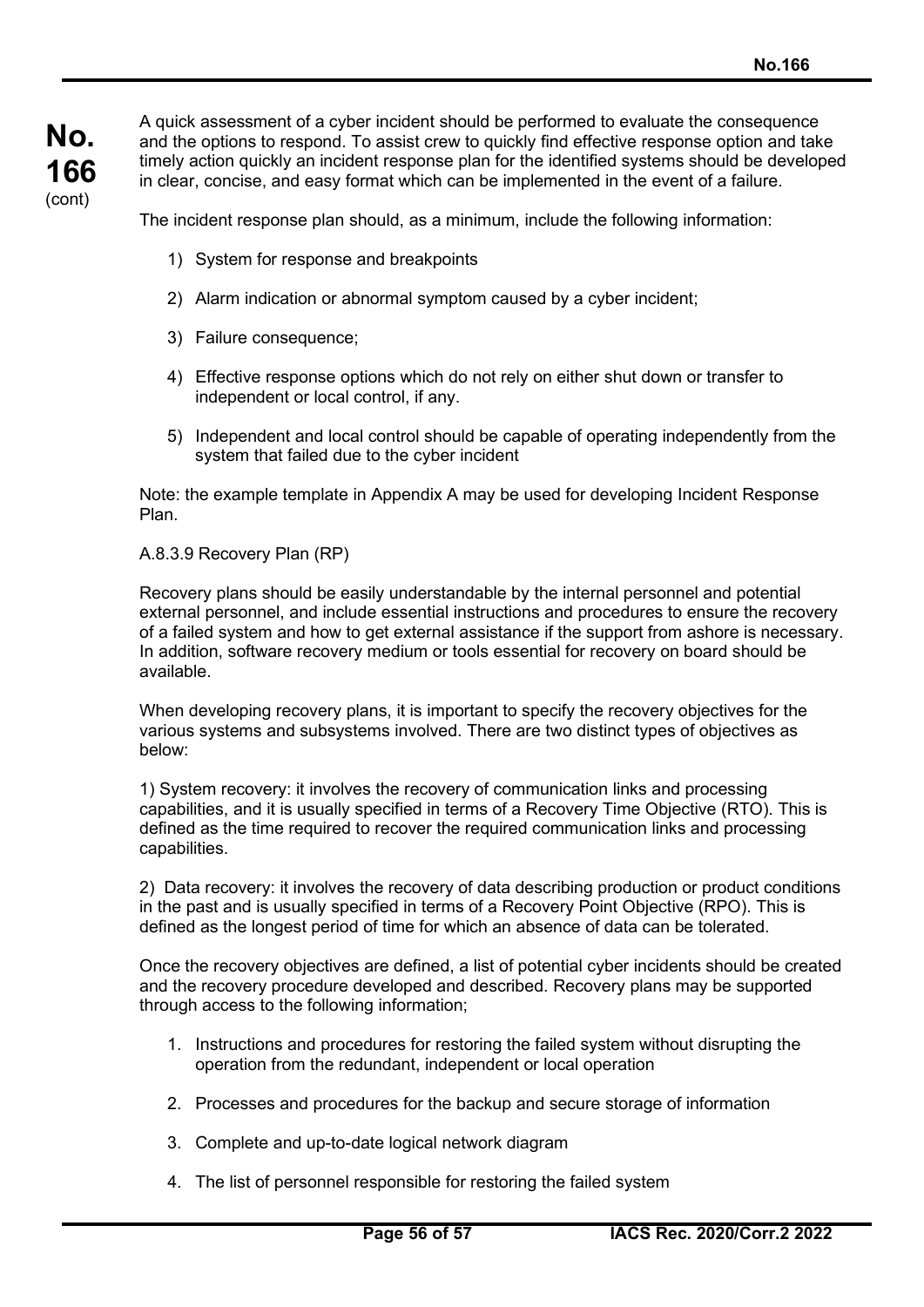A quick assessment of a cyber incident should be performed to evaluate the consequence and the options to respond. To assist crew to quickly find effective response option and take timely action quickly an incident response plan for the identified systems should be developed in clear, concise, and easy format which can be implemented in the event of a failure.

The incident response plan should, as a minimum, include the following information:

1) System for response and breakpoints

2) Alarm indication or abnormal symptom caused by a cyber incident;

3) Failure consequence;

4) Effective response options which do not rely on either shut down or transfer to independent or local control, if any.

5) Independent and local control should be capable of operating independently from the system that failed due to the cyber incident

Note: the example template in Appendix A may be used for developing Incident Response Plan.

A.8.3.9 Recovery Plan (RP)

Recovery plans should be easily understandable by the internal personnel and potential external personnel, and include essential instructions and procedures to ensure the recovery of a failed system and how to get external assistance if the support from ashore is necessary. In addition, software recovery medium or tools essential for recovery on board should be available.

When developing recovery plans, it is important to specify the recovery objectives for the various systems and subsystems involved. There are two distinct types of objectives as below:

1) System recovery: it involves the recovery of communication links and processing capabilities, and it is usually specified in terms of a Recovery Time Objective (RTO). This is defined as the time required to recover the required communication links and processing capabilities.

2) Data recovery: it involves the recovery of data describing production or product conditions in the past and is usually specified in terms of a Recovery Point Objective (RPO). This is defined as the longest period of time for which an absence of data can be tolerated.

Once the recovery objectives are defined, a list of potential cyber incidents should be created and the recovery procedure developed and described. Recovery plans may be supported through access to the following information;

1. Instructions and procedures for restoring the failed system without disrupting the operation from the redundant, independent or local operation

2. Processes and procedures for the backup and secure storage of information

3. Complete and up-to-date logical network diagram

4. The list of personnel responsible for restoring the failed system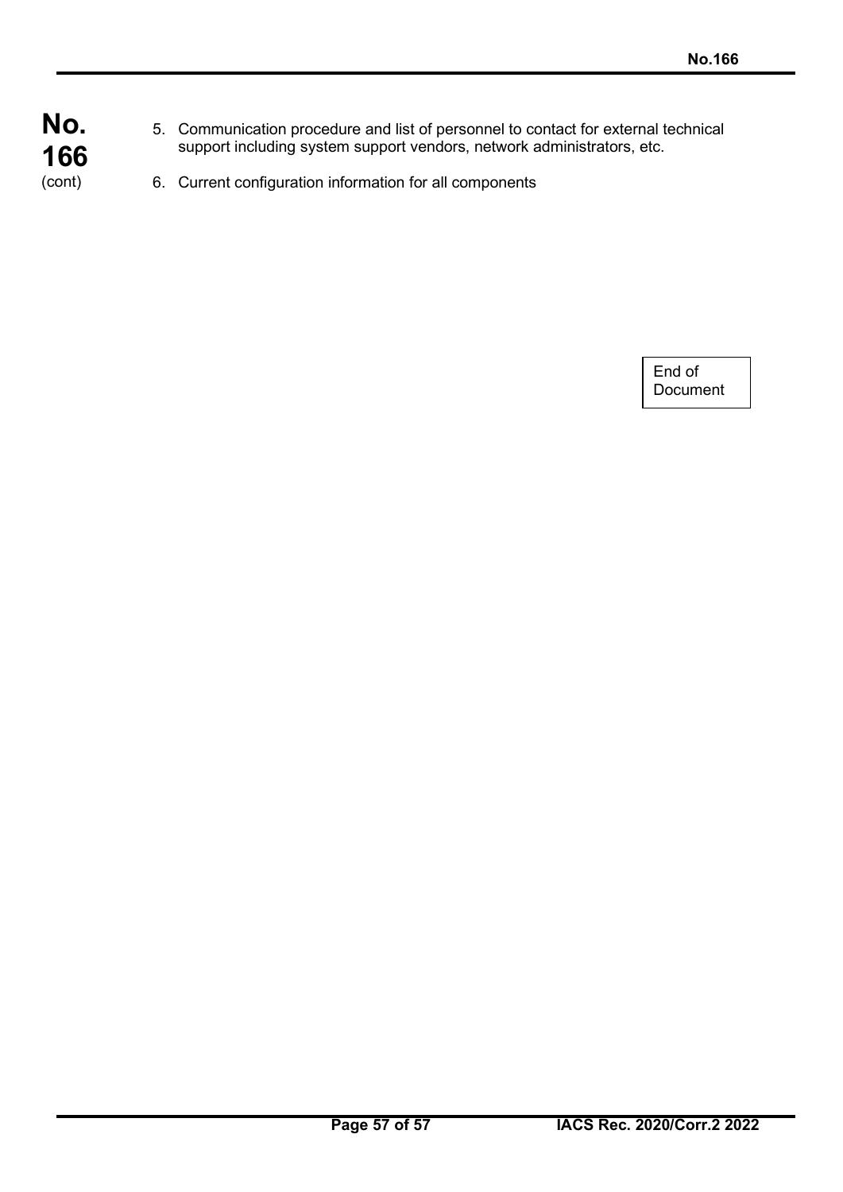5. Communication procedure and list of personnel to contact for external technical support including system support vendors, network administrators, etc.

6. Current configuration information for all components

End of Document